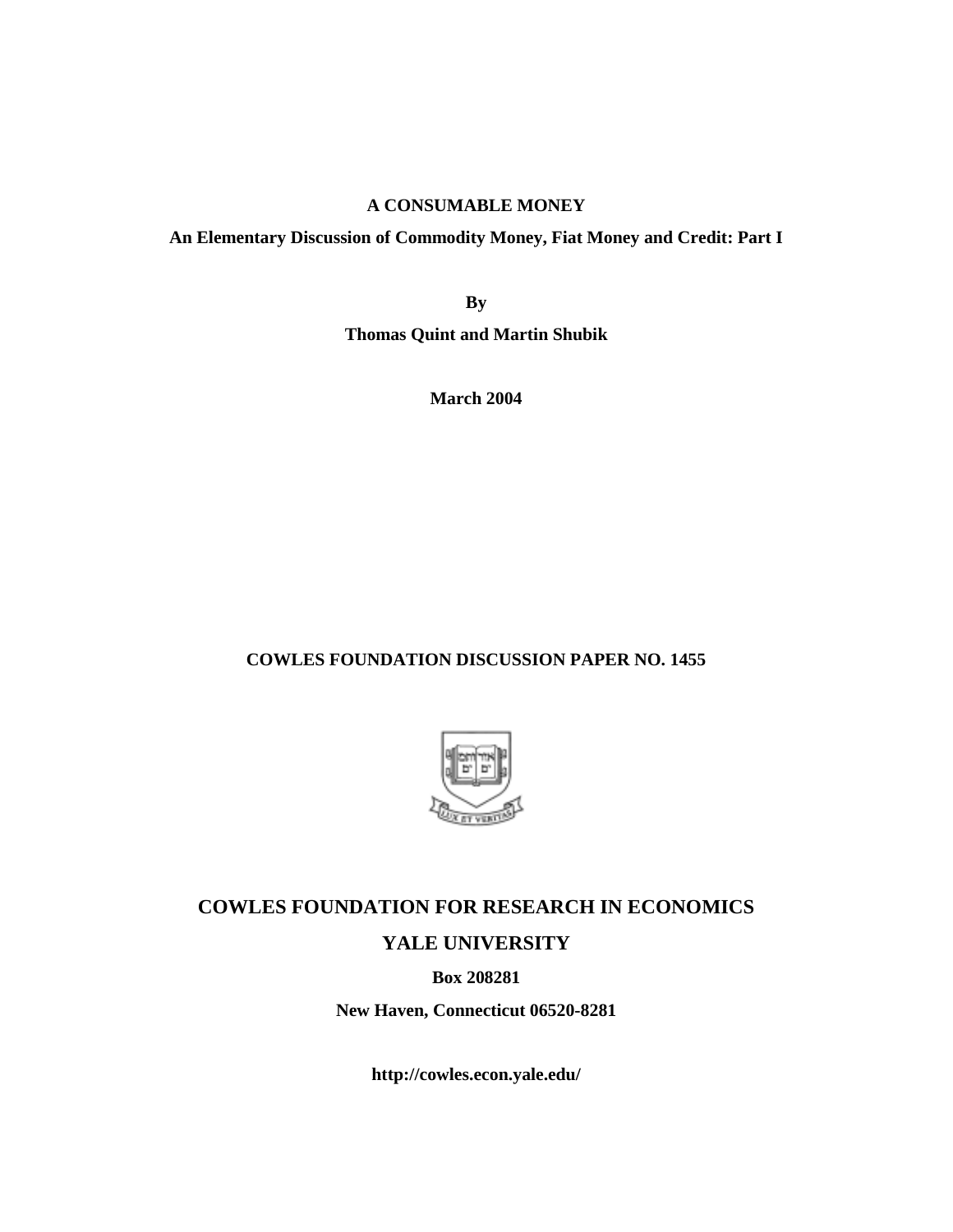**A CONSUMABLE MONEY**

**An Elementary Discussion of Commodity Money, Fiat Money and Credit: Part I**

**By**

**Thomas Quint and Martin Shubik**

**March 2004**

**COWLES FOUNDATION DISCUSSION PAPER NO. 1455**

**COWLES FOUNDATION FOR RESEARCH IN ECONOMICS**

**YALE UNIVERSITY**

**Box 208281**

**New Haven, Connecticut 06520-8281**

**http://cowles.econ.yale.edu/**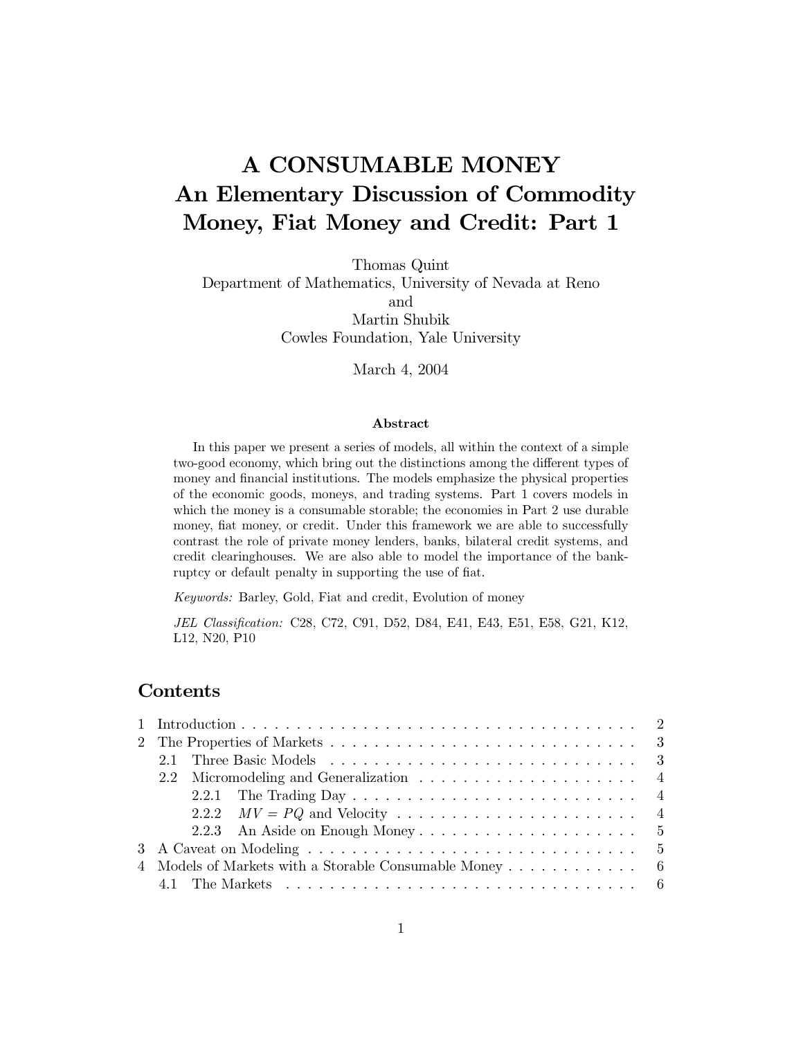# A CONSUMABLE MONEY
## An Elementary Discussion of Commodity Money, Fiat Money and Credit: Part 1

Thomas Quint
Department of Mathematics, University of Nevada at Reno
and
Martin Shubik
Cowles Foundation, Yale University

March 4, 2004

### Abstract

In this paper we present a series of models, all within the context of a simple two-good economy, which bring out the distinctions among the different types of money and financial institutions. The models emphasize the physical properties of the economic goods, moneys, and trading systems. Part 1 covers models in which the money is a consumable storable; the economies in Part 2 use durable money, fiat money, or credit. Under this framework we are able to successfully contrast the role of private money lenders, banks, bilateral credit systems, and credit clearinghouses. We are also able to model the importance of the bankruptcy or default penalty in supporting the use of fiat.

*Keywords:* Barley, Gold, Fiat and credit, Evolution of money

*JEL Classification:* C28, C72, C91, D52, D84, E41, E43, E51, E58, G21, K12, L12, N20, P10

## Contents

1 Introduction . . . . . . . . . . . . . . . . . . . . . . . . . . . . . . . . . . . 2
2 The Properties of Markets . . . . . . . . . . . . . . . . . . . . . . . . . . . 3
  2.1 Three Basic Models . . . . . . . . . . . . . . . . . . . . . . . . . . . 3
  2.2 Micromodeling and Generalization . . . . . . . . . . . . . . . . . . 4
    2.2.1 The Trading Day . . . . . . . . . . . . . . . . . . . . . . . . 4
    2.2.2 $MV = PQ$ and Velocity . . . . . . . . . . . . . . . . . . . . 4
    2.2.3 An Aside on Enough Money . . . . . . . . . . . . . . . . . . . 5
3 A Caveat on Modeling . . . . . . . . . . . . . . . . . . . . . . . . . . . . . 5
4 Models of Markets with a Storable Consumable Money . . . . . . . . . . . . 6
  4.1 The Markets . . . . . . . . . . . . . . . . . . . . . . . . . . . . . . 6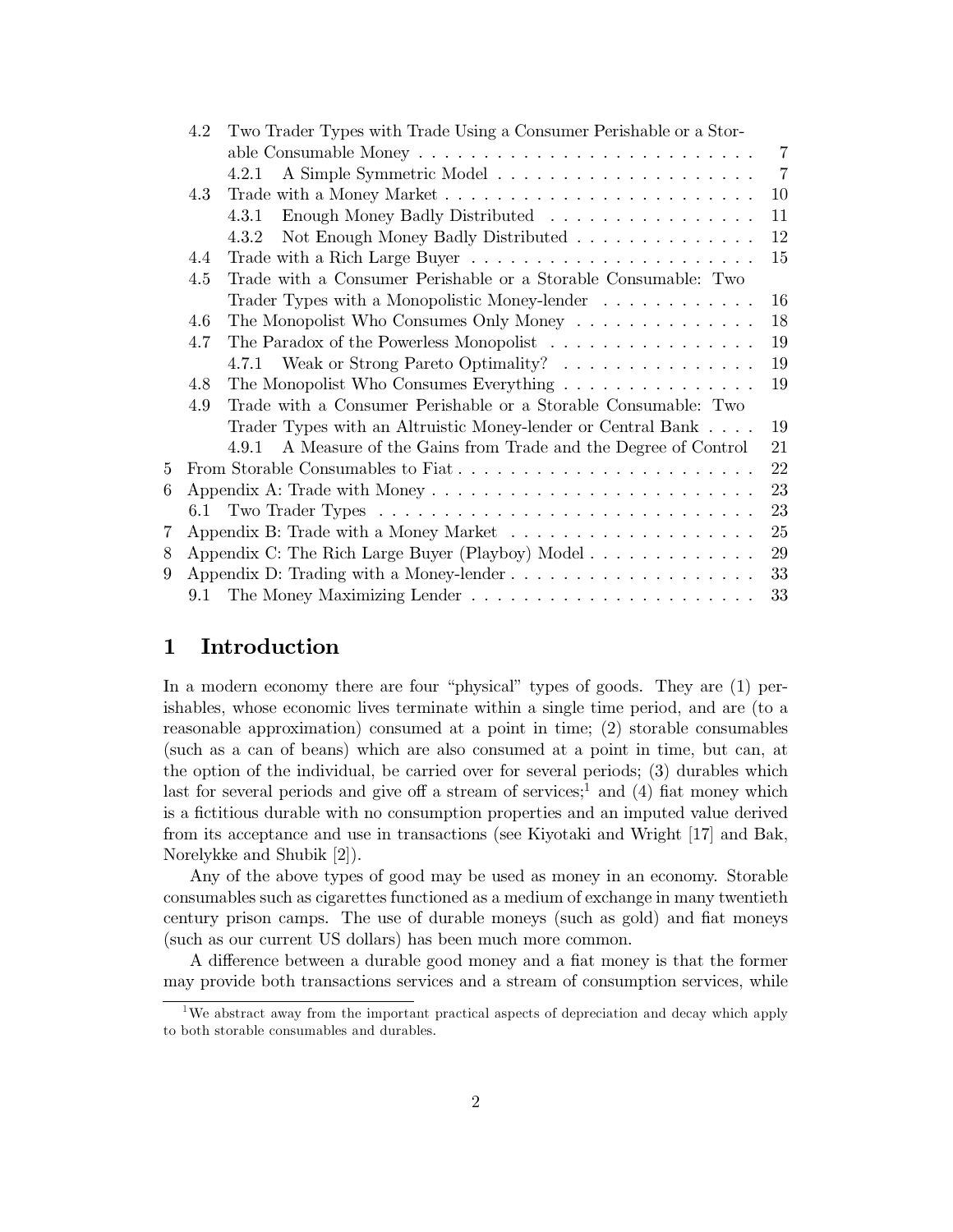4.2 Two Trader Types with Trade Using a Consumer Perishable or a Storable Consumable Money . . . . . . . . . . . . . . . . . . . . . . . . . 7
  4.2.1 A Simple Symmetric Model . . . . . . . . . . . . . . . . . . . 7
4.3 Trade with a Money Market . . . . . . . . . . . . . . . . . . . . . . . . 10
  4.3.1 Enough Money Badly Distributed . . . . . . . . . . . . . . . . 11
  4.3.2 Not Enough Money Badly Distributed . . . . . . . . . . . . . . 12
4.4 Trade with a Rich Large Buyer . . . . . . . . . . . . . . . . . . . . . . 15
4.5 Trade with a Consumer Perishable or a Storable Consumable: Two Trader Types with a Monopolistic Money-lender . . . . . . . . . . . . 16
4.6 The Monopolist Who Consumes Only Money . . . . . . . . . . . . . . 18
4.7 The Paradox of the Powerless Monopolist . . . . . . . . . . . . . . . . 19
  4.7.1 Weak or Strong Pareto Optimality? . . . . . . . . . . . . . . . 19
4.8 The Monopolist Who Consumes Everything . . . . . . . . . . . . . . . 19
4.9 Trade with a Consumer Perishable or a Storable Consumable: Two Trader Types with an Altruistic Money-lender or Central Bank . . . . 19
  4.9.1 A Measure of the Gains from Trade and the Degree of Control 21

5 From Storable Consumables to Fiat . . . . . . . . . . . . . . . . . . . . . . 22
6 Appendix A: Trade with Money . . . . . . . . . . . . . . . . . . . . . . . . 23
  6.1 Two Trader Types . . . . . . . . . . . . . . . . . . . . . . . . . . . . . 23
7 Appendix B: Trade with a Money Market . . . . . . . . . . . . . . . . . . 25
8 Appendix C: The Rich Large Buyer (Playboy) Model . . . . . . . . . . . . 29
9 Appendix D: Trading with a Money-lender . . . . . . . . . . . . . . . . . . 33
  9.1 The Money Maximizing Lender . . . . . . . . . . . . . . . . . . . . . . 33

# 1 Introduction

In a modern economy there are four "physical" types of goods. They are (1) perishables, whose economic lives terminate within a single time period, and are (to a reasonable approximation) consumed at a point in time; (2) storable consumables (such as a can of beans) which are also consumed at a point in time, but can, at the option of the individual, be carried over for several periods; (3) durables which last for several periods and give off a stream of services;[1] and (4) fiat money which is a fictitious durable with no consumption properties and an imputed value derived from its acceptance and use in transactions (see Kiyotaki and Wright [17] and Bak, Norelykke and Shubik [2]).

Any of the above types of good may be used as money in an economy. Storable consumables such as cigarettes functioned as a medium of exchange in many twentieth century prison camps. The use of durable moneys (such as gold) and fiat moneys (such as our current US dollars) has been much more common.

A difference between a durable good money and a fiat money is that the former may provide both transactions services and a stream of consumption services, while

[1] We abstract away from the important practical aspects of depreciation and decay which apply to both storable consumables and durables.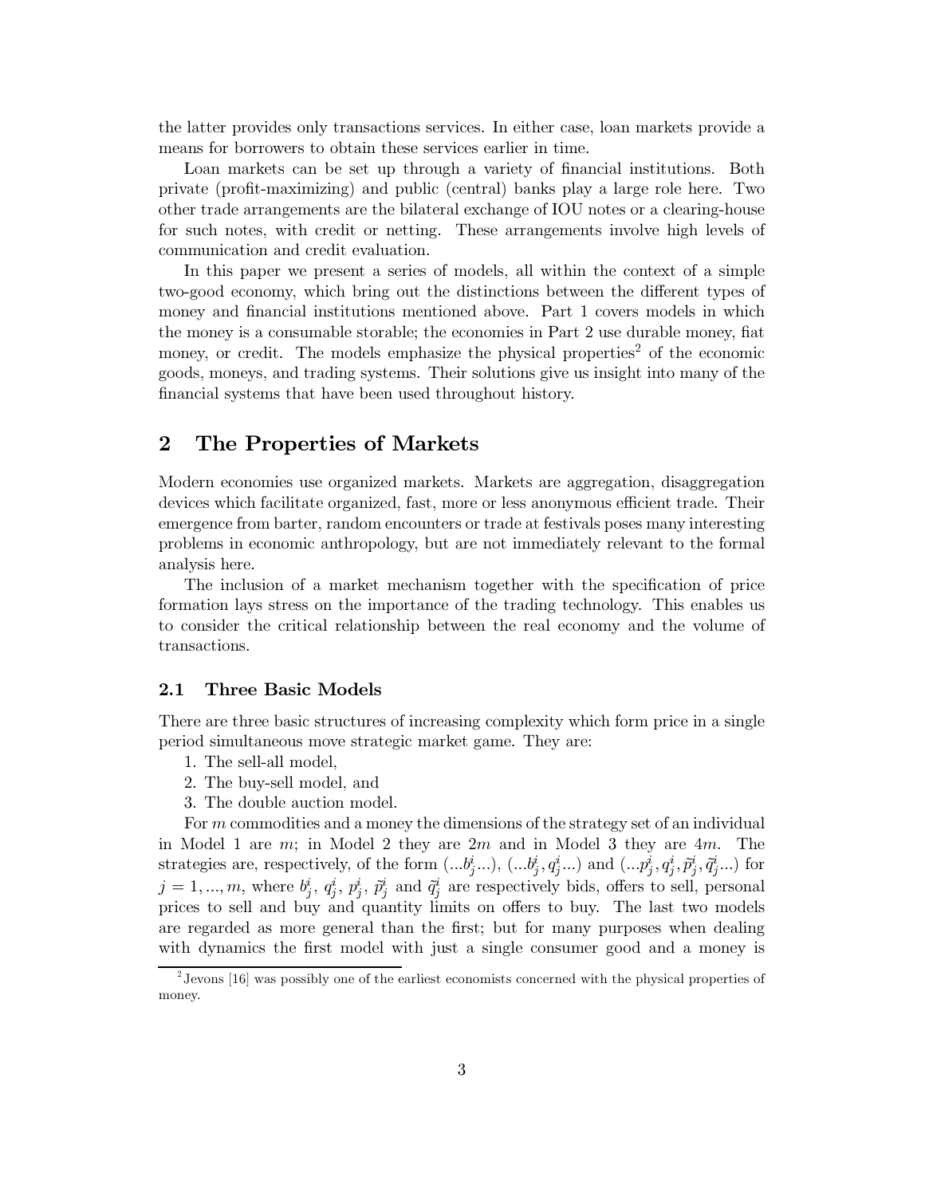the latter provides only transactions services. In either case, loan markets provide a means for borrowers to obtain these services earlier in time.

Loan markets can be set up through a variety of financial institutions. Both private (profit-maximizing) and public (central) banks play a large role here. Two other trade arrangements are the bilateral exchange of IOU notes or a clearing-house for such notes, with credit or netting. These arrangements involve high levels of communication and credit evaluation.

In this paper we present a series of models, all within the context of a simple two-good economy, which bring out the distinctions between the different types of money and financial institutions mentioned above. Part 1 covers models in which the money is a consumable storable; the economies in Part 2 use durable money, fiat money, or credit. The models emphasize the physical properties[2] of the economic goods, moneys, and trading systems. Their solutions give us insight into many of the financial systems that have been used throughout history.

## 2 The Properties of Markets

Modern economies use organized markets. Markets are aggregation, disaggregation devices which facilitate organized, fast, more or less anonymous efficient trade. Their emergence from barter, random encounters or trade at festivals poses many interesting problems in economic anthropology, but are not immediately relevant to the formal analysis here.

The inclusion of a market mechanism together with the specification of price formation lays stress on the importance of the trading technology. This enables us to consider the critical relationship between the real economy and the volume of transactions.

### 2.1 Three Basic Models

There are three basic structures of increasing complexity which form price in a single period simultaneous move strategic market game. They are:

1. The sell-all model,
2. The buy-sell model, and
3. The double auction model.

For $m$ commodities and a money the dimensions of the strategy set of an individual in Model 1 are $m$; in Model 2 they are $2m$ and in Model 3 they are $4m$. The strategies are, respectively, of the form $(...b^i_j...)$, $(...b^i_j, q^i_j...)$ and $(...p^i_j, q^i_j, \tilde{p}^i_j, \tilde{q}^i_j...)$ for $j = 1, ..., m$, where $b^i_j$, $q^i_j$, $p^i_j$, $\tilde{p}^i_j$ and $\tilde{q}^i_j$ are respectively bids, offers to sell, personal prices to sell and buy and quantity limits on offers to buy. The last two models are regarded as more general than the first; but for many purposes when dealing with dynamics the first model with just a single consumer good and a money is

[2] Jevons [16] was possibly one of the earliest economists concerned with the physical properties of money.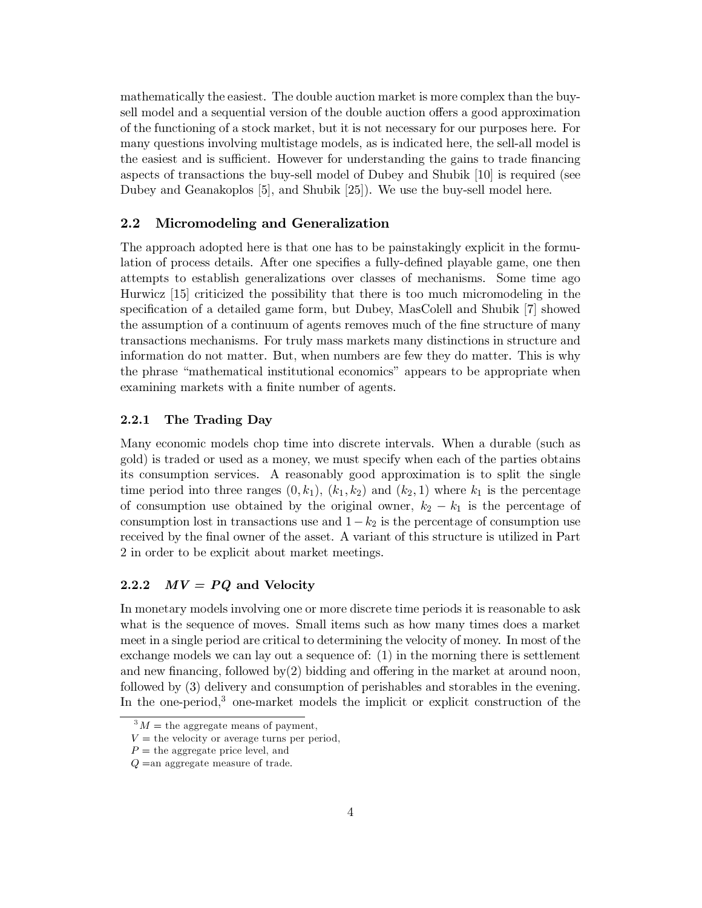mathematically the easiest. The double auction market is more complex than the buy-sell model and a sequential version of the double auction offers a good approximation of the functioning of a stock market, but it is not necessary for our purposes here. For many questions involving multistage models, as is indicated here, the sell-all model is the easiest and is sufficient. However for understanding the gains to trade financing aspects of transactions the buy-sell model of Dubey and Shubik [10] is required (see Dubey and Geanakoplos [5], and Shubik [25]). We use the buy-sell model here.

## 2.2 Micromodeling and Generalization

The approach adopted here is that one has to be painstakingly explicit in the formulation of process details. After one specifies a fully-defined playable game, one then attempts to establish generalizations over classes of mechanisms. Some time ago Hurwicz [15] criticized the possibility that there is too much micromodeling in the specification of a detailed game form, but Dubey, MasColell and Shubik [7] showed the assumption of a continuum of agents removes much of the fine structure of many transactions mechanisms. For truly mass markets many distinctions in structure and information do not matter. But, when numbers are few they do matter. This is why the phrase "mathematical institutional economics" appears to be appropriate when examining markets with a finite number of agents.

### 2.2.1 The Trading Day

Many economic models chop time into discrete intervals. When a durable (such as gold) is traded or used as a money, we must specify when each of the parties obtains its consumption services. A reasonably good approximation is to split the single time period into three ranges $(0, k_1)$, $(k_1, k_2)$ and $(k_2, 1)$ where $k_1$ is the percentage of consumption use obtained by the original owner, $k_2 - k_1$ is the percentage of consumption lost in transactions use and $1 - k_2$ is the percentage of consumption use received by the final owner of the asset. A variant of this structure is utilized in Part 2 in order to be explicit about market meetings.

### 2.2.2 $MV = PQ$ and Velocity

In monetary models involving one or more discrete time periods it is reasonable to ask what is the sequence of moves. Small items such as how many times does a market meet in a single period are critical to determining the velocity of money. In most of the exchange models we can lay out a sequence of: (1) in the morning there is settlement and new financing, followed by(2) bidding and offering in the market at around noon, followed by (3) delivery and consumption of perishables and storables in the evening. In the one-period,[3] one-market models the implicit or explicit construction of the

[3] $M$ = the aggregate means of payment,
$V$ = the velocity or average turns per period,
$P$ = the aggregate price level, and
$Q$ =an aggregate measure of trade.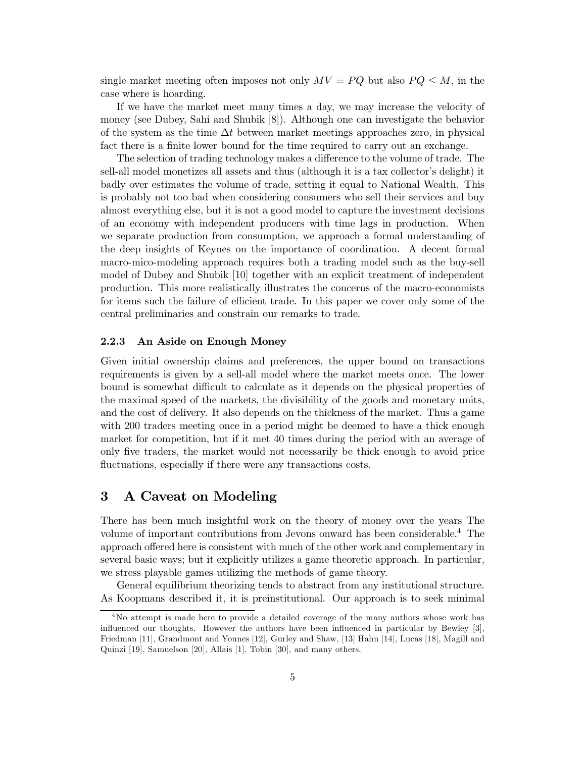single market meeting often imposes not only $MV = PQ$ but also $PQ \leq M$, in the case where is hoarding.

If we have the market meet many times a day, we may increase the velocity of money (see Dubey, Sahi and Shubik [8]). Although one can investigate the behavior of the system as the time $\Delta t$ between market meetings approaches zero, in physical fact there is a finite lower bound for the time required to carry out an exchange.

The selection of trading technology makes a difference to the volume of trade. The sell-all model monetizes all assets and thus (although it is a tax collector's delight) it badly over estimates the volume of trade, setting it equal to National Wealth. This is probably not too bad when considering consumers who sell their services and buy almost everything else, but it is not a good model to capture the investment decisions of an economy with independent producers with time lags in production. When we separate production from consumption, we approach a formal understanding of the deep insights of Keynes on the importance of coordination. A decent formal macro-mico-modeling approach requires both a trading model such as the buy-sell model of Dubey and Shubik [10] together with an explicit treatment of independent production. This more realistically illustrates the concerns of the macro-economists for items such the failure of efficient trade. In this paper we cover only some of the central preliminaries and constrain our remarks to trade.

### 2.2.3 An Aside on Enough Money

Given initial ownership claims and preferences, the upper bound on transactions requirements is given by a sell-all model where the market meets once. The lower bound is somewhat difficult to calculate as it depends on the physical properties of the maximal speed of the markets, the divisibility of the goods and monetary units, and the cost of delivery. It also depends on the thickness of the market. Thus a game with 200 traders meeting once in a period might be deemed to have a thick enough market for competition, but if it met 40 times during the period with an average of only five traders, the market would not necessarily be thick enough to avoid price fluctuations, especially if there were any transactions costs.

## 3 A Caveat on Modeling

There has been much insightful work on the theory of money over the years The volume of important contributions from Jevons onward has been considerable.[4] The approach offered here is consistent with much of the other work and complementary in several basic ways; but it explicitly utilizes a game theoretic approach. In particular, we stress playable games utilizing the methods of game theory.

General equilibrium theorizing tends to abstract from any institutional structure. As Koopmans described it, it is preinstitutional. Our approach is to seek minimal

[4] No attempt is made here to provide a detailed coverage of the many authors whose work has influenced our thoughts. However the authors have been influenced in particular by Bewley [3], Friedman [11], Grandmont and Younes [12], Gurley and Shaw, [13] Hahn [14], Lucas [18], Magill and Quinzi [19], Samuelson [20], Allais [1], Tobin [30], and many others.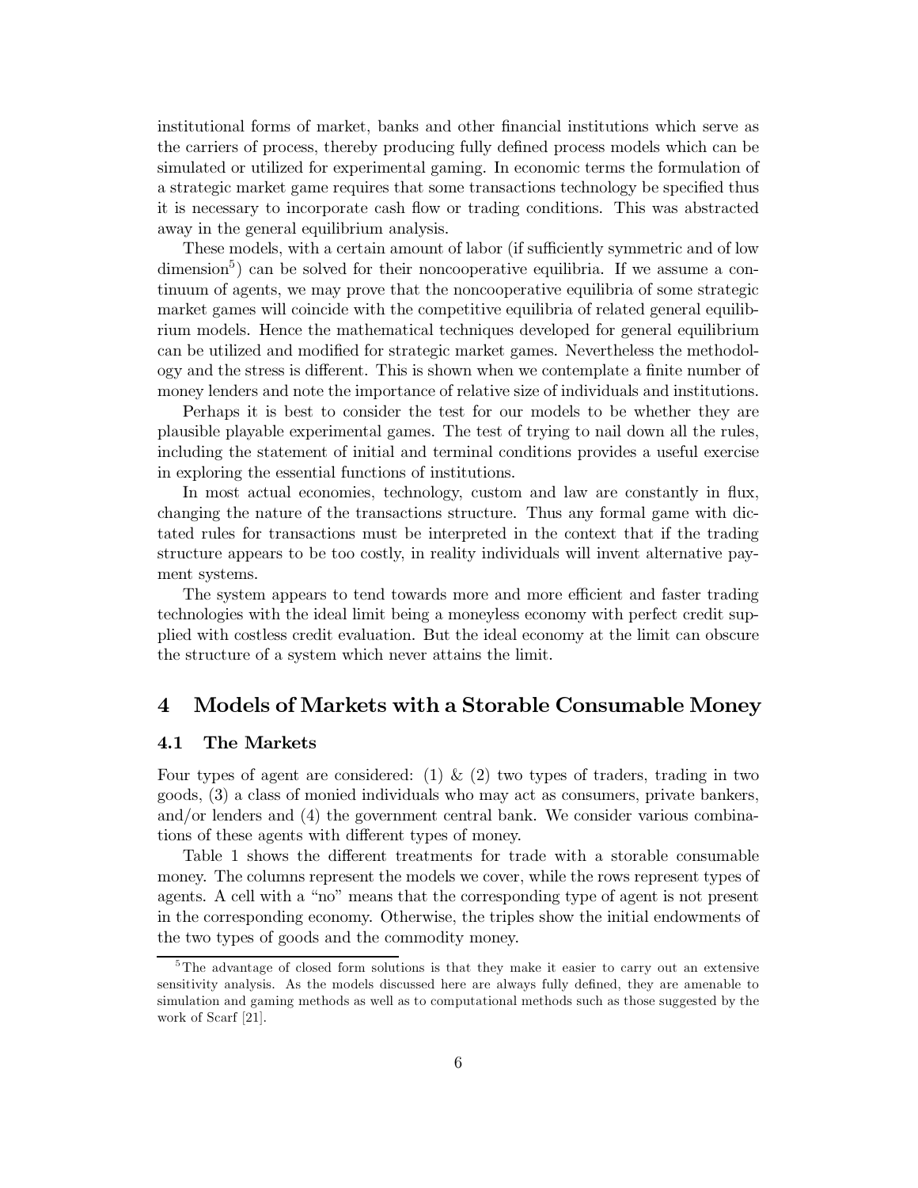institutional forms of market, banks and other financial institutions which serve as the carriers of process, thereby producing fully defined process models which can be simulated or utilized for experimental gaming. In economic terms the formulation of a strategic market game requires that some transactions technology be specified thus it is necessary to incorporate cash flow or trading conditions. This was abstracted away in the general equilibrium analysis.

These models, with a certain amount of labor (if sufficiently symmetric and of low dimension[5]) can be solved for their noncooperative equilibria. If we assume a continuum of agents, we may prove that the noncooperative equilibria of some strategic market games will coincide with the competitive equilibria of related general equilibrium models. Hence the mathematical techniques developed for general equilibrium can be utilized and modified for strategic market games. Nevertheless the methodology and the stress is different. This is shown when we contemplate a finite number of money lenders and note the importance of relative size of individuals and institutions.

Perhaps it is best to consider the test for our models to be whether they are plausible playable experimental games. The test of trying to nail down all the rules, including the statement of initial and terminal conditions provides a useful exercise in exploring the essential functions of institutions.

In most actual economies, technology, custom and law are constantly in flux, changing the nature of the transactions structure. Thus any formal game with dictated rules for transactions must be interpreted in the context that if the trading structure appears to be too costly, in reality individuals will invent alternative payment systems.

The system appears to tend towards more and more efficient and faster trading technologies with the ideal limit being a moneyless economy with perfect credit supplied with costless credit evaluation. But the ideal economy at the limit can obscure the structure of a system which never attains the limit.

## 4 Models of Markets with a Storable Consumable Money

### 4.1 The Markets

Four types of agent are considered: (1) & (2) two types of traders, trading in two goods, (3) a class of monied individuals who may act as consumers, private bankers, and/or lenders and (4) the government central bank. We consider various combinations of these agents with different types of money.

Table 1 shows the different treatments for trade with a storable consumable money. The columns represent the models we cover, while the rows represent types of agents. A cell with a "no" means that the corresponding type of agent is not present in the corresponding economy. Otherwise, the triples show the initial endowments of the two types of goods and the commodity money.

[5] The advantage of closed form solutions is that they make it easier to carry out an extensive sensitivity analysis. As the models discussed here are always fully defined, they are amenable to simulation and gaming methods as well as to computational methods such as those suggested by the work of Scarf [21].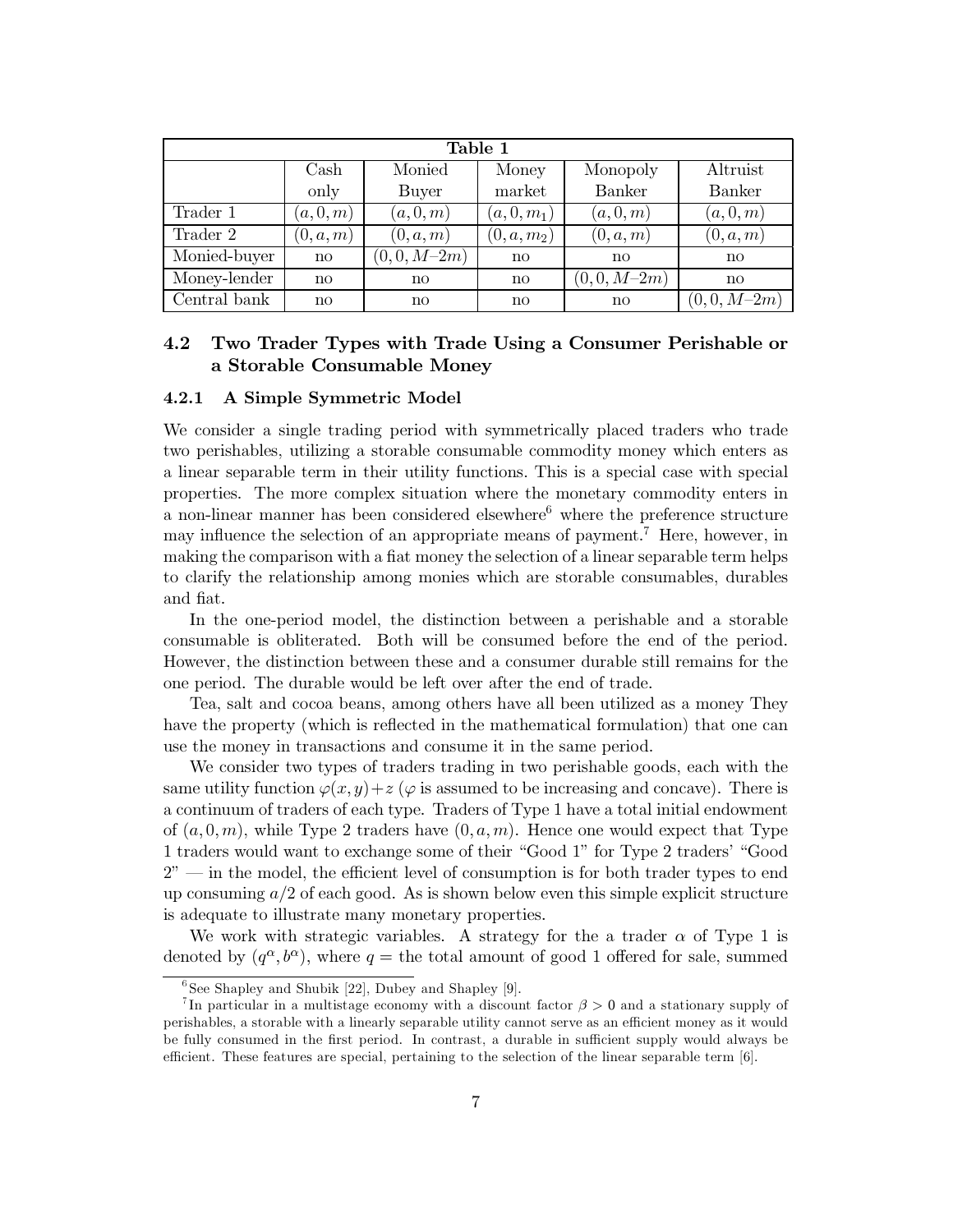| **Table 1** | | | | | |
|---|---|---|---|---|---|
| | Cash only | Monied Buyer | Money market | Monopoly Banker | Altruist Banker |
| Trader 1 | $(a,0,m)$ | $(a,0,m)$ | $(a,0,m_1)$ | $(a,0,m)$ | $(a,0,m)$ |
| Trader 2 | $(0,a,m)$ | $(0,a,m)$ | $(0,a,m_2)$ | $(0,a,m)$ | $(0,a,m)$ |
| Monied-buyer | no | $(0,0,M–2m)$ | no | no | no |
| Money-lender | no | no | no | $(0,0,M–2m)$ | no |
| Central bank | no | no | no | no | $(0,0,M–2m)$ |

### 4.2 Two Trader Types with Trade Using a Consumer Perishable or a Storable Consumable Money

#### 4.2.1 A Simple Symmetric Model

We consider a single trading period with symmetrically placed traders who trade two perishables, utilizing a storable consumable commodity money which enters as a linear separable term in their utility functions. This is a special case with special properties. The more complex situation where the monetary commodity enters in a non-linear manner has been considered elsewhere[6] where the preference structure may influence the selection of an appropriate means of payment.[7] Here, however, in making the comparison with a fiat money the selection of a linear separable term helps to clarify the relationship among monies which are storable consumables, durables and fiat.

In the one-period model, the distinction between a perishable and a storable consumable is obliterated. Both will be consumed before the end of the period. However, the distinction between these and a consumer durable still remains for the one period. The durable would be left over after the end of trade.

Tea, salt and cocoa beans, among others have all been utilized as a money They have the property (which is reflected in the mathematical formulation) that one can use the money in transactions and consume it in the same period.

We consider two types of traders trading in two perishable goods, each with the same utility function $\varphi(x,y)+z$ ($\varphi$ is assumed to be increasing and concave). There is a continuum of traders of each type. Traders of Type 1 have a total initial endowment of $(a,0,m)$, while Type 2 traders have $(0,a,m)$. Hence one would expect that Type 1 traders would want to exchange some of their "Good 1" for Type 2 traders' "Good 2" — in the model, the efficient level of consumption is for both trader types to end up consuming $a/2$ of each good. As is shown below even this simple explicit structure is adequate to illustrate many monetary properties.

We work with strategic variables. A strategy for the a trader $\alpha$ of Type 1 is denoted by $(q^\alpha, b^\alpha)$, where $q =$ the total amount of good 1 offered for sale, summed

---

[6] See Shapley and Shubik [22], Dubey and Shapley [9].

[7] In particular in a multistage economy with a discount factor $\beta > 0$ and a stationary supply of perishables, a storable with a linearly separable utility cannot serve as an efficient money as it would be fully consumed in the first period. In contrast, a durable in sufficient supply would always be efficient. These features are special, pertaining to the selection of the linear separable term [6].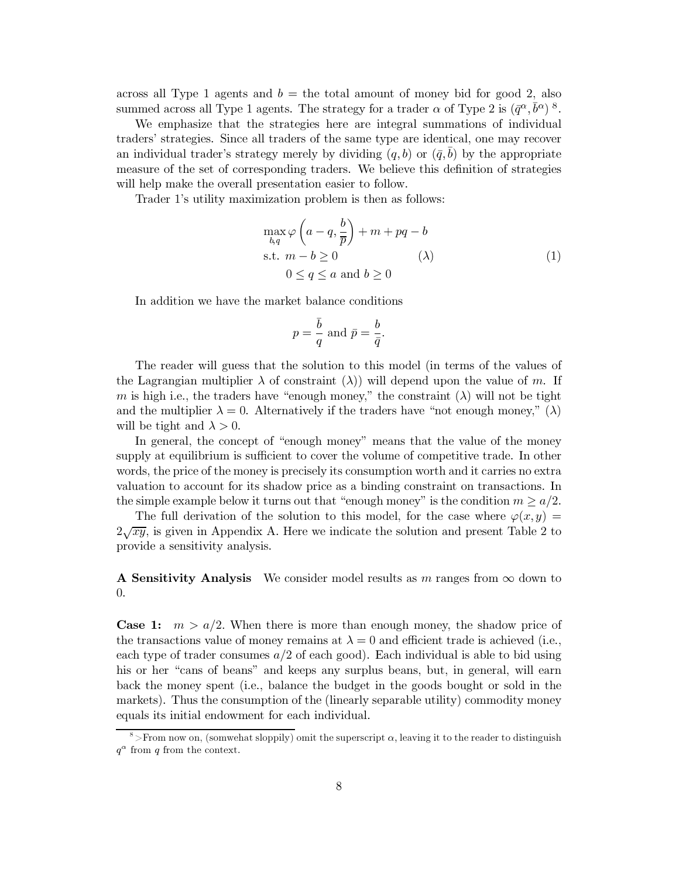across all Type 1 agents and $b$ = the total amount of money bid for good 2, also summed across all Type 1 agents. The strategy for a trader $\alpha$ of Type 2 is $(\bar{q}^{\alpha}, \bar{b}^{\alpha})$ [8].

We emphasize that the strategies here are integral summations of individual traders' strategies. Since all traders of the same type are identical, one may recover an individual trader's strategy merely by dividing $(q, b)$ or $(\bar{q}, \bar{b})$ by the appropriate measure of the set of corresponding traders. We believe this definition of strategies will help make the overall presentation easier to follow.

Trader 1's utility maximization problem is then as follows:

$$\begin{aligned} &\max_{b,q} \varphi\left(a - q, \frac{b}{\bar{p}}\right) + m + pq - b \\ &\text{s.t. } m - b \geq 0 \qquad\qquad (\lambda) \\ &\quad 0 \leq q \leq a \text{ and } b \geq 0 \end{aligned} \tag{1}$$

In addition we have the market balance conditions

$$p = \frac{\bar{b}}{q} \text{ and } \bar{p} = \frac{b}{\bar{q}}.$$

The reader will guess that the solution to this model (in terms of the values of the Lagrangian multiplier $\lambda$ of constraint $(\lambda)$) will depend upon the value of $m$. If $m$ is high i.e., the traders have "enough money," the constraint $(\lambda)$ will not be tight and the multiplier $\lambda = 0$. Alternatively if the traders have "not enough money," $(\lambda)$ will be tight and $\lambda > 0$.

In general, the concept of "enough money" means that the value of the money supply at equilibrium is sufficient to cover the volume of competitive trade. In other words, the price of the money is precisely its consumption worth and it carries no extra valuation to account for its shadow price as a binding constraint on transactions. In the simple example below it turns out that "enough money" is the condition $m \geq a/2$.

The full derivation of the solution to this model, for the case where $\varphi(x, y) = 2\sqrt{xy}$, is given in Appendix A. Here we indicate the solution and present Table 2 to provide a sensitivity analysis.

**A Sensitivity Analysis** We consider model results as $m$ ranges from $\infty$ down to 0.

**Case 1:** $m > a/2$. When there is more than enough money, the shadow price of the transactions value of money remains at $\lambda = 0$ and efficient trade is achieved (i.e., each type of trader consumes $a/2$ of each good). Each individual is able to bid using his or her "cans of beans" and keeps any surplus beans, but, in general, will earn back the money spent (i.e., balance the budget in the goods bought or sold in the markets). Thus the consumption of the (linearly separable utility) commodity money equals its initial endowment for each individual.

[8] >From now on, (somwehat sloppily) omit the superscript $\alpha$, leaving it to the reader to distinguish $q^{\alpha}$ from $q$ from the context.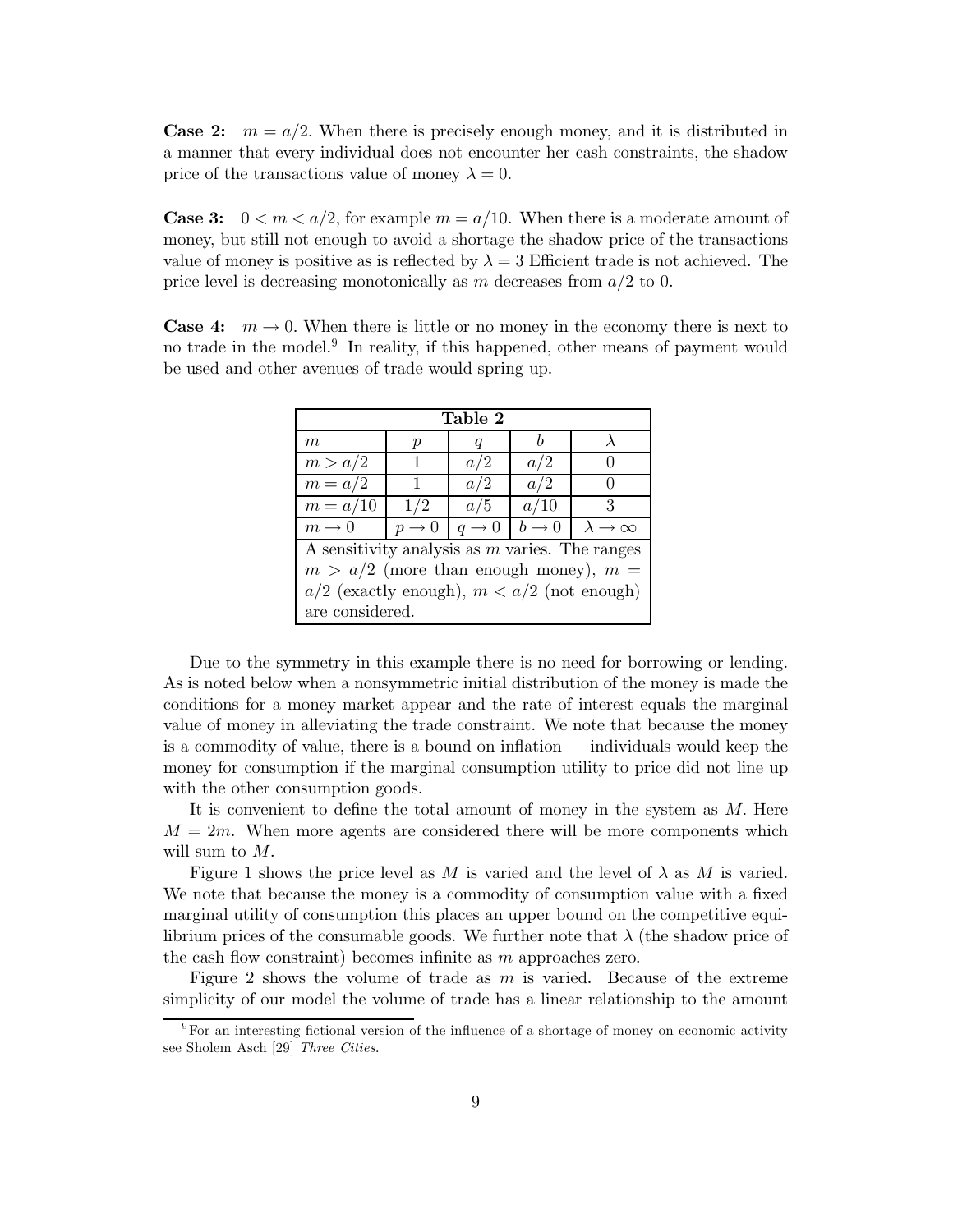**Case 2:** $m = a/2$. When there is precisely enough money, and it is distributed in a manner that every individual does not encounter her cash constraints, the shadow price of the transactions value of money $\lambda = 0$.

**Case 3:** $0 < m < a/2$, for example $m = a/10$. When there is a moderate amount of money, but still not enough to avoid a shortage the shadow price of the transactions value of money is positive as is reflected by $\lambda = 3$ Efficient trade is not achieved. The price level is decreasing monotonically as $m$ decreases from $a/2$ to 0.

**Case 4:** $m \to 0$. When there is little or no money in the economy there is next to no trade in the model.[9] In reality, if this happened, other means of payment would be used and other avenues of trade would spring up.

**Table 2**

| $m$ | $p$ | $q$ | $b$ | $\lambda$ |
|---|---|---|---|---|
| $m > a/2$ | 1 | $a/2$ | $a/2$ | 0 |
| $m = a/2$ | 1 | $a/2$ | $a/2$ | 0 |
| $m = a/10$ | $1/2$ | $a/5$ | $a/10$ | 3 |
| $m \to 0$ | $p \to 0$ | $q \to 0$ | $b \to 0$ | $\lambda \to \infty$ |

A sensitivity analysis as $m$ varies. The ranges $m > a/2$ (more than enough money), $m = a/2$ (exactly enough), $m < a/2$ (not enough) are considered.

Due to the symmetry in this example there is no need for borrowing or lending. As is noted below when a nonsymmetric initial distribution of the money is made the conditions for a money market appear and the rate of interest equals the marginal value of money in alleviating the trade constraint. We note that because the money is a commodity of value, there is a bound on inflation — individuals would keep the money for consumption if the marginal consumption utility to price did not line up with the other consumption goods.

It is convenient to define the total amount of money in the system as $M$. Here $M = 2m$. When more agents are considered there will be more components which will sum to $M$.

Figure 1 shows the price level as $M$ is varied and the level of $\lambda$ as $M$ is varied. We note that because the money is a commodity of consumption value with a fixed marginal utility of consumption this places an upper bound on the competitive equilibrium prices of the consumable goods. We further note that $\lambda$ (the shadow price of the cash flow constraint) becomes infinite as $m$ approaches zero.

Figure 2 shows the volume of trade as $m$ is varied. Because of the extreme simplicity of our model the volume of trade has a linear relationship to the amount

[9] For an interesting fictional version of the influence of a shortage of money on economic activity see Sholem Asch [29] *Three Cities*.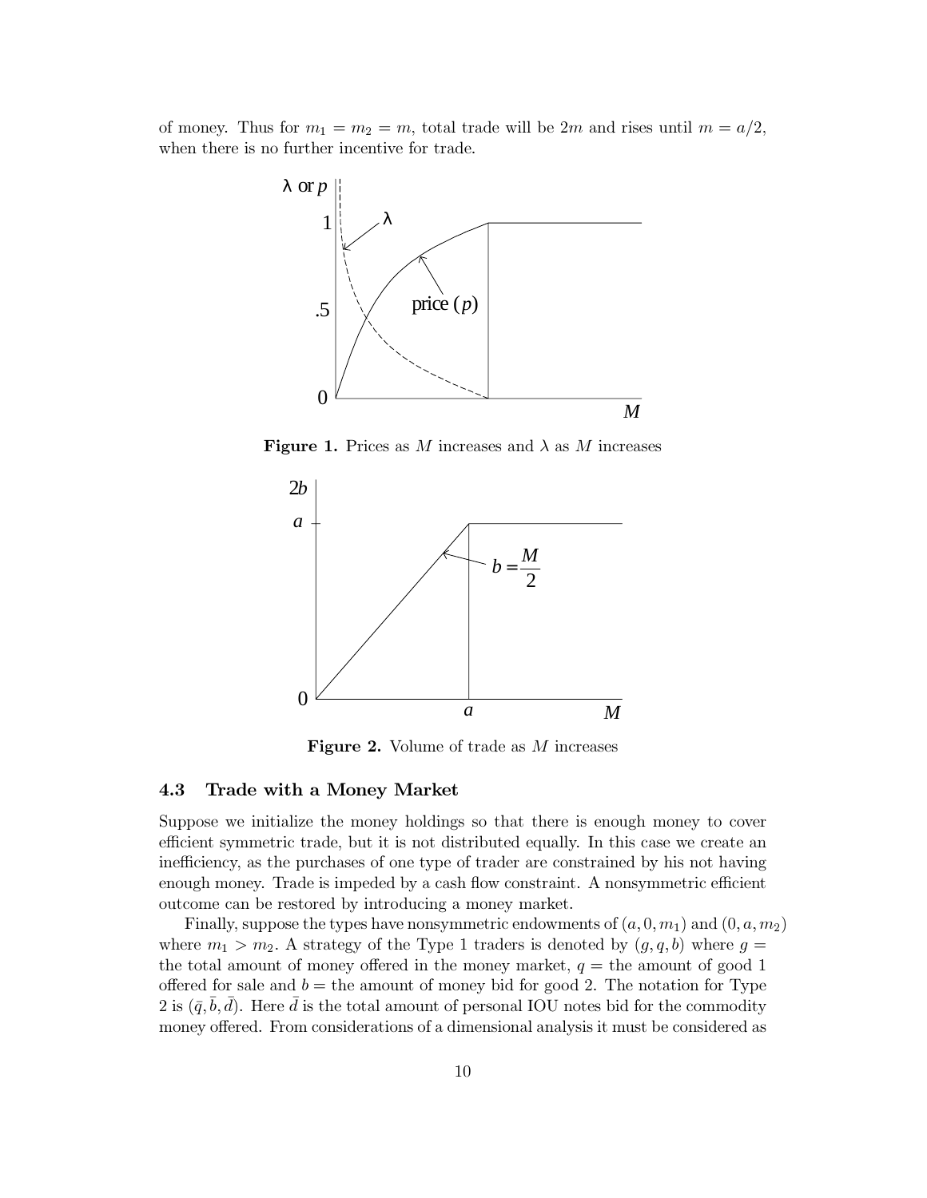of money. Thus for $m_1 = m_2 = m$, total trade will be $2m$ and rises until $m = a/2$, when there is no further incentive for trade.

**Figure 1.** Prices as $M$ increases and $\lambda$ as $M$ increases

**Figure 2.** Volume of trade as $M$ increases

### 4.3 Trade with a Money Market

Suppose we initialize the money holdings so that there is enough money to cover efficient symmetric trade, but it is not distributed equally. In this case we create an inefficiency, as the purchases of one type of trader are constrained by his not having enough money. Trade is impeded by a cash flow constraint. A nonsymmetric efficient outcome can be restored by introducing a money market.

Finally, suppose the types have nonsymmetric endowments of $(a, 0, m_1)$ and $(0, a, m_2)$ where $m_1 > m_2$. A strategy of the Type 1 traders is denoted by $(g, q, b)$ where $g =$ the total amount of money offered in the money market, $q =$ the amount of good 1 offered for sale and $b =$ the amount of money bid for good 2. The notation for Type 2 is $(\bar{q}, \bar{b}, \bar{d})$. Here $\bar{d}$ is the total amount of personal IOU notes bid for the commodity money offered. From considerations of a dimensional analysis it must be considered as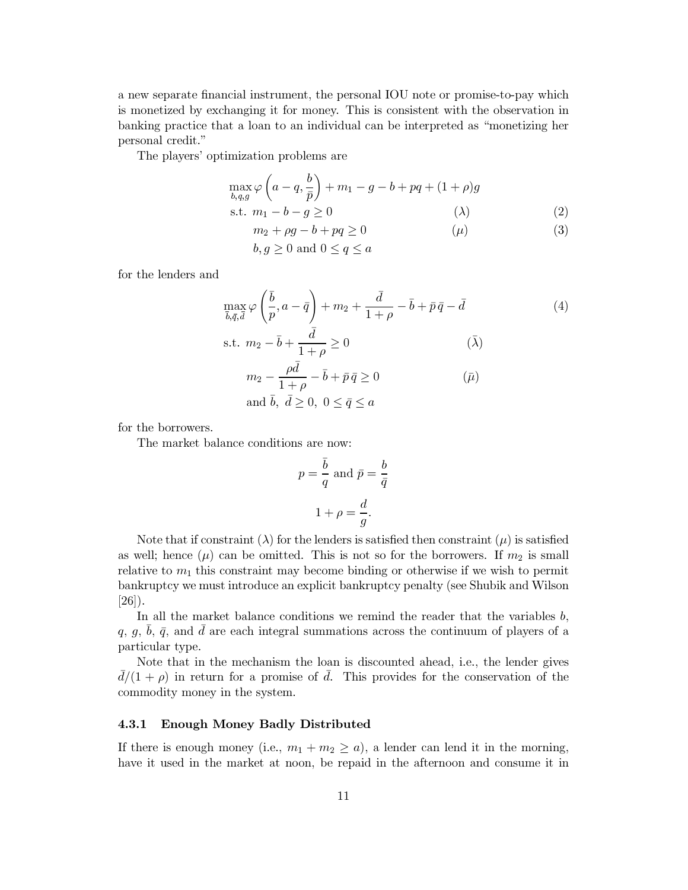a new separate financial instrument, the personal IOU note or promise-to-pay which is monetized by exchanging it for money. This is consistent with the observation in banking practice that a loan to an individual can be interpreted as "monetizing her personal credit."

The players' optimization problems are

$$\max_{b,q,g} \varphi\left(a-q, \frac{b}{\bar{p}}\right) + m_1 - g - b + pq + (1+\rho)g$$

$$\text{s.t. } m_1 - b - g \geq 0 \qquad (\lambda) \tag{2}$$

$$m_2 + \rho g - b + pq \geq 0 \qquad (\mu) \tag{3}$$

$$b, g \geq 0 \text{ and } 0 \leq q \leq a$$

for the lenders and

$$\max_{\bar{b},\bar{q},\bar{d}} \varphi\left(\frac{\bar{b}}{p}, a-\bar{q}\right) + m_2 + \frac{\bar{d}}{1+\rho} - \bar{b} + \bar{p}\,\bar{q} - \bar{d} \tag{4}$$

$$\text{s.t. } m_2 - \bar{b} + \frac{\bar{d}}{1+\rho} \geq 0 \qquad (\bar{\lambda})$$

$$m_2 - \frac{\rho\bar{d}}{1+\rho} - \bar{b} + \bar{p}\,\bar{q} \geq 0 \qquad (\bar{\mu})$$

$$\text{and } \bar{b},\ \bar{d} \geq 0,\ 0 \leq \bar{q} \leq a$$

for the borrowers.

The market balance conditions are now:

$$p = \frac{\bar{b}}{q} \text{ and } \bar{p} = \frac{b}{\bar{q}}$$

$$1 + \rho = \frac{d}{g}.$$

Note that if constraint $(\lambda)$ for the lenders is satisfied then constraint $(\mu)$ is satisfied as well; hence $(\mu)$ can be omitted. This is not so for the borrowers. If $m_2$ is small relative to $m_1$ this constraint may become binding or otherwise if we wish to permit bankruptcy we must introduce an explicit bankruptcy penalty (see Shubik and Wilson [26]).

In all the market balance conditions we remind the reader that the variables $b$, $q$, $g$, $\bar{b}$, $\bar{q}$, and $\bar{d}$ are each integral summations across the continuum of players of a particular type.

Note that in the mechanism the loan is discounted ahead, i.e., the lender gives $\bar{d}/(1+\rho)$ in return for a promise of $\bar{d}$. This provides for the conservation of the commodity money in the system.

### 4.3.1 Enough Money Badly Distributed

If there is enough money (i.e., $m_1 + m_2 \geq a$), a lender can lend it in the morning, have it used in the market at noon, be repaid in the afternoon and consume it in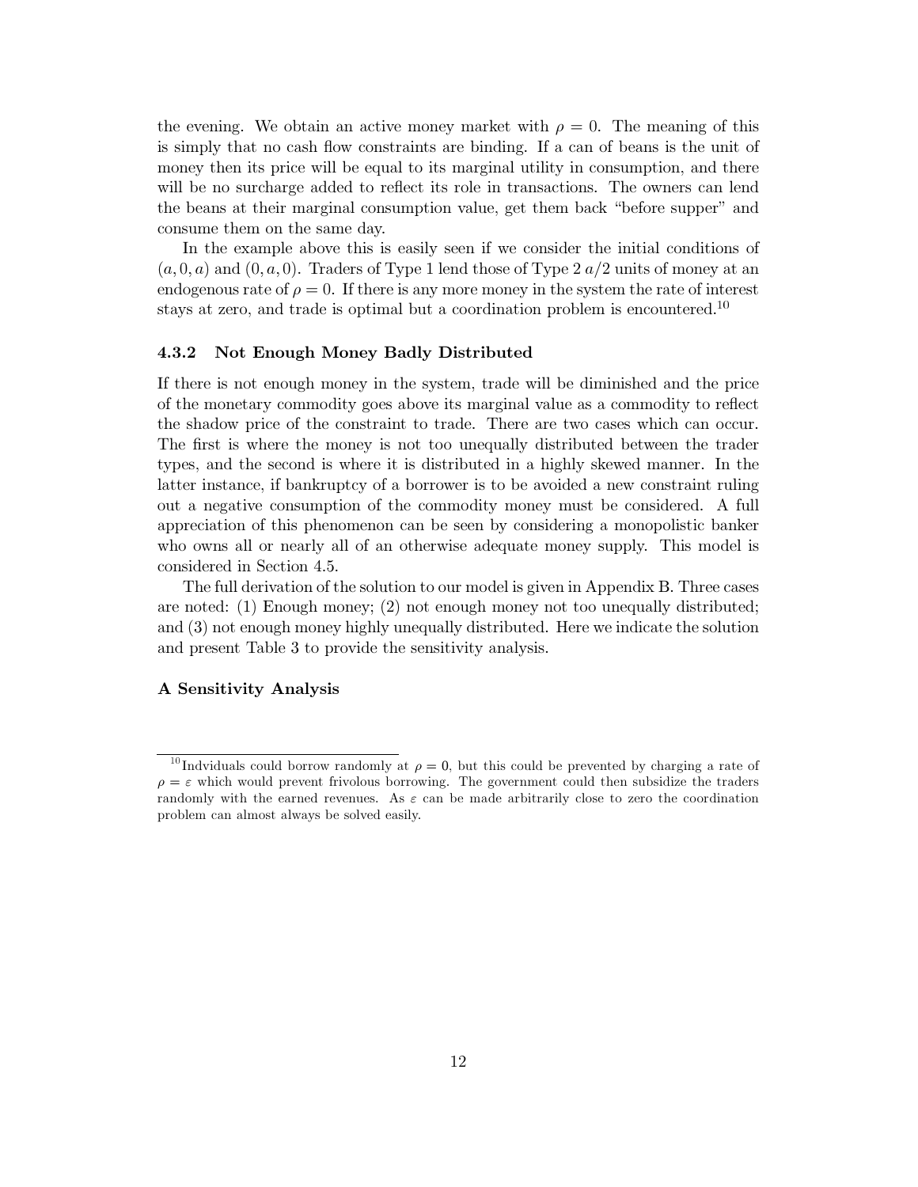the evening. We obtain an active money market with $\rho = 0$. The meaning of this is simply that no cash flow constraints are binding. If a can of beans is the unit of money then its price will be equal to its marginal utility in consumption, and there will be no surcharge added to reflect its role in transactions. The owners can lend the beans at their marginal consumption value, get them back "before supper" and consume them on the same day.

In the example above this is easily seen if we consider the initial conditions of $(a, 0, a)$ and $(0, a, 0)$. Traders of Type 1 lend those of Type 2 $a/2$ units of money at an endogenous rate of $\rho = 0$. If there is any more money in the system the rate of interest stays at zero, and trade is optimal but a coordination problem is encountered.[10]

#### 4.3.2 Not Enough Money Badly Distributed

If there is not enough money in the system, trade will be diminished and the price of the monetary commodity goes above its marginal value as a commodity to reflect the shadow price of the constraint to trade. There are two cases which can occur. The first is where the money is not too unequally distributed between the trader types, and the second is where it is distributed in a highly skewed manner. In the latter instance, if bankruptcy of a borrower is to be avoided a new constraint ruling out a negative consumption of the commodity money must be considered. A full appreciation of this phenomenon can be seen by considering a monopolistic banker who owns all or nearly all of an otherwise adequate money supply. This model is considered in Section 4.5.

The full derivation of the solution to our model is given in Appendix B. Three cases are noted: (1) Enough money; (2) not enough money not too unequally distributed; and (3) not enough money highly unequally distributed. Here we indicate the solution and present Table 3 to provide the sensitivity analysis.

**A Sensitivity Analysis**

[10] Indviduals could borrow randomly at $\rho = 0$, but this could be prevented by charging a rate of $\rho = \varepsilon$ which would prevent frivolous borrowing. The government could then subsidize the traders randomly with the earned revenues. As $\varepsilon$ can be made arbitrarily close to zero the coordination problem can almost always be solved easily.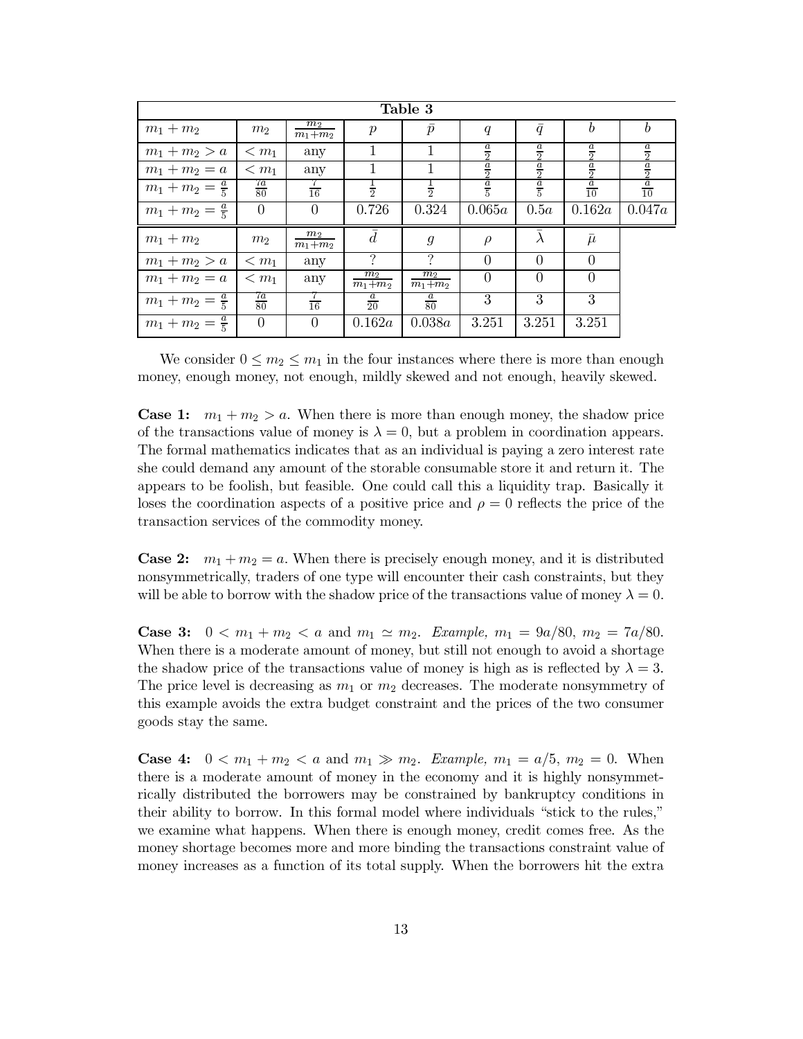**Table 3**

| $m_1+m_2$ | $m_2$ | $\frac{m_2}{m_1+m_2}$ | $p$ | $\bar{p}$ | $q$ | $\bar{q}$ | $b$ | $b$ |
|---|---|---|---|---|---|---|---|---|
| $m_1+m_2>a$ | $<m_1$ | any | 1 | 1 | $\frac{a}{2}$ | $\frac{a}{2}$ | $\frac{a}{2}$ | $\frac{a}{2}$ |
| $m_1+m_2=a$ | $<m_1$ | any | 1 | 1 | $\frac{a}{2}$ | $\frac{a}{2}$ | $\frac{a}{2}$ | $\frac{a}{2}$ |
| $m_1+m_2=\frac{a}{5}$ | $\frac{7a}{80}$ | $\frac{7}{16}$ | $\frac{1}{2}$ | $\frac{1}{2}$ | $\frac{a}{5}$ | $\frac{a}{5}$ | $\frac{a}{10}$ | $\frac{a}{10}$ |
| $m_1+m_2=\frac{a}{5}$ | 0 | 0 | 0.726 | 0.324 | $0.065a$ | $0.5a$ | $0.162a$ | $0.047a$ |

| $m_1+m_2$ | $m_2$ | $\frac{m_2}{m_1+m_2}$ | $\bar{d}$ | $g$ | $\rho$ | $\bar{\lambda}$ | $\bar{\mu}$ |
|---|---|---|---|---|---|---|---|
| $m_1+m_2>a$ | $<m_1$ | any | ? | ? | 0 | 0 | 0 |
| $m_1+m_2=a$ | $<m_1$ | any | $\frac{m_2}{m_1+m_2}$ | $\frac{m_2}{m_1+m_2}$ | 0 | 0 | 0 |
| $m_1+m_2=\frac{a}{5}$ | $\frac{7a}{80}$ | $\frac{7}{16}$ | $\frac{a}{20}$ | $\frac{a}{80}$ | 3 | 3 | 3 |
| $m_1+m_2=\frac{a}{5}$ | 0 | 0 | $0.162a$ | $0.038a$ | 3.251 | 3.251 | 3.251 |

We consider $0 \leq m_2 \leq m_1$ in the four instances where there is more than enough money, enough money, not enough, mildly skewed and not enough, heavily skewed.

**Case 1:** $m_1+m_2>a$. When there is more than enough money, the shadow price of the transactions value of money is $\lambda = 0$, but a problem in coordination appears. The formal mathematics indicates that as an individual is paying a zero interest rate she could demand any amount of the storable consumable store it and return it. The appears to be foolish, but feasible. One could call this a liquidity trap. Basically it loses the coordination aspects of a positive price and $\rho = 0$ reflects the price of the transaction services of the commodity money.

**Case 2:** $m_1+m_2=a$. When there is precisely enough money, and it is distributed nonsymmetrically, traders of one type will encounter their cash constraints, but they will be able to borrow with the shadow price of the transactions value of money $\lambda = 0$.

**Case 3:** $0 < m_1+m_2 < a$ and $m_1 \simeq m_2$. *Example,* $m_1 = 9a/80$, $m_2 = 7a/80$. When there is a moderate amount of money, but still not enough to avoid a shortage the shadow price of the transactions value of money is high as is reflected by $\lambda = 3$. The price level is decreasing as $m_1$ or $m_2$ decreases. The moderate nonsymmetry of this example avoids the extra budget constraint and the prices of the two consumer goods stay the same.

**Case 4:** $0 < m_1+m_2 < a$ and $m_1 \gg m_2$. *Example,* $m_1 = a/5$, $m_2 = 0$. When there is a moderate amount of money in the economy and it is highly nonsymmetrically distributed the borrowers may be constrained by bankruptcy conditions in their ability to borrow. In this formal model where individuals "stick to the rules," we examine what happens. When there is enough money, credit comes free. As the money shortage becomes more and more binding the transactions constraint value of money increases as a function of its total supply. When the borrowers hit the extra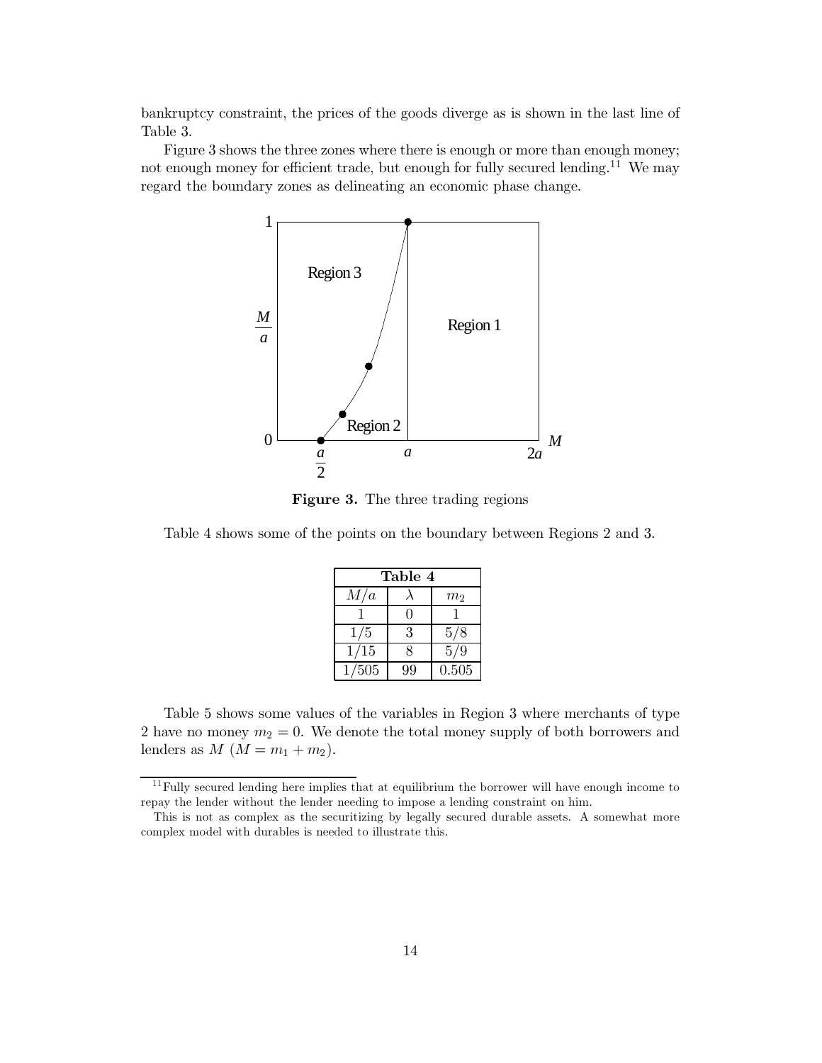bankruptcy constraint, the prices of the goods diverge as is shown in the last line of Table 3.

Figure 3 shows the three zones where there is enough or more than enough money; not enough money for efficient trade, but enough for fully secured lending.[11] We may regard the boundary zones as delineating an economic phase change.

**Figure 3.** The three trading regions

Table 4 shows some of the points on the boundary between Regions 2 and 3.

| **Table 4** | | |
|---|---|---|
| $M/a$ | $\lambda$ | $m_2$ |
| 1 | 0 | 1 |
| 1/5 | 3 | 5/8 |
| 1/15 | 8 | 5/9 |
| 1/505 | 99 | 0.505 |

Table 5 shows some values of the variables in Region 3 where merchants of type 2 have no money $m_2 = 0$. We denote the total money supply of both borrowers and lenders as $M$ ($M = m_1 + m_2$).

[11] Fully secured lending here implies that at equilibrium the borrower will have enough income to repay the lender without the lender needing to impose a lending constraint on him.

This is not as complex as the securitizing by legally secured durable assets. A somewhat more complex model with durables is needed to illustrate this.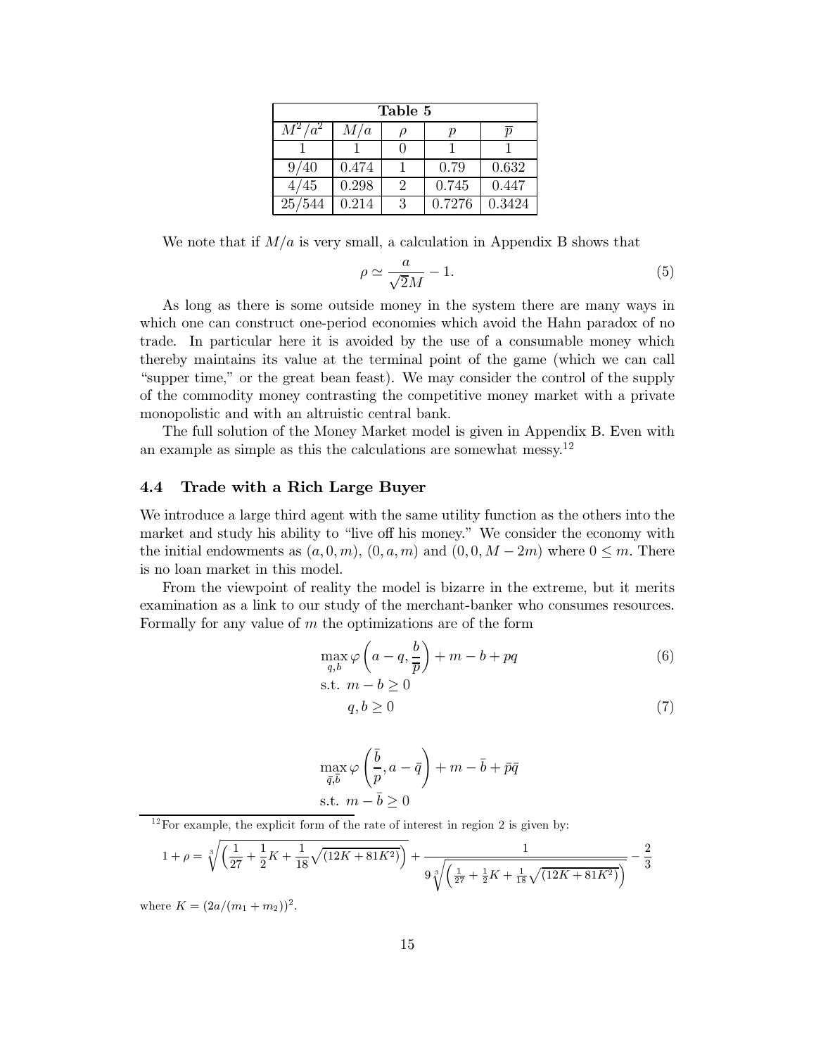| Table 5 | | | | |
|---|---|---|---|---|
| $M^2/a^2$ | $M/a$ | $\rho$ | $p$ | $\overline{p}$ |
| 1 | 1 | 0 | 1 | 1 |
| 9/40 | 0.474 | 1 | 0.79 | 0.632 |
| 4/45 | 0.298 | 2 | 0.745 | 0.447 |
| 25/544 | 0.214 | 3 | 0.7276 | 0.3424 |

We note that if $M/a$ is very small, a calculation in Appendix B shows that

$$\rho \simeq \frac{a}{\sqrt{2}M} - 1. \tag{5}$$

As long as there is some outside money in the system there are many ways in which one can construct one-period economies which avoid the Hahn paradox of no trade. In particular here it is avoided by the use of a consumable money which thereby maintains its value at the terminal point of the game (which we can call "supper time," or the great bean feast). We may consider the control of the supply of the commodity money contrasting the competitive money market with a private monopolistic and with an altruistic central bank.

The full solution of the Money Market model is given in Appendix B. Even with an example as simple as this the calculations are somewhat messy.[12]

### 4.4 Trade with a Rich Large Buyer

We introduce a large third agent with the same utility function as the others into the market and study his ability to "live off his money." We consider the economy with the initial endowments as $(a, 0, m)$, $(0, a, m)$ and $(0, 0, M - 2m)$ where $0 \leq m$. There is no loan market in this model.

From the viewpoint of reality the model is bizarre in the extreme, but it merits examination as a link to our study of the merchant-banker who consumes resources. Formally for any value of $m$ the optimizations are of the form

$$\max_{q,b} \varphi\left(a - q, \frac{b}{\overline{p}}\right) + m - b + pq \tag{6}$$

$$\text{s.t. } m - b \geq 0$$

$$q, b \geq 0 \tag{7}$$

$$\max_{\bar{q},\bar{b}} \varphi\left(\frac{\bar{b}}{p}, a - \bar{q}\right) + m - \bar{b} + \bar{p}\bar{q}$$

$$\text{s.t. } m - \bar{b} \geq 0$$

[12] For example, the explicit form of the rate of interest in region 2 is given by:

$$1 + \rho = \sqrt[3]{\left(\frac{1}{27} + \frac{1}{2}K + \frac{1}{18}\sqrt{(12K + 81K^2)}\right)} + \frac{1}{9\sqrt[3]{\left(\frac{1}{27} + \frac{1}{2}K + \frac{1}{18}\sqrt{(12K + 81K^2)}\right)}} - \frac{2}{3}$$

where $K = (2a/(m_1 + m_2))^2$.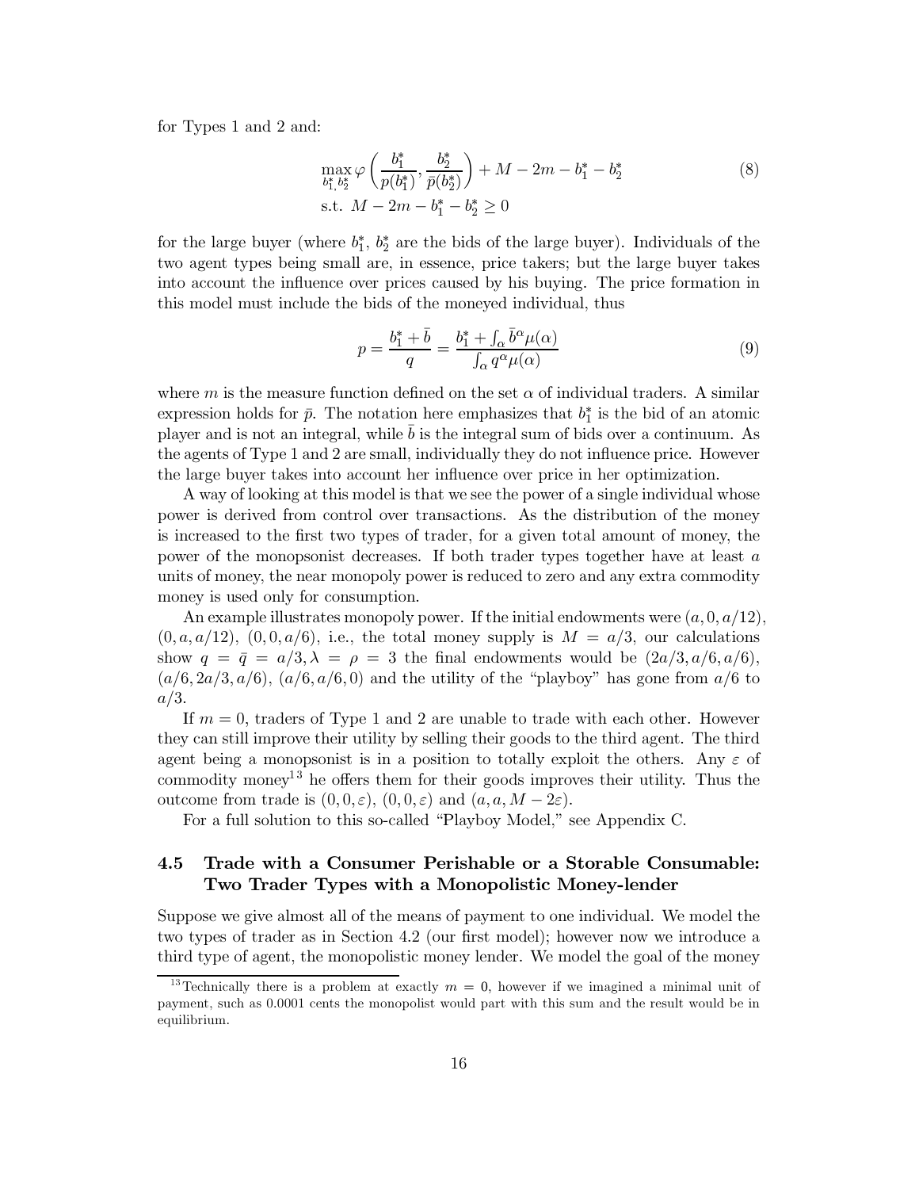for Types 1 and 2 and:

$$\max_{b_1^*, b_2^*} \varphi\left(\frac{b_1^*}{p(b_1^*)}, \frac{b_2^*}{\bar{p}(b_2^*)}\right) + M - 2m - b_1^* - b_2^* \tag{8}$$
$$\text{s.t. } M - 2m - b_1^* - b_2^* \geq 0$$

for the large buyer (where $b_1^*$, $b_2^*$ are the bids of the large buyer). Individuals of the two agent types being small are, in essence, price takers; but the large buyer takes into account the influence over prices caused by his buying. The price formation in this model must include the bids of the moneyed individual, thus

$$p = \frac{b_1^* + \bar{b}}{q} = \frac{b_1^* + \int_\alpha \bar{b}^\alpha \mu(\alpha)}{\int_\alpha q^\alpha \mu(\alpha)} \tag{9}$$

where $m$ is the measure function defined on the set $\alpha$ of individual traders. A similar expression holds for $\bar{p}$. The notation here emphasizes that $b_1^*$ is the bid of an atomic player and is not an integral, while $\bar{b}$ is the integral sum of bids over a continuum. As the agents of Type 1 and 2 are small, individually they do not influence price. However the large buyer takes into account her influence over price in her optimization.

A way of looking at this model is that we see the power of a single individual whose power is derived from control over transactions. As the distribution of the money is increased to the first two types of trader, for a given total amount of money, the power of the monopsonist decreases. If both trader types together have at least $a$ units of money, the near monopoly power is reduced to zero and any extra commodity money is used only for consumption.

An example illustrates monopoly power. If the initial endowments were $(a, 0, a/12)$, $(0, a, a/12)$, $(0, 0, a/6)$, i.e., the total money supply is $M = a/3$, our calculations show $q = \bar{q} = a/3, \lambda = \rho = 3$ the final endowments would be $(2a/3, a/6, a/6)$, $(a/6, 2a/3, a/6)$, $(a/6, a/6, 0)$ and the utility of the "playboy" has gone from $a/6$ to $a/3$.

If $m = 0$, traders of Type 1 and 2 are unable to trade with each other. However they can still improve their utility by selling their goods to the third agent. The third agent being a monopsonist is in a position to totally exploit the others. Any $\varepsilon$ of commodity money[13] he offers them for their goods improves their utility. Thus the outcome from trade is $(0, 0, \varepsilon)$, $(0, 0, \varepsilon)$ and $(a, a, M - 2\varepsilon)$.

For a full solution to this so-called "Playboy Model," see Appendix C.

## 4.5 Trade with a Consumer Perishable or a Storable Consumable: Two Trader Types with a Monopolistic Money-lender

Suppose we give almost all of the means of payment to one individual. We model the two types of trader as in Section 4.2 (our first model); however now we introduce a third type of agent, the monopolistic money lender. We model the goal of the money

[13] Technically there is a problem at exactly $m = 0$, however if we imagined a minimal unit of payment, such as 0.0001 cents the monopolist would part with this sum and the result would be in equilibrium.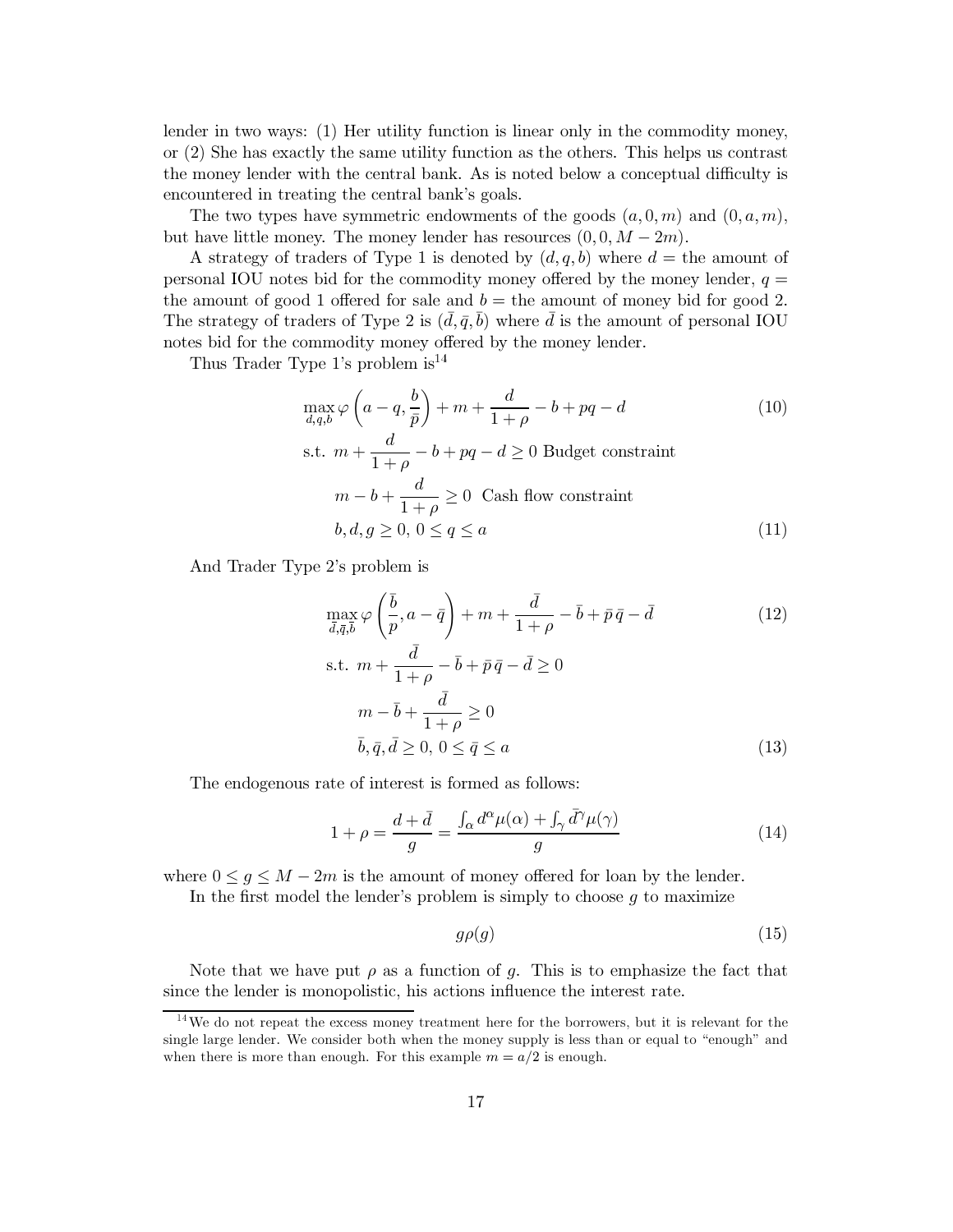lender in two ways: (1) Her utility function is linear only in the commodity money, or (2) She has exactly the same utility function as the others. This helps us contrast the money lender with the central bank. As is noted below a conceptual difficulty is encountered in treating the central bank's goals.

The two types have symmetric endowments of the goods $(a, 0, m)$ and $(0, a, m)$, but have little money. The money lender has resources $(0, 0, M - 2m)$.

A strategy of traders of Type 1 is denoted by $(d, q, b)$ where $d =$ the amount of personal IOU notes bid for the commodity money offered by the money lender, $q =$ the amount of good 1 offered for sale and $b =$ the amount of money bid for good 2. The strategy of traders of Type 2 is $(\bar{d}, \bar{q}, \bar{b})$ where $\bar{d}$ is the amount of personal IOU notes bid for the commodity money offered by the money lender.

Thus Trader Type 1's problem is[14]

$$\max_{d,q,b} \varphi\left(a - q, \frac{b}{\bar{p}}\right) + m + \frac{d}{1+\rho} - b + pq - d \tag{10}$$

$$\begin{aligned}
\text{s.t. } & m + \frac{d}{1+\rho} - b + pq - d \geq 0 \text{ Budget constraint} \\
& m - b + \frac{d}{1+\rho} \geq 0 \text{ Cash flow constraint} \\
& b, d, g \geq 0,\ 0 \leq q \leq a
\end{aligned} \tag{11}$$

And Trader Type 2's problem is

$$\max_{\bar{d},\bar{q},\bar{b}} \varphi\left(\frac{\bar{b}}{p}, a - \bar{q}\right) + m + \frac{\bar{d}}{1+\rho} - \bar{b} + \bar{p}\,\bar{q} - \bar{d} \tag{12}$$

$$\begin{aligned}
\text{s.t. } & m + \frac{\bar{d}}{1+\rho} - \bar{b} + \bar{p}\,\bar{q} - \bar{d} \geq 0 \\
& m - \bar{b} + \frac{\bar{d}}{1+\rho} \geq 0 \\
& \bar{b}, \bar{q}, \bar{d} \geq 0,\ 0 \leq \bar{q} \leq a
\end{aligned} \tag{13}$$

The endogenous rate of interest is formed as follows:

$$1 + \rho = \frac{d + \bar{d}}{g} = \frac{\int_\alpha d^\alpha \mu(\alpha) + \int_\gamma \bar{d}^\gamma \mu(\gamma)}{g} \tag{14}$$

where $0 \leq g \leq M - 2m$ is the amount of money offered for loan by the lender.

In the first model the lender's problem is simply to choose $g$ to maximize

$$g\rho(g) \tag{15}$$

Note that we have put $\rho$ as a function of $g$. This is to emphasize the fact that since the lender is monopolistic, his actions influence the interest rate.

[14] We do not repeat the excess money treatment here for the borrowers, but it is relevant for the single large lender. We consider both when the money supply is less than or equal to "enough" and when there is more than enough. For this example $m = a/2$ is enough.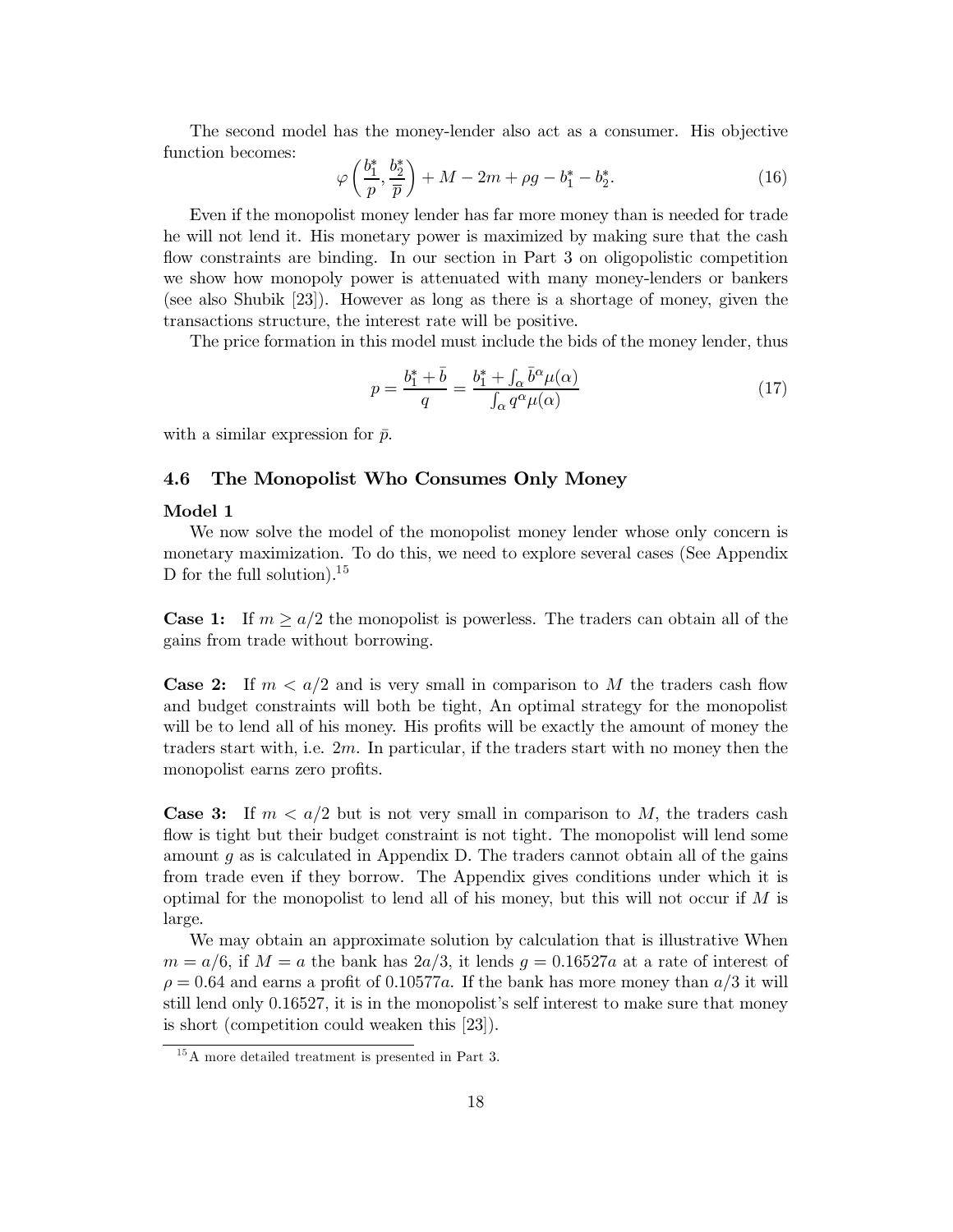The second model has the money-lender also act as a consumer. His objective function becomes:

$$\varphi\left(\frac{b_1^*}{p}, \frac{b_2^*}{\overline{p}}\right) + M - 2m + \rho g - b_1^* - b_2^*. \tag{16}$$

Even if the monopolist money lender has far more money than is needed for trade he will not lend it. His monetary power is maximized by making sure that the cash flow constraints are binding. In our section in Part 3 on oligopolistic competition we show how monopoly power is attenuated with many money-lenders or bankers (see also Shubik [23]). However as long as there is a shortage of money, given the transactions structure, the interest rate will be positive.

The price formation in this model must include the bids of the money lender, thus

$$p = \frac{b_1^* + \bar{b}}{q} = \frac{b_1^* + \int_\alpha \bar{b}^\alpha \mu(\alpha)}{\int_\alpha q^\alpha \mu(\alpha)} \tag{17}$$

with a similar expression for $\bar{p}$.

### 4.6 The Monopolist Who Consumes Only Money

**Model 1**

We now solve the model of the monopolist money lender whose only concern is monetary maximization. To do this, we need to explore several cases (See Appendix D for the full solution).[15]

**Case 1:** If $m \geq a/2$ the monopolist is powerless. The traders can obtain all of the gains from trade without borrowing.

**Case 2:** If $m < a/2$ and is very small in comparison to $M$ the traders cash flow and budget constraints will both be tight, An optimal strategy for the monopolist will be to lend all of his money. His profits will be exactly the amount of money the traders start with, i.e. $2m$. In particular, if the traders start with no money then the monopolist earns zero profits.

**Case 3:** If $m < a/2$ but is not very small in comparison to $M$, the traders cash flow is tight but their budget constraint is not tight. The monopolist will lend some amount $g$ as is calculated in Appendix D. The traders cannot obtain all of the gains from trade even if they borrow. The Appendix gives conditions under which it is optimal for the monopolist to lend all of his money, but this will not occur if $M$ is large.

We may obtain an approximate solution by calculation that is illustrative When $m = a/6$, if $M = a$ the bank has $2a/3$, it lends $g = 0.16527a$ at a rate of interest of $\rho = 0.64$ and earns a profit of $0.10577a$. If the bank has more money than $a/3$ it will still lend only 0.16527, it is in the monopolist's self interest to make sure that money is short (competition could weaken this [23]).

[15] A more detailed treatment is presented in Part 3.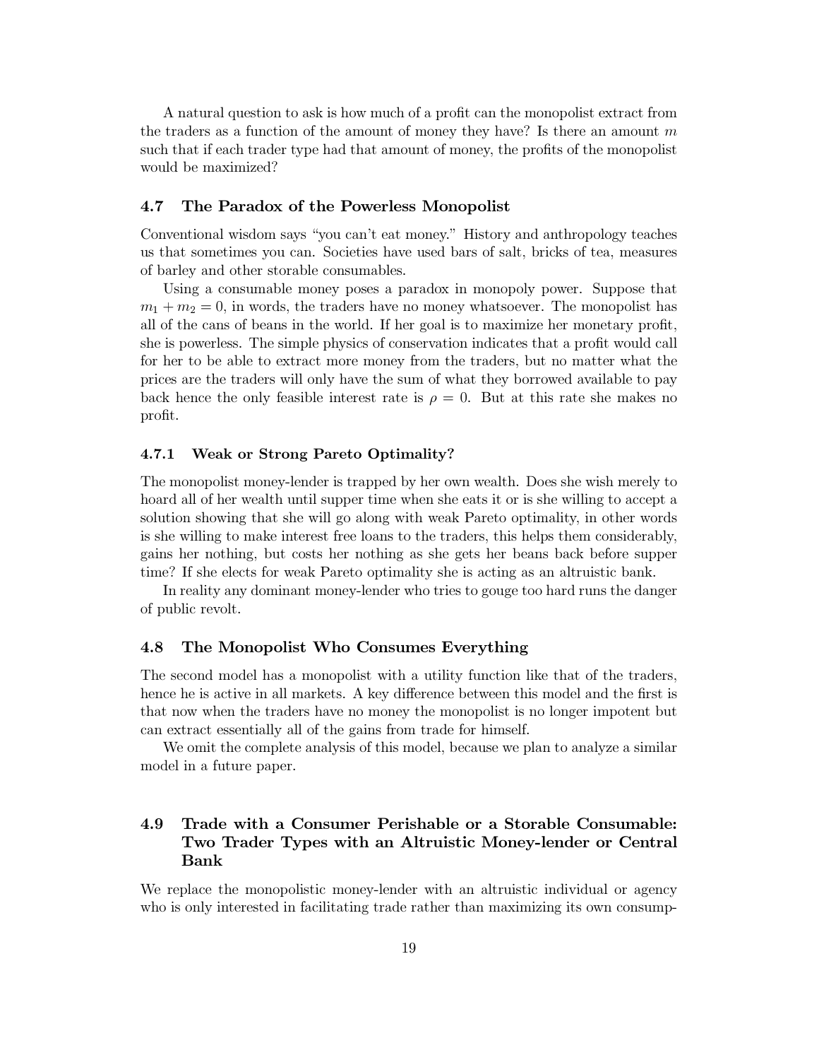A natural question to ask is how much of a profit can the monopolist extract from the traders as a function of the amount of money they have? Is there an amount $m$ such that if each trader type had that amount of money, the profits of the monopolist would be maximized?

### 4.7 The Paradox of the Powerless Monopolist

Conventional wisdom says "you can't eat money." History and anthropology teaches us that sometimes you can. Societies have used bars of salt, bricks of tea, measures of barley and other storable consumables.

Using a consumable money poses a paradox in monopoly power. Suppose that $m_1 + m_2 = 0$, in words, the traders have no money whatsoever. The monopolist has all of the cans of beans in the world. If her goal is to maximize her monetary profit, she is powerless. The simple physics of conservation indicates that a profit would call for her to be able to extract more money from the traders, but no matter what the prices are the traders will only have the sum of what they borrowed available to pay back hence the only feasible interest rate is $\rho = 0$. But at this rate she makes no profit.

#### 4.7.1 Weak or Strong Pareto Optimality?

The monopolist money-lender is trapped by her own wealth. Does she wish merely to hoard all of her wealth until supper time when she eats it or is she willing to accept a solution showing that she will go along with weak Pareto optimality, in other words is she willing to make interest free loans to the traders, this helps them considerably, gains her nothing, but costs her nothing as she gets her beans back before supper time? If she elects for weak Pareto optimality she is acting as an altruistic bank.

In reality any dominant money-lender who tries to gouge too hard runs the danger of public revolt.

### 4.8 The Monopolist Who Consumes Everything

The second model has a monopolist with a utility function like that of the traders, hence he is active in all markets. A key difference between this model and the first is that now when the traders have no money the monopolist is no longer impotent but can extract essentially all of the gains from trade for himself.

We omit the complete analysis of this model, because we plan to analyze a similar model in a future paper.

### 4.9 Trade with a Consumer Perishable or a Storable Consumable: Two Trader Types with an Altruistic Money-lender or Central Bank

We replace the monopolistic money-lender with an altruistic individual or agency who is only interested in facilitating trade rather than maximizing its own consump-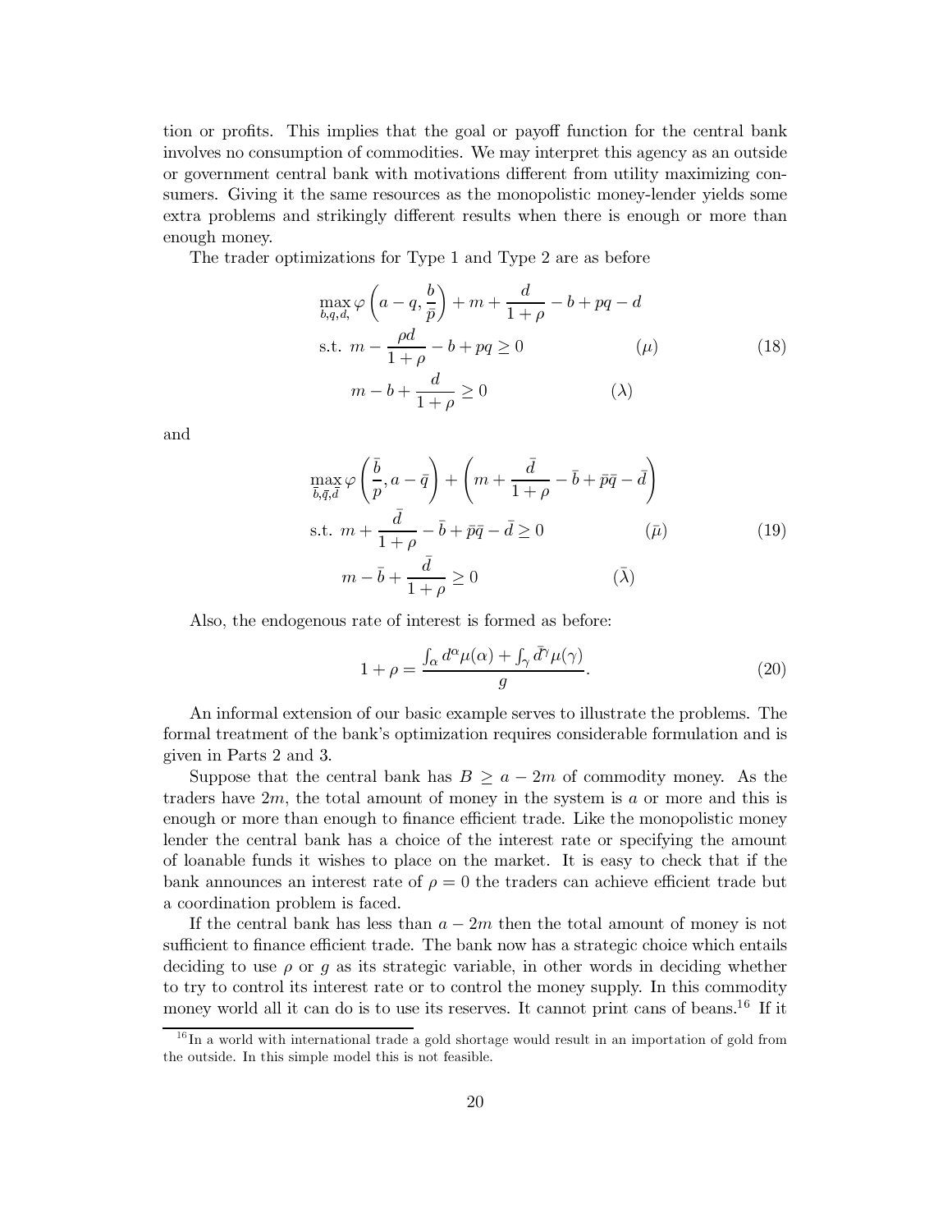tion or profits. This implies that the goal or payoff function for the central bank involves no consumption of commodities. We may interpret this agency as an outside or government central bank with motivations different from utility maximizing consumers. Giving it the same resources as the monopolistic money-lender yields some extra problems and strikingly different results when there is enough or more than enough money.

The trader optimizations for Type 1 and Type 2 are as before

$$
\begin{aligned}
&\max_{b,q,d,} \varphi\left(a-q, \frac{b}{\bar{p}}\right) + m + \frac{d}{1+\rho} - b + pq - d \\
&\text{s.t. } m - \frac{\rho d}{1+\rho} - b + pq \geq 0 \qquad\qquad (\mu) \\
&\qquad m - b + \frac{d}{1+\rho} \geq 0 \qquad\qquad\quad (\lambda)
\end{aligned}
\tag{18}
$$

and

$$
\begin{aligned}
&\max_{\bar{b},\bar{q},\bar{d}} \varphi\left(\frac{\bar{b}}{p}, a-\bar{q}\right) + \left(m + \frac{\bar{d}}{1+\rho} - \bar{b} + \bar{p}\bar{q} - \bar{d}\right) \\
&\text{s.t. } m + \frac{\bar{d}}{1+\rho} - \bar{b} + \bar{p}\bar{q} - \bar{d} \geq 0 \qquad\qquad (\bar{\mu}) \\
&\qquad m - \bar{b} + \frac{\bar{d}}{1+\rho} \geq 0 \qquad\qquad\qquad (\bar{\lambda})
\end{aligned}
\tag{19}
$$

Also, the endogenous rate of interest is formed as before:

$$
1+\rho = \frac{\int_\alpha d^\alpha \mu(\alpha) + \int_\gamma \bar{d}^\gamma \mu(\gamma)}{g}. \tag{20}
$$

An informal extension of our basic example serves to illustrate the problems. The formal treatment of the bank's optimization requires considerable formulation and is given in Parts 2 and 3.

Suppose that the central bank has $B \geq a - 2m$ of commodity money. As the traders have $2m$, the total amount of money in the system is $a$ or more and this is enough or more than enough to finance efficient trade. Like the monopolistic money lender the central bank has a choice of the interest rate or specifying the amount of loanable funds it wishes to place on the market. It is easy to check that if the bank announces an interest rate of $\rho = 0$ the traders can achieve efficient trade but a coordination problem is faced.

If the central bank has less than $a - 2m$ then the total amount of money is not sufficient to finance efficient trade. The bank now has a strategic choice which entails deciding to use $\rho$ or $g$ as its strategic variable, in other words in deciding whether to try to control its interest rate or to control the money supply. In this commodity money world all it can do is to use its reserves. It cannot print cans of beans.[16] If it

[16] In a world with international trade a gold shortage would result in an importation of gold from the outside. In this simple model this is not feasible.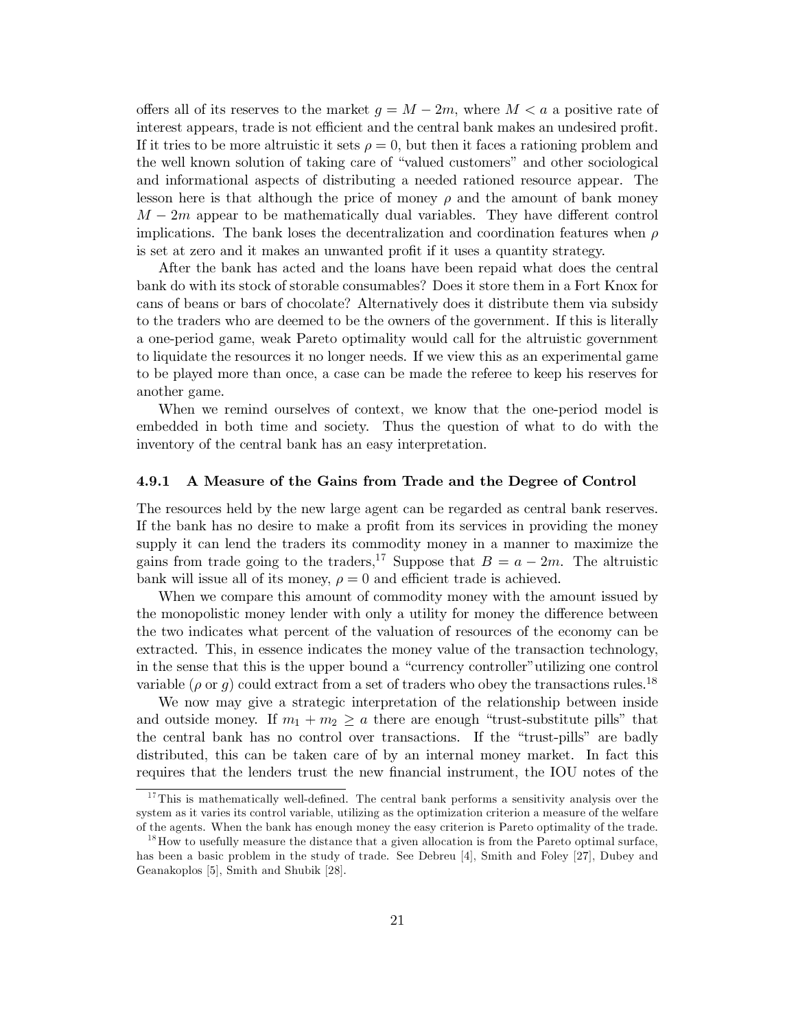offers all of its reserves to the market $g = M - 2m$, where $M < a$ a positive rate of interest appears, trade is not efficient and the central bank makes an undesired profit. If it tries to be more altruistic it sets $\rho = 0$, but then it faces a rationing problem and the well known solution of taking care of "valued customers" and other sociological and informational aspects of distributing a needed rationed resource appear. The lesson here is that although the price of money $\rho$ and the amount of bank money $M - 2m$ appear to be mathematically dual variables. They have different control implications. The bank loses the decentralization and coordination features when $\rho$ is set at zero and it makes an unwanted profit if it uses a quantity strategy.

After the bank has acted and the loans have been repaid what does the central bank do with its stock of storable consumables? Does it store them in a Fort Knox for cans of beans or bars of chocolate? Alternatively does it distribute them via subsidy to the traders who are deemed to be the owners of the government. If this is literally a one-period game, weak Pareto optimality would call for the altruistic government to liquidate the resources it no longer needs. If we view this as an experimental game to be played more than once, a case can be made the referee to keep his reserves for another game.

When we remind ourselves of context, we know that the one-period model is embedded in both time and society. Thus the question of what to do with the inventory of the central bank has an easy interpretation.

### 4.9.1 A Measure of the Gains from Trade and the Degree of Control

The resources held by the new large agent can be regarded as central bank reserves. If the bank has no desire to make a profit from its services in providing the money supply it can lend the traders its commodity money in a manner to maximize the gains from trade going to the traders,[17] Suppose that $B = a - 2m$. The altruistic bank will issue all of its money, $\rho = 0$ and efficient trade is achieved.

When we compare this amount of commodity money with the amount issued by the monopolistic money lender with only a utility for money the difference between the two indicates what percent of the valuation of resources of the economy can be extracted. This, in essence indicates the money value of the transaction technology, in the sense that this is the upper bound a "currency controller"utilizing one control variable ($\rho$ or $g$) could extract from a set of traders who obey the transactions rules.[18]

We now may give a strategic interpretation of the relationship between inside and outside money. If $m_1 + m_2 \geq a$ there are enough "trust-substitute pills" that the central bank has no control over transactions. If the "trust-pills" are badly distributed, this can be taken care of by an internal money market. In fact this requires that the lenders trust the new financial instrument, the IOU notes of the

---

[17] This is mathematically well-defined. The central bank performs a sensitivity analysis over the system as it varies its control variable, utilizing as the optimization criterion a measure of the welfare of the agents. When the bank has enough money the easy criterion is Pareto optimality of the trade.

[18] How to usefully measure the distance that a given allocation is from the Pareto optimal surface, has been a basic problem in the study of trade. See Debreu [4], Smith and Foley [27], Dubey and Geanakoplos [5], Smith and Shubik [28].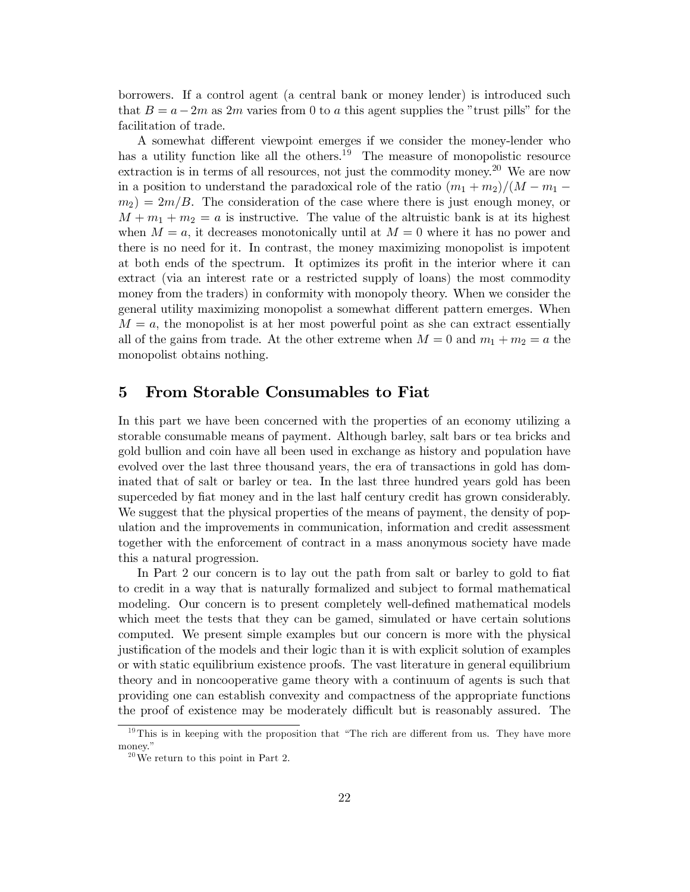borrowers. If a control agent (a central bank or money lender) is introduced such that $B = a - 2m$ as $2m$ varies from 0 to $a$ this agent supplies the "trust pills" for the facilitation of trade.

A somewhat different viewpoint emerges if we consider the money-lender who has a utility function like all the others.[19] The measure of monopolistic resource extraction is in terms of all resources, not just the commodity money.[20] We are now in a position to understand the paradoxical role of the ratio $(m_1 + m_2)/(M - m_1 - m_2) = 2m/B$. The consideration of the case where there is just enough money, or $M + m_1 + m_2 = a$ is instructive. The value of the altruistic bank is at its highest when $M = a$, it decreases monotonically until at $M = 0$ where it has no power and there is no need for it. In contrast, the money maximizing monopolist is impotent at both ends of the spectrum. It optimizes its profit in the interior where it can extract (via an interest rate or a restricted supply of loans) the most commodity money from the traders) in conformity with monopoly theory. When we consider the general utility maximizing monopolist a somewhat different pattern emerges. When $M = a$, the monopolist is at her most powerful point as she can extract essentially all of the gains from trade. At the other extreme when $M = 0$ and $m_1 + m_2 = a$ the monopolist obtains nothing.

# 5 From Storable Consumables to Fiat

In this part we have been concerned with the properties of an economy utilizing a storable consumable means of payment. Although barley, salt bars or tea bricks and gold bullion and coin have all been used in exchange as history and population have evolved over the last three thousand years, the era of transactions in gold has dominated that of salt or barley or tea. In the last three hundred years gold has been superceded by fiat money and in the last half century credit has grown considerably. We suggest that the physical properties of the means of payment, the density of population and the improvements in communication, information and credit assessment together with the enforcement of contract in a mass anonymous society have made this a natural progression.

In Part 2 our concern is to lay out the path from salt or barley to gold to fiat to credit in a way that is naturally formalized and subject to formal mathematical modeling. Our concern is to present completely well-defined mathematical models which meet the tests that they can be gamed, simulated or have certain solutions computed. We present simple examples but our concern is more with the physical justification of the models and their logic than it is with explicit solution of examples or with static equilibrium existence proofs. The vast literature in general equilibrium theory and in noncooperative game theory with a continuum of agents is such that providing one can establish convexity and compactness of the appropriate functions the proof of existence may be moderately difficult but is reasonably assured. The

[19] This is in keeping with the proposition that "The rich are different from us. They have more money."

[20] We return to this point in Part 2.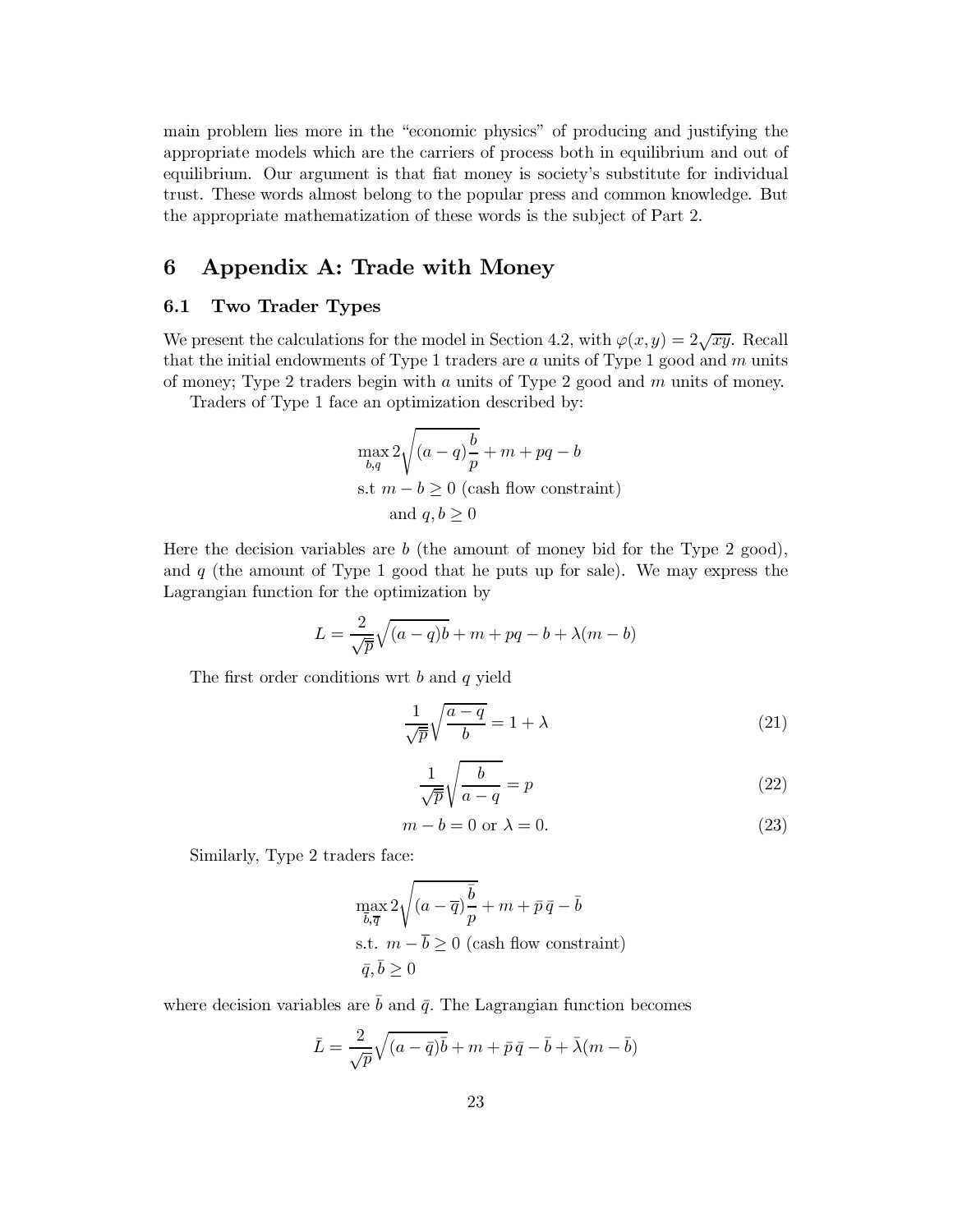main problem lies more in the "economic physics" of producing and justifying the appropriate models which are the carriers of process both in equilibrium and out of equilibrium. Our argument is that fiat money is society's substitute for individual trust. These words almost belong to the popular press and common knowledge. But the appropriate mathematization of these words is the subject of Part 2.

# 6 Appendix A: Trade with Money

## 6.1 Two Trader Types

We present the calculations for the model in Section 4.2, with $\varphi(x, y) = 2\sqrt{xy}$. Recall that the initial endowments of Type 1 traders are $a$ units of Type 1 good and $m$ units of money; Type 2 traders begin with $a$ units of Type 2 good and $m$ units of money.

Traders of Type 1 face an optimization described by:

$$
\begin{aligned}
&\max_{b,q} 2\sqrt{(a-q)\frac{b}{p}} + m + pq - b \\
&\text{s.t } m - b \geq 0 \text{ (cash flow constraint)} \\
&\quad\quad \text{and } q, b \geq 0
\end{aligned}
$$

Here the decision variables are $b$ (the amount of money bid for the Type 2 good), and $q$ (the amount of Type 1 good that he puts up for sale). We may express the Lagrangian function for the optimization by

$$
L = \frac{2}{\sqrt{p}}\sqrt{(a-q)b} + m + pq - b + \lambda(m - b)
$$

The first order conditions wrt $b$ and $q$ yield

$$
\frac{1}{\sqrt{p}}\sqrt{\frac{a-q}{b}} = 1 + \lambda \tag{21}
$$

$$
\frac{1}{\sqrt{p}}\sqrt{\frac{b}{a-q}} = p \tag{22}
$$

$$
m - b = 0 \text{ or } \lambda = 0. \tag{23}
$$

Similarly, Type 2 traders face:

$$
\begin{aligned}
&\max_{\bar{b},\overline{q}} 2\sqrt{(a-\overline{q})\frac{\bar{b}}{p}} + m + \bar{p}\,\bar{q} - \bar{b} \\
&\text{s.t. } m - \overline{b} \geq 0 \text{ (cash flow constraint)} \\
&\bar{q}, \bar{b} \geq 0
\end{aligned}
$$

where decision variables are $\bar{b}$ and $\bar{q}$. The Lagrangian function becomes

$$
\bar{L} = \frac{2}{\sqrt{\bar{p}}}\sqrt{(a-\bar{q})\bar{b}} + m + \bar{p}\,\bar{q} - \bar{b} + \bar{\lambda}(m - \bar{b})
$$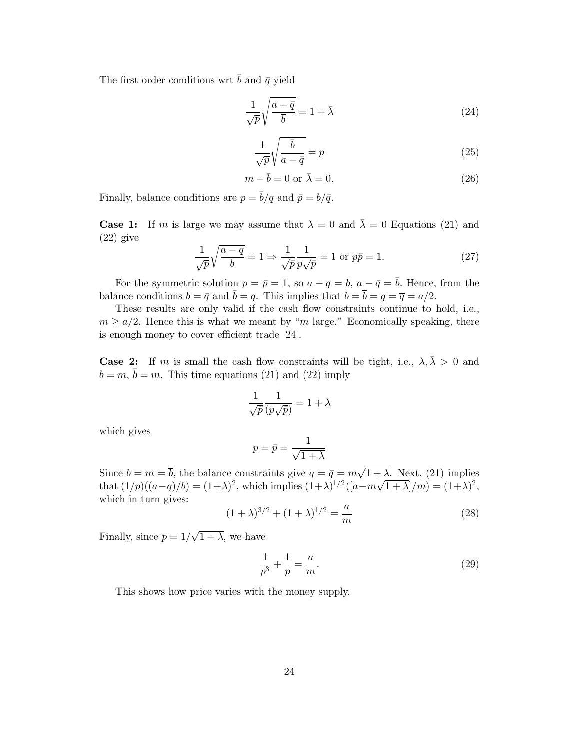The first order conditions wrt $\bar{b}$ and $\bar{q}$ yield

$$\frac{1}{\sqrt{\bar{p}}}\sqrt{\frac{a-\bar{q}}{\bar{b}}} = 1+\bar{\lambda} \tag{24}$$

$$\frac{1}{\sqrt{\bar{p}}}\sqrt{\frac{\bar{b}}{a-\bar{q}}} = p \tag{25}$$

$$m-\bar{b} = 0 \text{ or } \bar{\lambda} = 0. \tag{26}$$

Finally, balance conditions are $p = \bar{b}/q$ and $\bar{p} = b/\bar{q}$.

**Case 1:** If $m$ is large we may assume that $\lambda = 0$ and $\bar{\lambda} = 0$ Equations (21) and (22) give

$$\frac{1}{\sqrt{p}}\sqrt{\frac{a-q}{b}} = 1 \Rightarrow \frac{1}{\sqrt{p}}\frac{1}{p\sqrt{\bar{p}}} = 1 \text{ or } p\bar{p} = 1. \tag{27}$$

For the symmetric solution $p = \bar{p} = 1$, so $a-q = b$, $a-\bar{q} = \bar{b}$. Hence, from the balance conditions $b = \bar{q}$ and $\bar{b} = q$. This implies that $b = \overline{b} = q = \overline{q} = a/2$.

These results are only valid if the cash flow constraints continue to hold, i.e., $m \geq a/2$. Hence this is what we meant by "$m$ large." Economically speaking, there is enough money to cover efficient trade [24].

**Case 2:** If $m$ is small the cash flow constraints will be tight, i.e., $\lambda, \bar{\lambda} > 0$ and $b = m$, $\bar{b} = m$. This time equations (21) and (22) imply

$$\frac{1}{\sqrt{p}}\frac{1}{(p\sqrt{\bar{p}})} = 1+\lambda$$

which gives

$$p = \bar{p} = \frac{1}{\sqrt{1+\lambda}}$$

Since $b = m = \overline{b}$, the balance constraints give $q = \bar{q} = m\sqrt{1+\lambda}$. Next, (21) implies that $(1/p)((a-q)/b) = (1+\lambda)^2$, which implies $(1+\lambda)^{1/2}([a-m\sqrt{1+\lambda}]/m) = (1+\lambda)^2$, which in turn gives:

$$(1+\lambda)^{3/2} + (1+\lambda)^{1/2} = \frac{a}{m} \tag{28}$$

Finally, since $p = 1/\sqrt{1+\lambda}$, we have

$$\frac{1}{p^3} + \frac{1}{p} = \frac{a}{m}. \tag{29}$$

This shows how price varies with the money supply.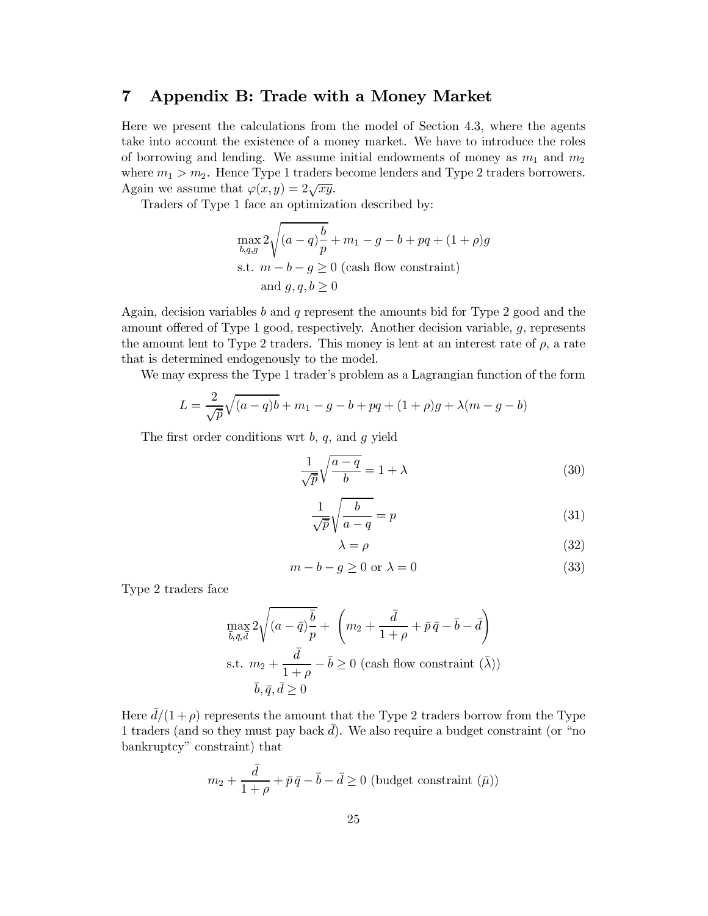# 7 Appendix B: Trade with a Money Market

Here we present the calculations from the model of Section 4.3, where the agents take into account the existence of a money market. We have to introduce the roles of borrowing and lending. We assume initial endowments of money as $m_1$ and $m_2$ where $m_1 > m_2$. Hence Type 1 traders become lenders and Type 2 traders borrowers. Again we assume that $\varphi(x, y) = 2\sqrt{xy}$.

Traders of Type 1 face an optimization described by:

$$\max_{b,q,g} 2\sqrt{(a-q)\frac{b}{p}} + m_1 - g - b + pq + (1+\rho)g$$
$$\text{s.t. } m - b - g \geq 0 \text{ (cash flow constraint)}$$
$$\text{and } g, q, b \geq 0$$

Again, decision variables $b$ and $q$ represent the amounts bid for Type 2 good and the amount offered of Type 1 good, respectively. Another decision variable, $g$, represents the amount lent to Type 2 traders. This money is lent at an interest rate of $\rho$, a rate that is determined endogenously to the model.

We may express the Type 1 trader's problem as a Lagrangian function of the form

$$L = \frac{2}{\sqrt{p}}\sqrt{(a-q)b} + m_1 - g - b + pq + (1+\rho)g + \lambda(m - g - b)$$

The first order conditions wrt $b$, $q$, and $g$ yield

$$\frac{1}{\sqrt{p}}\sqrt{\frac{a-q}{b}} = 1 + \lambda \tag{30}$$

$$\frac{1}{\sqrt{p}}\sqrt{\frac{b}{a-q}} = p \tag{31}$$

$$\lambda = \rho \tag{32}$$

$$m - b - g \geq 0 \text{ or } \lambda = 0 \tag{33}$$

Type 2 traders face

$$\max_{\bar{b},\bar{q},\bar{d}} 2\sqrt{(a-\bar{q})\frac{\bar{b}}{p}} + \left(m_2 + \frac{\bar{d}}{1+\rho} + \bar{p}\,\bar{q} - \bar{b} - \bar{d}\right)$$
$$\text{s.t. } m_2 + \frac{\bar{d}}{1+\rho} - \bar{b} \geq 0 \text{ (cash flow constraint } (\bar{\lambda}))$$
$$\bar{b}, \bar{q}, \bar{d} \geq 0$$

Here $\bar{d}/(1+\rho)$ represents the amount that the Type 2 traders borrow from the Type 1 traders (and so they must pay back $\bar{d}$). We also require a budget constraint (or "no bankruptcy" constraint) that

$$m_2 + \frac{\bar{d}}{1+\rho} + \bar{p}\,\bar{q} - \bar{b} - \bar{d} \geq 0 \text{ (budget constraint } (\bar{\mu}))$$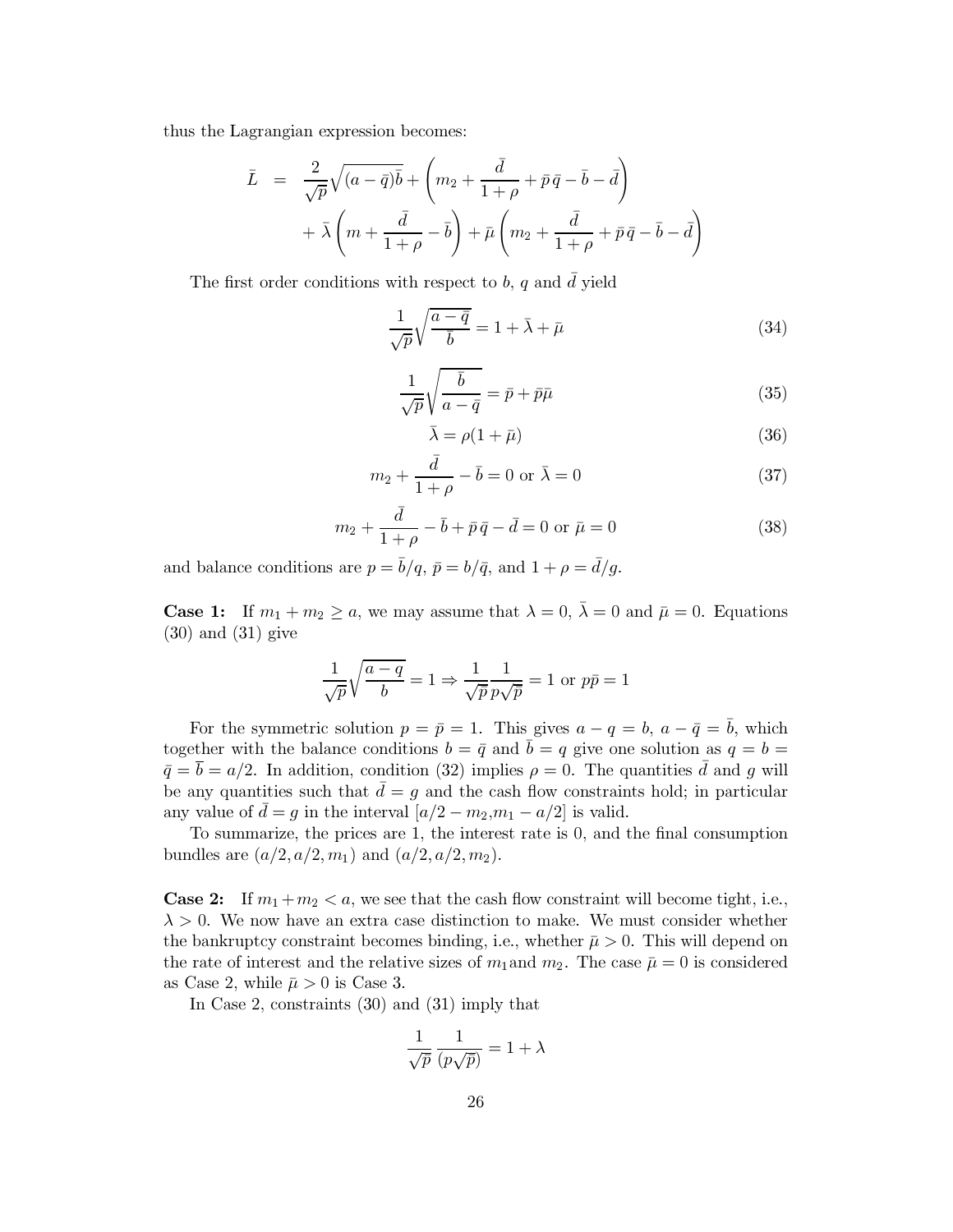thus the Lagrangian expression becomes:

$$
\begin{aligned}
\bar{L} &= \frac{2}{\sqrt{\bar{p}}}\sqrt{(a-\bar{q})\bar{b}} + \left(m_2 + \frac{\bar{d}}{1+\rho} + \bar{p}\,\bar{q} - \bar{b} - \bar{d}\right) \\
&\quad + \bar{\lambda}\left(m + \frac{\bar{d}}{1+\rho} - \bar{b}\right) + \bar{\mu}\left(m_2 + \frac{\bar{d}}{1+\rho} + \bar{p}\,\bar{q} - \bar{b} - \bar{d}\right)
\end{aligned}
$$

The first order conditions with respect to $b$, $q$ and $\bar{d}$ yield

$$
\frac{1}{\sqrt{\bar{p}}}\sqrt{\frac{a-\bar{q}}{\bar{b}}} = 1 + \bar{\lambda} + \bar{\mu} \tag{34}
$$

$$
\frac{1}{\sqrt{\bar{p}}}\sqrt{\frac{\bar{b}}{a-\bar{q}}} = \bar{p} + \bar{p}\bar{\mu} \tag{35}
$$

$$
\bar{\lambda} = \rho(1+\bar{\mu}) \tag{36}
$$

$$
m_2 + \frac{\bar{d}}{1+\rho} - \bar{b} = 0 \text{ or } \bar{\lambda} = 0 \tag{37}
$$

$$
m_2 + \frac{\bar{d}}{1+\rho} - \bar{b} + \bar{p}\,\bar{q} - \bar{d} = 0 \text{ or } \bar{\mu} = 0 \tag{38}
$$

and balance conditions are $p = \bar{b}/q$, $\bar{p} = b/\bar{q}$, and $1 + \rho = \bar{d}/g$.

**Case 1:** If $m_1 + m_2 \geq a$, we may assume that $\lambda = 0$, $\bar{\lambda} = 0$ and $\bar{\mu} = 0$. Equations (30) and (31) give

$$
\frac{1}{\sqrt{\bar{p}}}\sqrt{\frac{a-q}{b}} = 1 \Rightarrow \frac{1}{\sqrt{\bar{p}}}\frac{1}{p\sqrt{\bar{p}}} = 1 \text{ or } p\bar{p} = 1
$$

For the symmetric solution $p = \bar{p} = 1$. This gives $a - q = b$, $a - \bar{q} = \bar{b}$, which together with the balance conditions $b = \bar{q}$ and $\bar{b} = q$ give one solution as $q = b = \bar{q} = \bar{b} = a/2$. In addition, condition (32) implies $\rho = 0$. The quantities $\bar{d}$ and $g$ will be any quantities such that $\bar{d} = g$ and the cash flow constraints hold; in particular any value of $\bar{d} = g$ in the interval $[a/2 - m_2, m_1 - a/2]$ is valid.

To summarize, the prices are 1, the interest rate is 0, and the final consumption bundles are $(a/2, a/2, m_1)$ and $(a/2, a/2, m_2)$.

**Case 2:** If $m_1 + m_2 < a$, we see that the cash flow constraint will become tight, i.e., $\lambda > 0$. We now have an extra case distinction to make. We must consider whether the bankruptcy constraint becomes binding, i.e., whether $\bar{\mu} > 0$. This will depend on the rate of interest and the relative sizes of $m_1$ and $m_2$. The case $\bar{\mu} = 0$ is considered as Case 2, while $\bar{\mu} > 0$ is Case 3.

In Case 2, constraints (30) and (31) imply that

$$
\frac{1}{\sqrt{\bar{p}}}\frac{1}{(p\sqrt{\bar{p}})} = 1 + \lambda
$$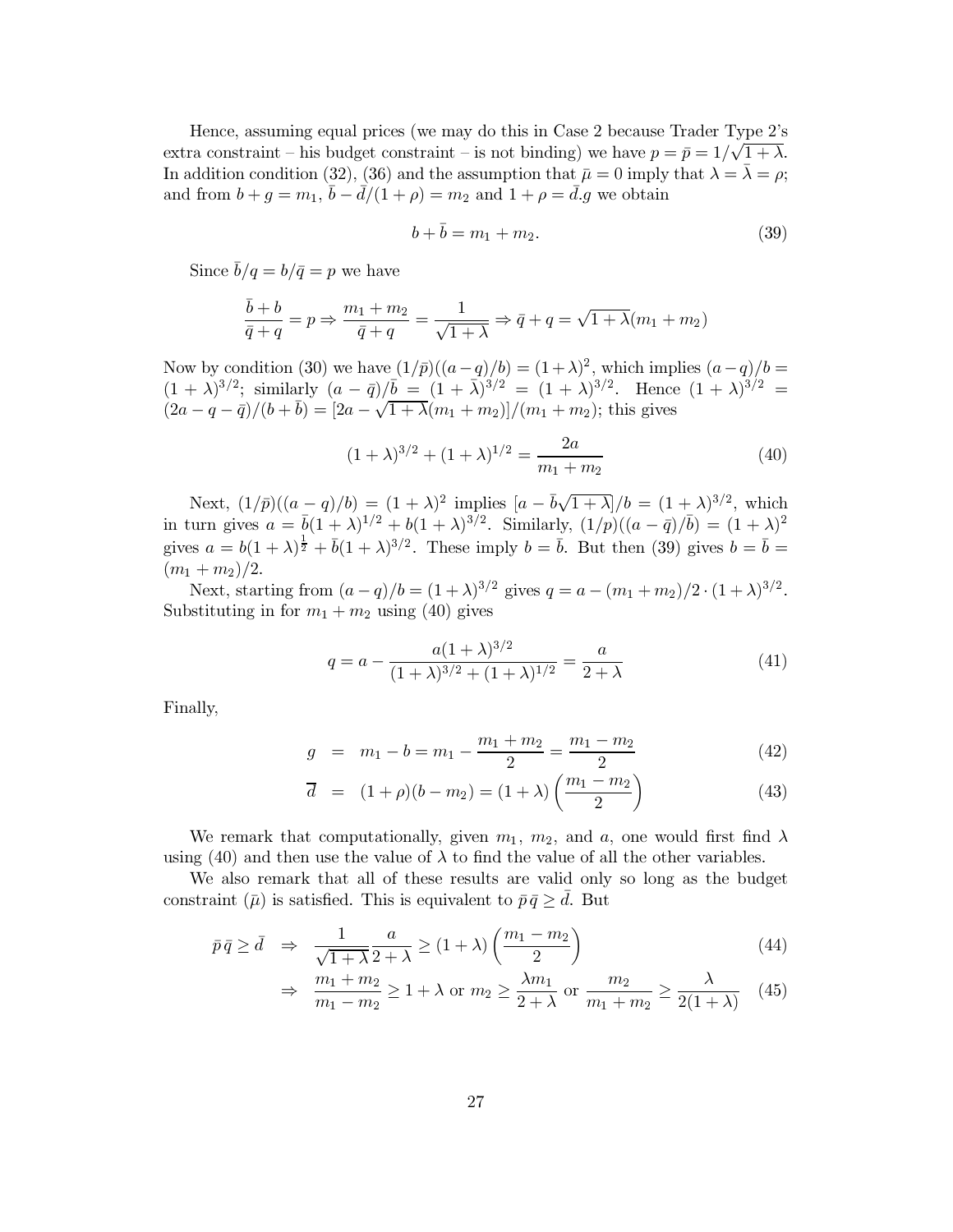Hence, assuming equal prices (we may do this in Case 2 because Trader Type 2's extra constraint – his budget constraint – is not binding) we have $p = \bar{p} = 1/\sqrt{1+\lambda}$. In addition condition (32), (36) and the assumption that $\bar{\mu} = 0$ imply that $\lambda = \bar{\lambda} = \rho$; and from $b + g = m_1$, $\bar{b} - \bar{d}/(1+\rho) = m_2$ and $1 + \rho = \bar{d}.g$ we obtain

$$b + \bar{b} = m_1 + m_2. \tag{39}$$

Since $\bar{b}/q = b/\bar{q} = p$ we have

$$\frac{\bar{b} + b}{\bar{q} + q} = p \Rightarrow \frac{m_1 + m_2}{\bar{q} + q} = \frac{1}{\sqrt{1+\lambda}} \Rightarrow \bar{q} + q = \sqrt{1+\lambda}(m_1 + m_2)$$

Now by condition (30) we have $(1/\bar{p})((a-q)/b) = (1+\lambda)^2$, which implies $(a-q)/b = (1+\lambda)^{3/2}$; similarly $(a - \bar{q})/\bar{b} = (1+\bar{\lambda})^{3/2} = (1+\lambda)^{3/2}$. Hence $(1+\lambda)^{3/2} = (2a - q - \bar{q})/(b + \bar{b}) = [2a - \sqrt{1+\lambda}(m_1 + m_2)]/(m_1 + m_2)$; this gives

$$(1+\lambda)^{3/2} + (1+\lambda)^{1/2} = \frac{2a}{m_1 + m_2} \tag{40}$$

Next, $(1/\bar{p})((a-q)/b) = (1+\lambda)^2$ implies $[a - \bar{b}\sqrt{1+\lambda}]/b = (1+\lambda)^{3/2}$, which in turn gives $a = \bar{b}(1+\lambda)^{1/2} + b(1+\lambda)^{3/2}$. Similarly, $(1/p)((a-\bar{q})/\bar{b}) = (1+\lambda)^2$ gives $a = b(1+\lambda)^{\frac{1}{2}} + \bar{b}(1+\lambda)^{3/2}$. These imply $b = \bar{b}$. But then (39) gives $b = \bar{b} = (m_1 + m_2)/2$.

Next, starting from $(a-q)/b = (1+\lambda)^{3/2}$ gives $q = a - (m_1+m_2)/2 \cdot (1+\lambda)^{3/2}$. Substituting in for $m_1 + m_2$ using (40) gives

$$q = a - \frac{a(1+\lambda)^{3/2}}{(1+\lambda)^{3/2} + (1+\lambda)^{1/2}} = \frac{a}{2+\lambda} \tag{41}$$

Finally,

$$g = m_1 - b = m_1 - \frac{m_1 + m_2}{2} = \frac{m_1 - m_2}{2} \tag{42}$$

$$\overline{d} = (1+\rho)(b - m_2) = (1+\lambda)\left(\frac{m_1 - m_2}{2}\right) \tag{43}$$

We remark that computationally, given $m_1$, $m_2$, and $a$, one would first find $\lambda$ using (40) and then use the value of $\lambda$ to find the value of all the other variables.

We also remark that all of these results are valid only so long as the budget constraint ($\bar{\mu}$) is satisfied. This is equivalent to $\bar{p}\,\bar{q} \geq \bar{d}$. But

$$\bar{p}\,\bar{q} \geq \bar{d} \quad \Rightarrow \quad \frac{1}{\sqrt{1+\lambda}}\frac{a}{2+\lambda} \geq (1+\lambda)\left(\frac{m_1 - m_2}{2}\right) \tag{44}$$

$$\Rightarrow \quad \frac{m_1 + m_2}{m_1 - m_2} \geq 1 + \lambda \text{ or } m_2 \geq \frac{\lambda m_1}{2+\lambda} \text{ or } \frac{m_2}{m_1 + m_2} \geq \frac{\lambda}{2(1+\lambda)} \tag{45}$$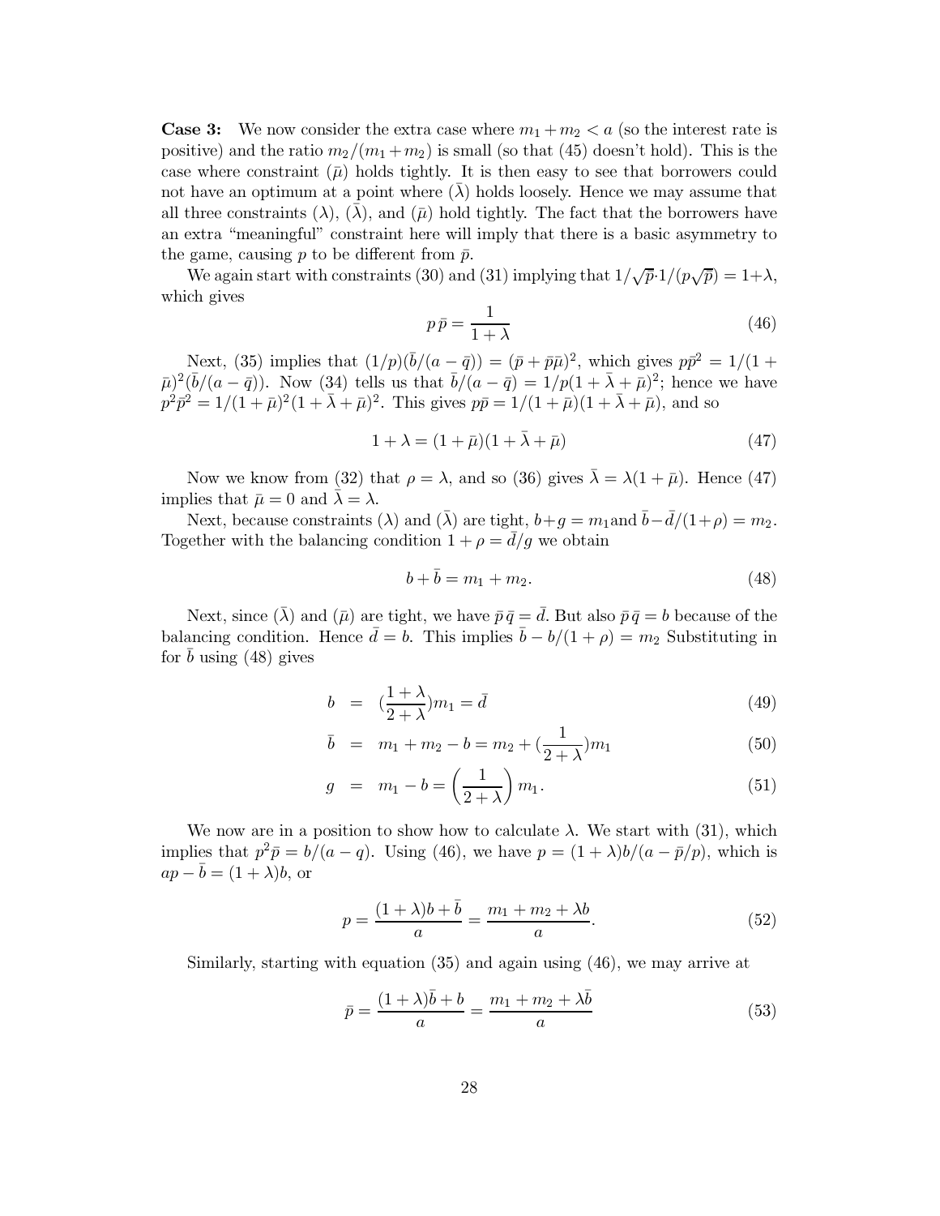**Case 3:** We now consider the extra case where $m_1 + m_2 < a$ (so the interest rate is positive) and the ratio $m_2/(m_1+m_2)$ is small (so that (45) doesn't hold). This is the case where constraint $(\bar{\mu})$ holds tightly. It is then easy to see that borrowers could not have an optimum at a point where $(\bar{\lambda})$ holds loosely. Hence we may assume that all three constraints $(\lambda)$, $(\bar{\lambda})$, and $(\bar{\mu})$ hold tightly. The fact that the borrowers have an extra "meaningful" constraint here will imply that there is a basic asymmetry to the game, causing $p$ to be different from $\bar{p}$.

We again start with constraints (30) and (31) implying that $1/\sqrt{\bar{p}} \cdot 1/(p\sqrt{\bar{p}}) = 1+\lambda$, which gives

$$p\,\bar{p} = \frac{1}{1+\lambda} \tag{46}$$

Next, (35) implies that $(1/p)(\bar{b}/(a-\bar{q})) = (\bar{p} + \bar{p}\bar{\mu})^2$, which gives $p\bar{p}^2 = 1/(1+\bar{\mu})^2(\bar{b}/(a-\bar{q}))$. Now (34) tells us that $\bar{b}/(a-\bar{q}) = 1/p(1+\bar{\lambda}+\bar{\mu})^2$; hence we have $p^2\bar{p}^2 = 1/(1+\bar{\mu})^2(1+\bar{\lambda}+\bar{\mu})^2$. This gives $p\bar{p} = 1/(1+\bar{\mu})(1+\bar{\lambda}+\bar{\mu})$, and so

$$1+\lambda = (1+\bar{\mu})(1+\bar{\lambda}+\bar{\mu}) \tag{47}$$

Now we know from (32) that $\rho = \lambda$, and so (36) gives $\bar{\lambda} = \lambda(1+\bar{\mu})$. Hence (47) implies that $\bar{\mu} = 0$ and $\bar{\lambda} = \lambda$.

Next, because constraints $(\lambda)$ and $(\bar{\lambda})$ are tight, $b+g = m_1$ and $\bar{b} - \bar{d}/(1+\rho) = m_2$. Together with the balancing condition $1+\rho = \bar{d}/g$ we obtain

$$b + \bar{b} = m_1 + m_2. \tag{48}$$

Next, since $(\bar{\lambda})$ and $(\bar{\mu})$ are tight, we have $\bar{p}\,\bar{q} = \bar{d}$. But also $\bar{p}\,\bar{q} = b$ because of the balancing condition. Hence $\bar{d} = b$. This implies $\bar{b} - b/(1+\rho) = m_2$ Substituting in for $\bar{b}$ using (48) gives

$$b = \left(\frac{1+\lambda}{2+\lambda}\right)m_1 = \bar{d} \tag{49}$$

$$\bar{b} = m_1 + m_2 - b = m_2 + \left(\frac{1}{2+\lambda}\right)m_1 \tag{50}$$

$$g = m_1 - b = \left(\frac{1}{2+\lambda}\right)m_1. \tag{51}$$

We now are in a position to show how to calculate $\lambda$. We start with (31), which implies that $p^2\bar{p} = b/(a-q)$. Using (46), we have $p = (1+\lambda)b/(a-\bar{p}/p)$, which is $ap - \bar{b} = (1+\lambda)b$, or

$$p = \frac{(1+\lambda)b + \bar{b}}{a} = \frac{m_1 + m_2 + \lambda b}{a}. \tag{52}$$

Similarly, starting with equation (35) and again using (46), we may arrive at

$$\bar{p} = \frac{(1+\lambda)\bar{b} + b}{a} = \frac{m_1 + m_2 + \lambda\bar{b}}{a} \tag{53}$$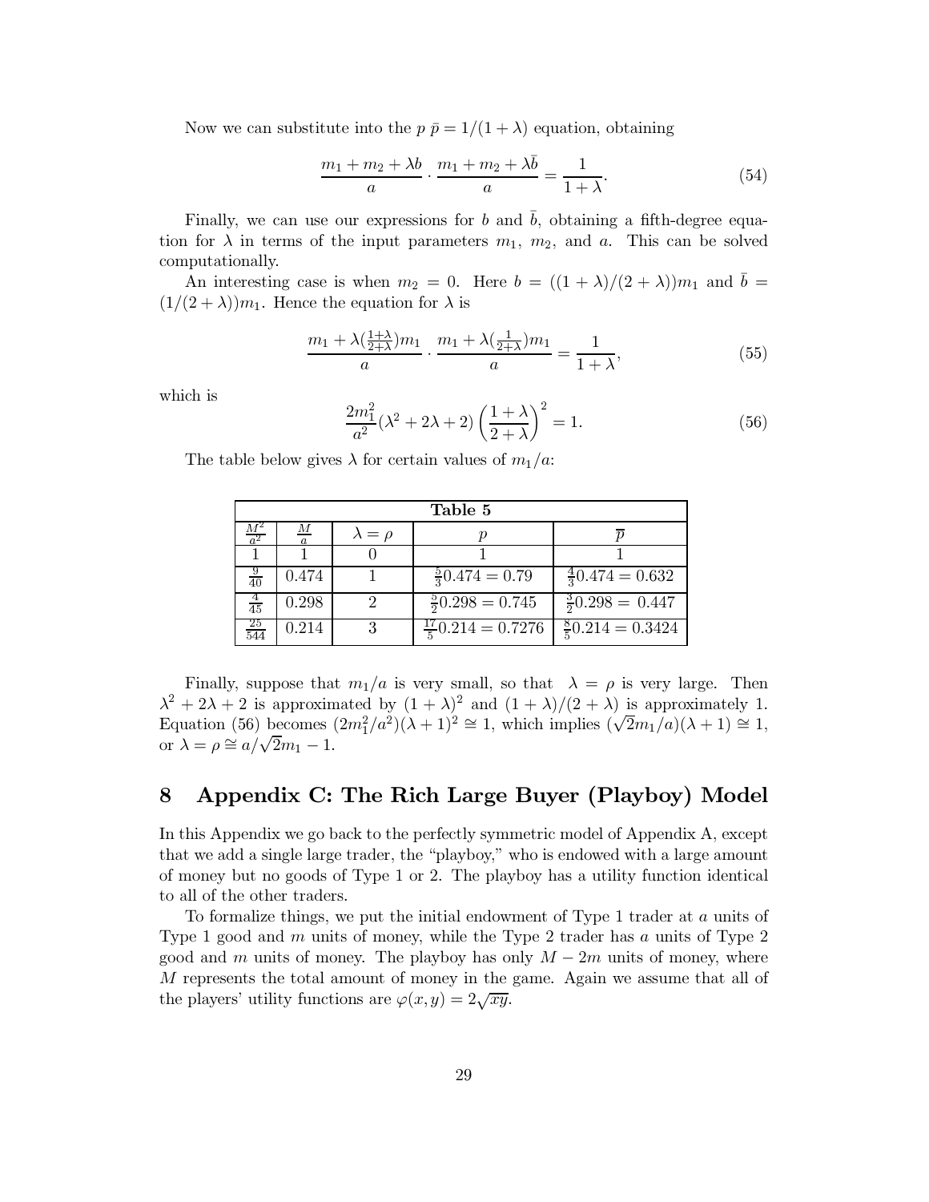Now we can substitute into the $p\,\bar{p} = 1/(1+\lambda)$ equation, obtaining

$$\frac{m_1 + m_2 + \lambda b}{a} \cdot \frac{m_1 + m_2 + \lambda \bar{b}}{a} = \frac{1}{1+\lambda}. \tag{54}$$

Finally, we can use our expressions for $b$ and $\bar{b}$, obtaining a fifth-degree equation for $\lambda$ in terms of the input parameters $m_1$, $m_2$, and $a$. This can be solved computationally.

An interesting case is when $m_2 = 0$. Here $b = ((1+\lambda)/(2+\lambda))m_1$ and $\bar{b} = (1/(2+\lambda))m_1$. Hence the equation for $\lambda$ is

$$\frac{m_1 + \lambda(\frac{1+\lambda}{2+\lambda})m_1}{a} \cdot \frac{m_1 + \lambda(\frac{1}{2+\lambda})m_1}{a} = \frac{1}{1+\lambda}, \tag{55}$$

which is

$$\frac{2m_1^2}{a^2}(\lambda^2 + 2\lambda + 2)\left(\frac{1+\lambda}{2+\lambda}\right)^2 = 1. \tag{56}$$

The table below gives $\lambda$ for certain values of $m_1/a$:

| **Table 5** | | | | |
|---|---|---|---|---|
| $\frac{M^2}{a^2}$ | $\frac{M}{a}$ | $\lambda = \rho$ | $p$ | $\overline{p}$ |
| 1 | 1 | 0 | 1 | 1 |
| $\frac{9}{40}$ | 0.474 | 1 | $\frac{5}{3}0.474 = 0.79$ | $\frac{4}{3}0.474 = 0.632$ |
| $\frac{4}{45}$ | 0.298 | 2 | $\frac{5}{2}0.298 = 0.745$ | $\frac{3}{2}0.298 = 0.447$ |
| $\frac{25}{544}$ | 0.214 | 3 | $\frac{17}{5}0.214 = 0.7276$ | $\frac{8}{5}0.214 = 0.3424$ |

Finally, suppose that $m_1/a$ is very small, so that $\lambda = \rho$ is very large. Then $\lambda^2 + 2\lambda + 2$ is approximated by $(1+\lambda)^2$ and $(1+\lambda)/(2+\lambda)$ is approximately 1. Equation (56) becomes $(2m_1^2/a^2)(\lambda+1)^2 \cong 1$, which implies $(\sqrt{2}m_1/a)(\lambda+1) \cong 1$, or $\lambda = \rho \cong a/\sqrt{2}m_1 - 1$.

# 8 Appendix C: The Rich Large Buyer (Playboy) Model

In this Appendix we go back to the perfectly symmetric model of Appendix A, except that we add a single large trader, the "playboy," who is endowed with a large amount of money but no goods of Type 1 or 2. The playboy has a utility function identical to all of the other traders.

To formalize things, we put the initial endowment of Type 1 trader at $a$ units of Type 1 good and $m$ units of money, while the Type 2 trader has $a$ units of Type 2 good and $m$ units of money. The playboy has only $M - 2m$ units of money, where $M$ represents the total amount of money in the game. Again we assume that all of the players' utility functions are $\varphi(x, y) = 2\sqrt{xy}$.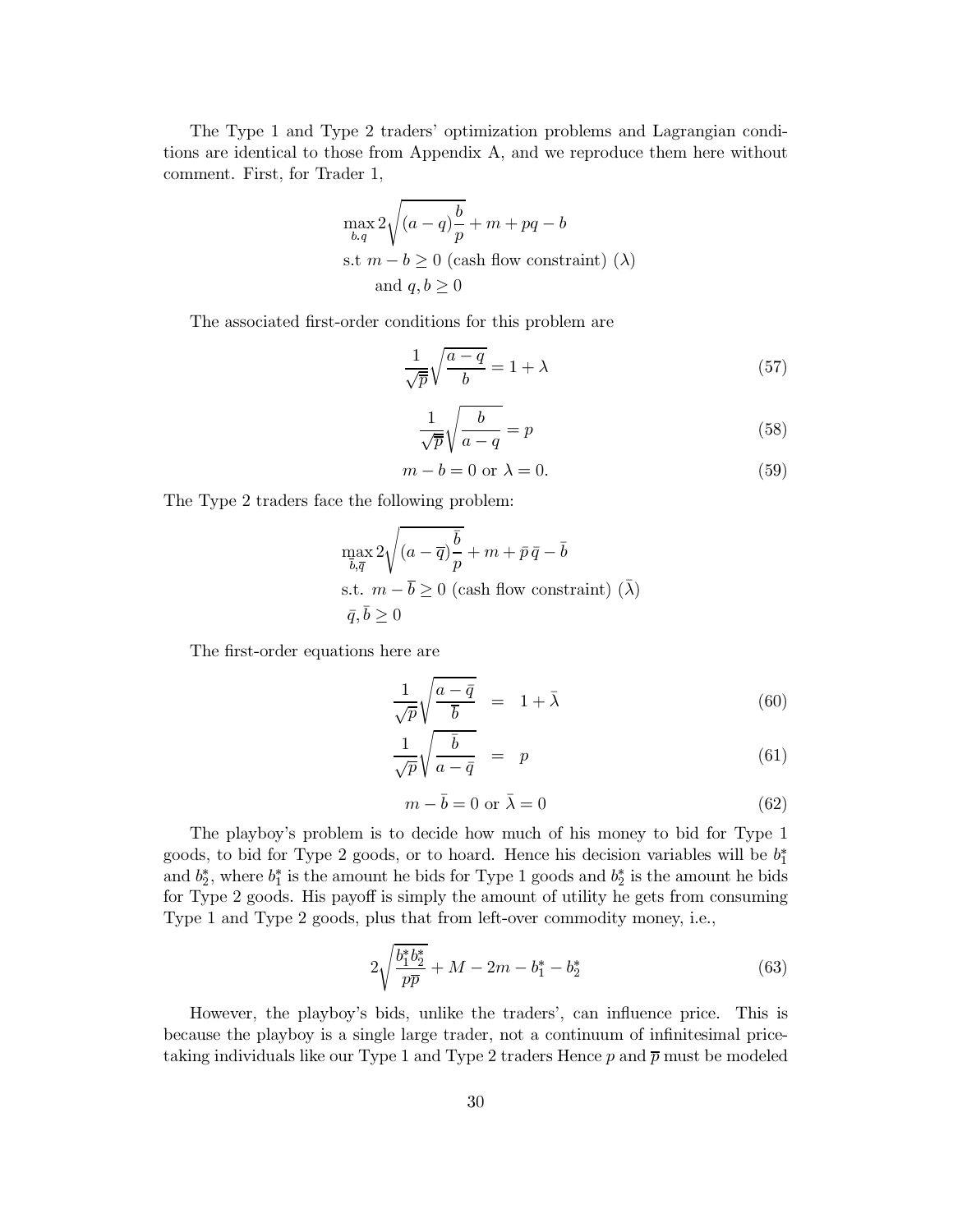The Type 1 and Type 2 traders' optimization problems and Lagrangian conditions are identical to those from Appendix A, and we reproduce them here without comment. First, for Trader 1,

$$\max_{b,q} 2\sqrt{(a-q)\frac{b}{p}} + m + pq - b$$
$$\text{s.t } m - b \geq 0 \text{ (cash flow constraint) } (\lambda)$$
$$\text{and } q, b \geq 0$$

The associated first-order conditions for this problem are

$$\frac{1}{\sqrt{\overline{p}}}\sqrt{\frac{a-q}{b}} = 1 + \lambda \tag{57}$$

$$\frac{1}{\sqrt{\overline{p}}}\sqrt{\frac{b}{a-q}} = p \tag{58}$$

$$m - b = 0 \text{ or } \lambda = 0. \tag{59}$$

The Type 2 traders face the following problem:

$$\max_{\bar{b},\overline{q}} 2\sqrt{(a-\overline{q})\frac{\bar{b}}{p}} + m + \bar{p}\,\bar{q} - \bar{b}$$
$$\text{s.t. } m - \bar{b} \geq 0 \text{ (cash flow constraint) } (\bar{\lambda})$$
$$\bar{q}, \bar{b} \geq 0$$

The first-order equations here are

$$\frac{1}{\sqrt{p}}\sqrt{\frac{a-\bar{q}}{\bar{b}}} \;\; = \;\; 1 + \bar{\lambda} \tag{60}$$

$$\frac{1}{\sqrt{p}}\sqrt{\frac{\bar{b}}{a-\bar{q}}} \;\; = \;\; p \tag{61}$$

$$m - \bar{b} = 0 \text{ or } \bar{\lambda} = 0 \tag{62}$$

The playboy's problem is to decide how much of his money to bid for Type 1 goods, to bid for Type 2 goods, or to hoard. Hence his decision variables will be $b_1^*$ and $b_2^*$, where $b_1^*$ is the amount he bids for Type 1 goods and $b_2^*$ is the amount he bids for Type 2 goods. His payoff is simply the amount of utility he gets from consuming Type 1 and Type 2 goods, plus that from left-over commodity money, i.e.,

$$2\sqrt{\frac{b_1^* b_2^*}{p\overline{p}}} + M - 2m - b_1^* - b_2^* \tag{63}$$

However, the playboy's bids, unlike the traders', can influence price. This is because the playboy is a single large trader, not a continuum of infinitesimal price-taking individuals like our Type 1 and Type 2 traders Hence $p$ and $\overline{p}$ must be modeled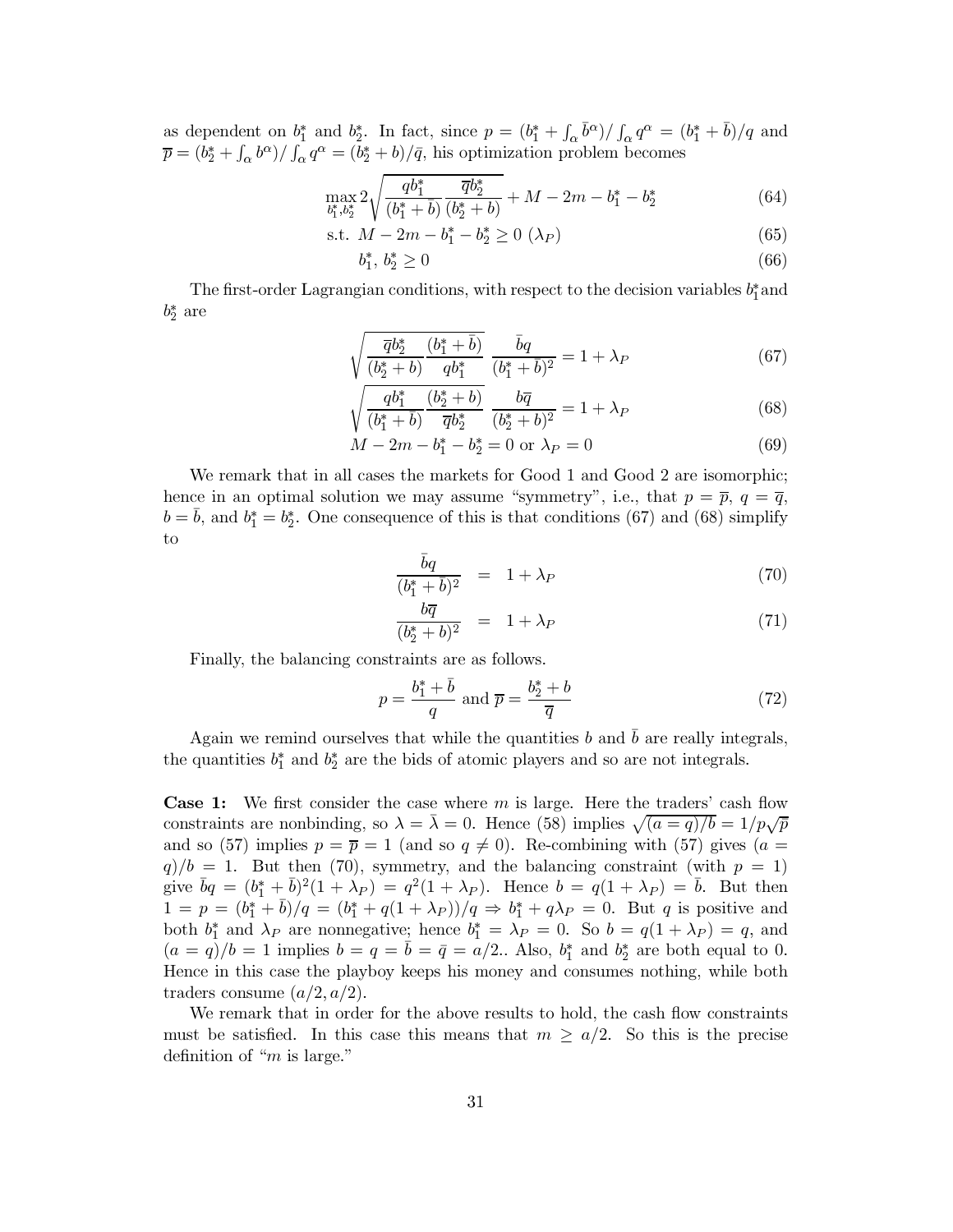as dependent on $b_1^*$ and $b_2^*$. In fact, since $p = (b_1^* + \int_\alpha \bar{b}^\alpha)/\int_\alpha q^\alpha = (b_1^* + \bar{b})/q$ and $\overline{p} = (b_2^* + \int_\alpha b^\alpha)/\int_\alpha q^\alpha = (b_2^* + b)/\bar{q}$, his optimization problem becomes

$$\max_{b_1^*, b_2^*} 2\sqrt{\frac{q b_1^*}{(b_1^* + \bar{b})} \frac{\overline{q} b_2^*}{(b_2^* + b)}} + M - 2m - b_1^* - b_2^* \tag{64}$$

$$\text{s.t. } M - 2m - b_1^* - b_2^* \geq 0 \ (\lambda_P) \tag{65}$$

$$b_1^*, \, b_2^* \geq 0 \tag{66}$$

The first-order Lagrangian conditions, with respect to the decision variables $b_1^*$ and $b_2^*$ are

$$\sqrt{\frac{\overline{q} b_2^*}{(b_2^* + b)} \frac{(b_1^* + \bar{b})}{q b_1^*}} \ \frac{\bar{b} q}{(b_1^* + \bar{b})^2} = 1 + \lambda_P \tag{67}$$

$$\sqrt{\frac{q b_1^*}{(b_1^* + \bar{b})} \frac{(b_2^* + b)}{\overline{q} b_2^*}} \ \frac{b \overline{q}}{(b_2^* + b)^2} = 1 + \lambda_P \tag{68}$$

$$M - 2m - b_1^* - b_2^* = 0 \text{ or } \lambda_P = 0 \tag{69}$$

We remark that in all cases the markets for Good 1 and Good 2 are isomorphic; hence in an optimal solution we may assume "symmetry", i.e., that $p = \overline{p}$, $q = \overline{q}$, $b = \bar{b}$, and $b_1^* = b_2^*$. One consequence of this is that conditions (67) and (68) simplify to

$$\frac{\bar{b} q}{(b_1^* + \bar{b})^2} = 1 + \lambda_P \tag{70}$$

$$\frac{b \overline{q}}{(b_2^* + b)^2} = 1 + \lambda_P \tag{71}$$

Finally, the balancing constraints are as follows.

$$p = \frac{b_1^* + \bar{b}}{q} \text{ and } \overline{p} = \frac{b_2^* + b}{\overline{q}} \tag{72}$$

Again we remind ourselves that while the quantities $b$ and $\bar{b}$ are really integrals, the quantities $b_1^*$ and $b_2^*$ are the bids of atomic players and so are not integrals.

**Case 1:** We first consider the case where $m$ is large. Here the traders' cash flow constraints are nonbinding, so $\lambda = \bar{\lambda} = 0$. Hence (58) implies $\sqrt{(a = q)/b} = 1/p\sqrt{\overline{p}}$ and so (57) implies $p = \overline{p} = 1$ (and so $q \neq 0$). Re-combining with (57) gives $(a = q)/b = 1$. But then (70), symmetry, and the balancing constraint (with $p = 1$) give $\bar{b} q = (b_1^* + \bar{b})^2 (1 + \lambda_P) = q^2 (1 + \lambda_P)$. Hence $b = q(1 + \lambda_P) = \bar{b}$. But then $1 = p = (b_1^* + \bar{b})/q = (b_1^* + q(1 + \lambda_P))/q \Rightarrow b_1^* + q\lambda_P = 0$. But $q$ is positive and both $b_1^*$ and $\lambda_P$ are nonnegative; hence $b_1^* = \lambda_P = 0$. So $b = q(1 + \lambda_P) = q$, and $(a = q)/b = 1$ implies $b = q = \bar{b} = \bar{q} = a/2$.. Also, $b_1^*$ and $b_2^*$ are both equal to 0. Hence in this case the playboy keeps his money and consumes nothing, while both traders consume $(a/2, a/2)$.

We remark that in order for the above results to hold, the cash flow constraints must be satisfied. In this case this means that $m \geq a/2$. So this is the precise definition of "$m$ is large."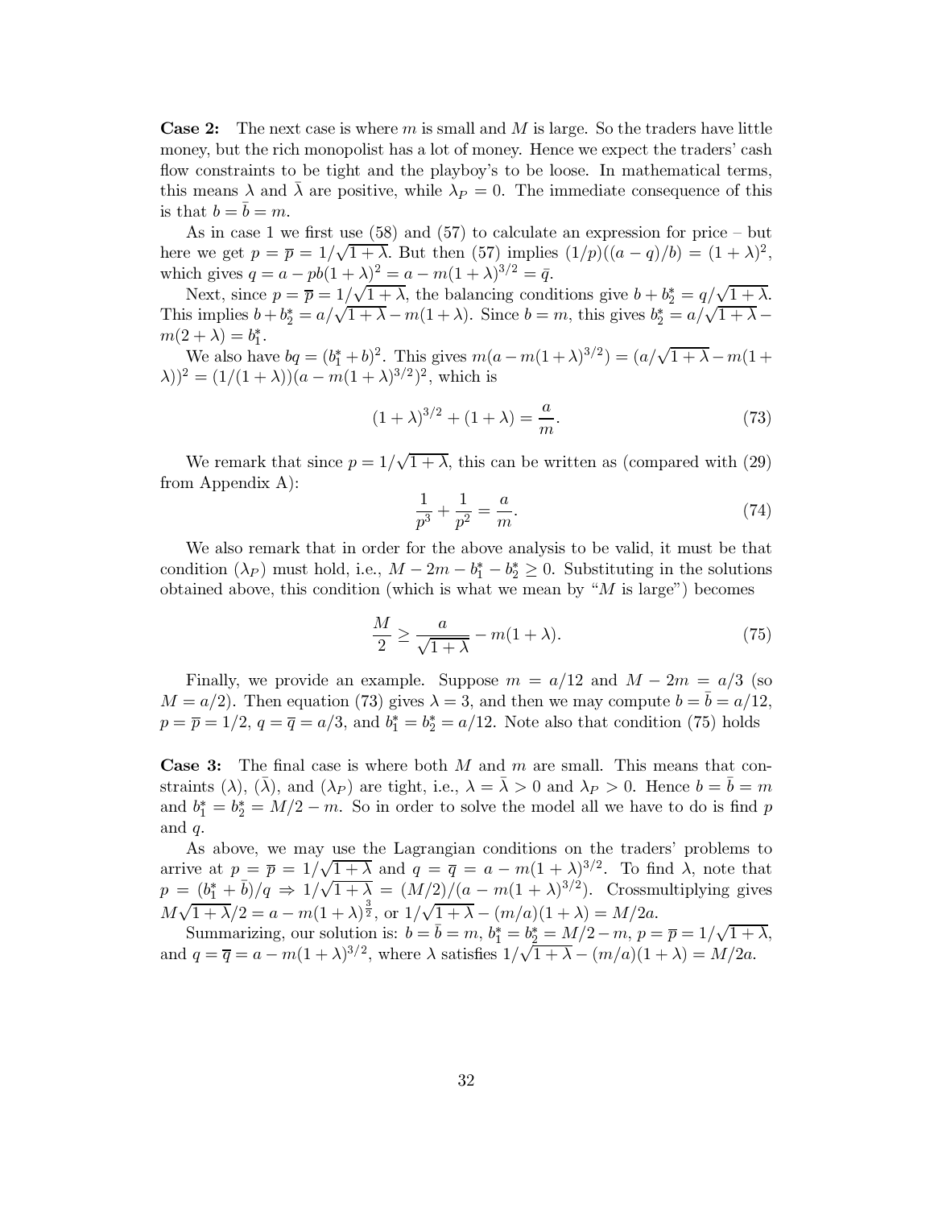**Case 2:** The next case is where $m$ is small and $M$ is large. So the traders have little money, but the rich monopolist has a lot of money. Hence we expect the traders' cash flow constraints to be tight and the playboy's to be loose. In mathematical terms, this means $\lambda$ and $\bar{\lambda}$ are positive, while $\lambda_P = 0$. The immediate consequence of this is that $b = \bar{b} = m$.

As in case 1 we first use (58) and (57) to calculate an expression for price – but here we get $p = \overline{p} = 1/\sqrt{1+\lambda}$. But then (57) implies $(1/p)((a-q)/b) = (1+\lambda)^2$, which gives $q = a - pb(1+\lambda)^2 = a - m(1+\lambda)^{3/2} = \bar{q}$.

Next, since $p = \overline{p} = 1/\sqrt{1+\lambda}$, the balancing conditions give $b + b_2^* = q/\sqrt{1+\lambda}$. This implies $b + b_2^* = a/\sqrt{1+\lambda} - m(1+\lambda)$. Since $b = m$, this gives $b_2^* = a/\sqrt{1+\lambda} - m(2+\lambda) = b_1^*$.

We also have $bq = (b_1^* + b)^2$. This gives $m(a - m(1+\lambda)^{3/2}) = (a/\sqrt{1+\lambda} - m(1+\lambda))^2 = (1/(1+\lambda))(a - m(1+\lambda)^{3/2})^2$, which is

$$(1+\lambda)^{3/2} + (1+\lambda) = \frac{a}{m}. \tag{73}$$

We remark that since $p = 1/\sqrt{1+\lambda}$, this can be written as (compared with (29) from Appendix A):

$$\frac{1}{p^3} + \frac{1}{p^2} = \frac{a}{m}. \tag{74}$$

We also remark that in order for the above analysis to be valid, it must be that condition ($\lambda_P$) must hold, i.e., $M - 2m - b_1^* - b_2^* \geq 0$. Substituting in the solutions obtained above, this condition (which is what we mean by "$M$ is large") becomes

$$\frac{M}{2} \geq \frac{a}{\sqrt{1+\lambda}} - m(1+\lambda). \tag{75}$$

Finally, we provide an example. Suppose $m = a/12$ and $M - 2m = a/3$ (so $M = a/2$). Then equation (73) gives $\lambda = 3$, and then we may compute $b = \bar{b} = a/12$, $p = \overline{p} = 1/2$, $q = \overline{q} = a/3$, and $b_1^* = b_2^* = a/12$. Note also that condition (75) holds

**Case 3:** The final case is where both $M$ and $m$ are small. This means that constraints ($\lambda$), ($\bar{\lambda}$), and ($\lambda_P$) are tight, i.e., $\lambda = \bar{\lambda} > 0$ and $\lambda_P > 0$. Hence $b = \bar{b} = m$ and $b_1^* = b_2^* = M/2 - m$. So in order to solve the model all we have to do is find $p$ and $q$.

As above, we may use the Lagrangian conditions on the traders' problems to arrive at $p = \overline{p} = 1/\sqrt{1+\lambda}$ and $q = \overline{q} = a - m(1+\lambda)^{3/2}$. To find $\lambda$, note that $p = (b_1^* + \bar{b})/q \Rightarrow 1/\sqrt{1+\lambda} = (M/2)/(a - m(1+\lambda)^{3/2})$. Crossmultiplying gives $M\sqrt{1+\lambda}/2 = a - m(1+\lambda)^{\frac{3}{2}}$, or $1/\sqrt{1+\lambda} - (m/a)(1+\lambda) = M/2a$.

Summarizing, our solution is: $b = \bar{b} = m$, $b_1^* = b_2^* = M/2 - m$, $p = \overline{p} = 1/\sqrt{1+\lambda}$, and $q = \overline{q} = a - m(1+\lambda)^{3/2}$, where $\lambda$ satisfies $1/\sqrt{1+\lambda} - (m/a)(1+\lambda) = M/2a$.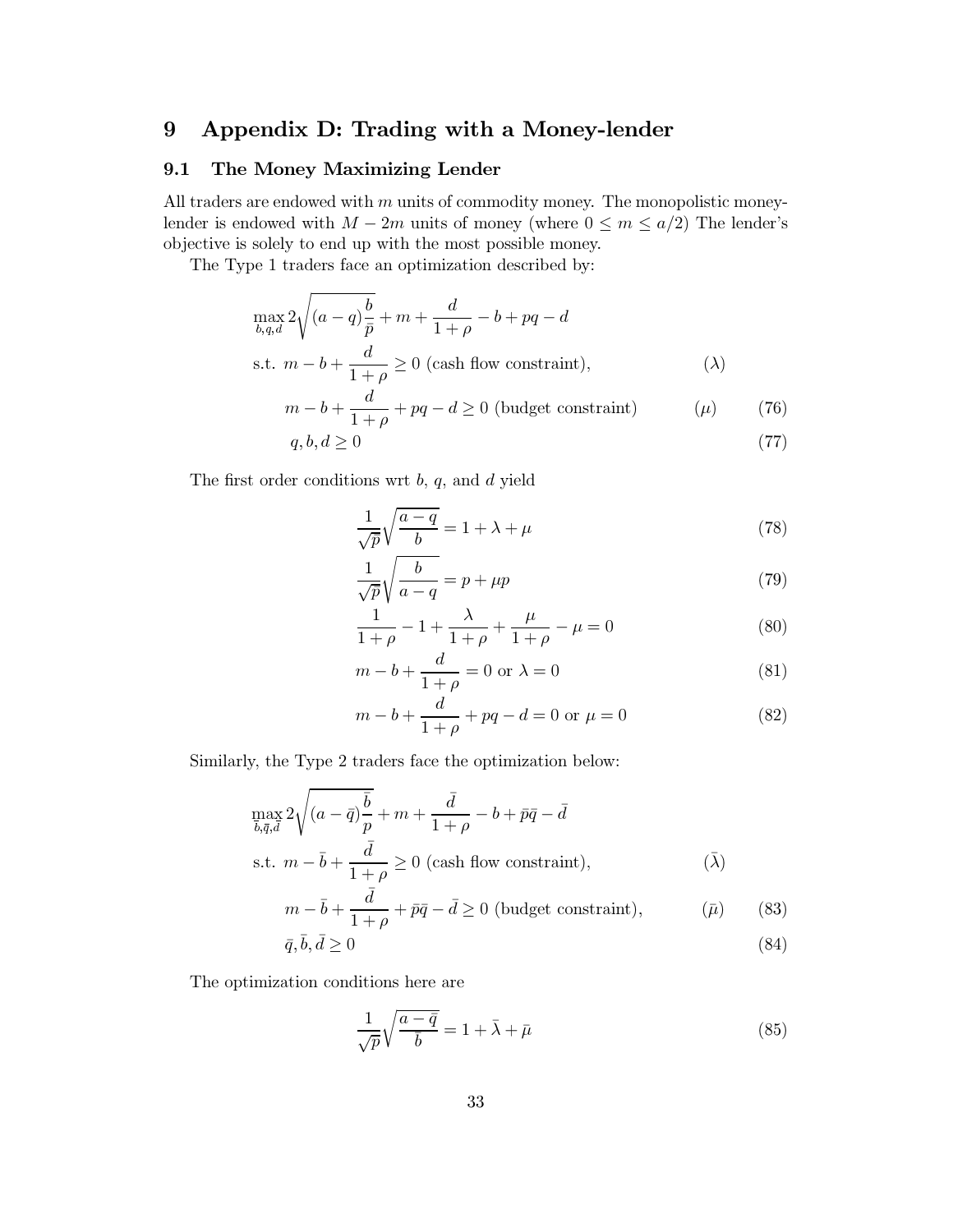# 9 Appendix D: Trading with a Money-lender

## 9.1 The Money Maximizing Lender

All traders are endowed with $m$ units of commodity money. The monopolistic money-lender is endowed with $M - 2m$ units of money (where $0 \leq m \leq a/2$) The lender's objective is solely to end up with the most possible money.

The Type 1 traders face an optimization described by:

$$\max_{b,q,d} 2\sqrt{(a-q)\frac{b}{\bar{p}}} + m + \frac{d}{1+\rho} - b + pq - d$$

$$\text{s.t. } m - b + \frac{d}{1+\rho} \geq 0 \text{ (cash flow constraint),} \qquad (\lambda)$$

$$m - b + \frac{d}{1+\rho} + pq - d \geq 0 \text{ (budget constraint)} \qquad (\mu) \tag{76}$$

$$q, b, d \geq 0 \tag{77}$$

The first order conditions wrt $b$, $q$, and $d$ yield

$$\frac{1}{\sqrt{\bar{p}}}\sqrt{\frac{a-q}{b}} = 1 + \lambda + \mu \tag{78}$$

$$\frac{1}{\sqrt{\bar{p}}}\sqrt{\frac{b}{a-q}} = p + \mu p \tag{79}$$

$$\frac{1}{1+\rho} - 1 + \frac{\lambda}{1+\rho} + \frac{\mu}{1+\rho} - \mu = 0 \tag{80}$$

$$m - b + \frac{d}{1+\rho} = 0 \text{ or } \lambda = 0 \tag{81}$$

$$m - b + \frac{d}{1+\rho} + pq - d = 0 \text{ or } \mu = 0 \tag{82}$$

Similarly, the Type 2 traders face the optimization below:

$$\max_{\bar{b},\bar{q},\bar{d}} 2\sqrt{(a-\bar{q})\frac{\bar{b}}{p}} + m + \frac{\bar{d}}{1+\rho} - b + \bar{p}\bar{q} - \bar{d}$$

$$\text{s.t. } m - \bar{b} + \frac{\bar{d}}{1+\rho} \geq 0 \text{ (cash flow constraint),} \qquad (\bar{\lambda})$$

$$m - \bar{b} + \frac{\bar{d}}{1+\rho} + \bar{p}\bar{q} - \bar{d} \geq 0 \text{ (budget constraint),} \qquad (\bar{\mu}) \tag{83}$$

$$\bar{q}, \bar{b}, \bar{d} \geq 0 \tag{84}$$

The optimization conditions here are

$$\frac{1}{\sqrt{p}}\sqrt{\frac{a-\bar{q}}{\bar{b}}} = 1 + \bar{\lambda} + \bar{\mu} \tag{85}$$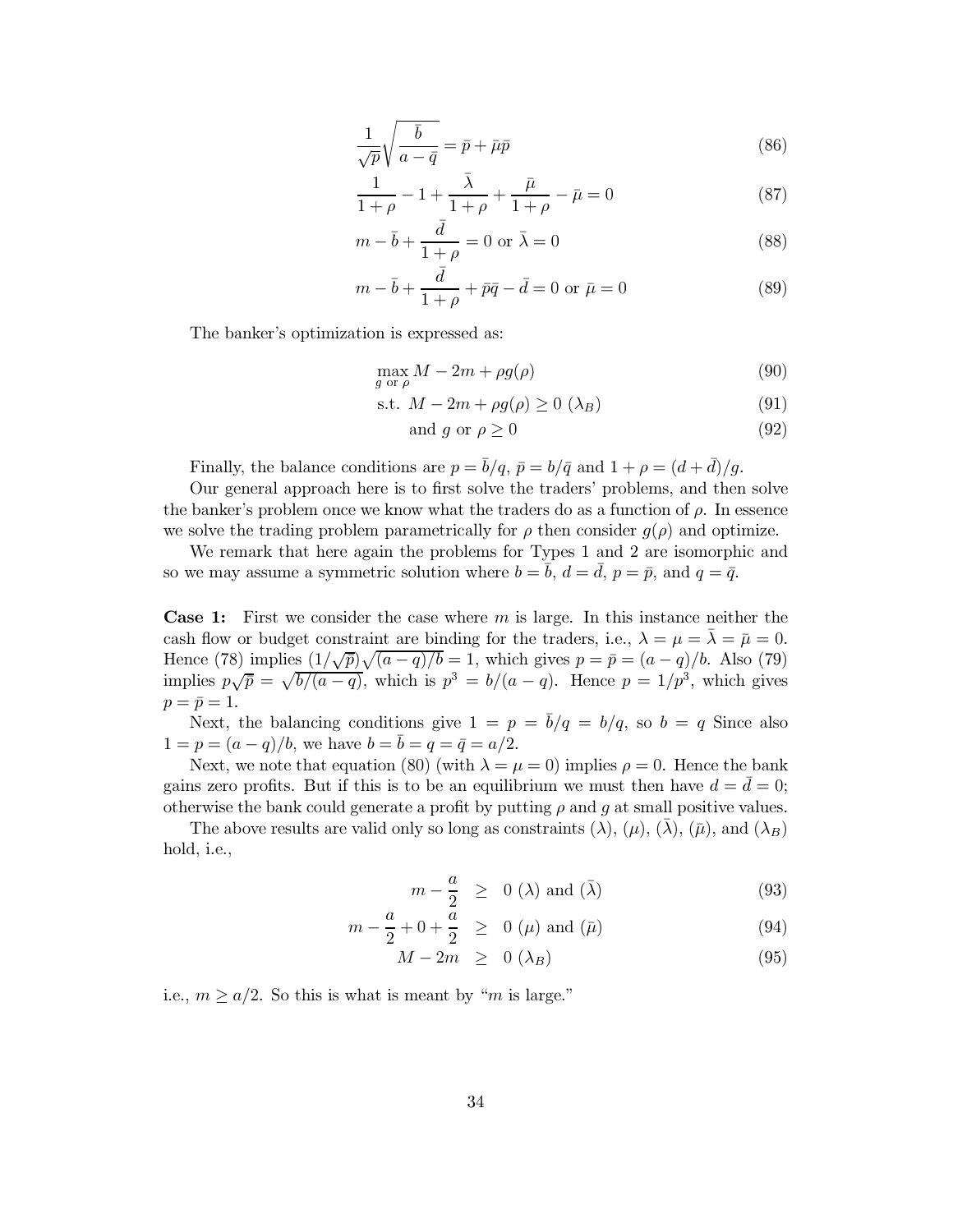$$\frac{1}{\sqrt{\bar{p}}}\sqrt{\frac{\bar{b}}{a-\bar{q}}} = \bar{p} + \bar{\mu}\bar{p} \tag{86}$$

$$\frac{1}{1+\rho} - 1 + \frac{\bar{\lambda}}{1+\rho} + \frac{\bar{\mu}}{1+\rho} - \bar{\mu} = 0 \tag{87}$$

$$m - \bar{b} + \frac{\bar{d}}{1+\rho} = 0 \text{ or } \bar{\lambda} = 0 \tag{88}$$

$$m - \bar{b} + \frac{\bar{d}}{1+\rho} + \bar{p}\bar{q} - \bar{d} = 0 \text{ or } \bar{\mu} = 0 \tag{89}$$

The banker's optimization is expressed as:

$$\max_{g \text{ or } \rho} M - 2m + \rho g(\rho) \tag{90}$$

$$\text{s.t. } M - 2m + \rho g(\rho) \geq 0 \ (\lambda_B) \tag{91}$$

$$\text{and } g \text{ or } \rho \geq 0 \tag{92}$$

Finally, the balance conditions are $p = \bar{b}/q$, $\bar{p} = b/\bar{q}$ and $1 + \rho = (d + \bar{d})/g$.

Our general approach here is to first solve the traders' problems, and then solve the banker's problem once we know what the traders do as a function of $\rho$. In essence we solve the trading problem parametrically for $\rho$ then consider $g(\rho)$ and optimize.

We remark that here again the problems for Types 1 and 2 are isomorphic and so we may assume a symmetric solution where $b = \bar{b}$, $d = \bar{d}$, $p = \bar{p}$, and $q = \bar{q}$.

**Case 1:** First we consider the case where $m$ is large. In this instance neither the cash flow or budget constraint are binding for the traders, i.e., $\lambda = \mu = \bar{\lambda} = \bar{\mu} = 0$. Hence (78) implies $(1/\sqrt{p})\sqrt{(a-q)/b} = 1$, which gives $p = \bar{p} = (a-q)/b$. Also (79) implies $p\sqrt{\bar{p}} = \sqrt{b/(a-q)}$, which is $p^3 = b/(a-q)$. Hence $p = 1/p^3$, which gives $p = \bar{p} = 1$.

Next, the balancing conditions give $1 = p = \bar{b}/q = b/q$, so $b = q$ Since also $1 = p = (a-q)/b$, we have $b = \bar{b} = q = \bar{q} = a/2$.

Next, we note that equation (80) (with $\lambda = \mu = 0$) implies $\rho = 0$. Hence the bank gains zero profits. But if this is to be an equilibrium we must then have $d = \bar{d} = 0$; otherwise the bank could generate a profit by putting $\rho$ and $g$ at small positive values.

The above results are valid only so long as constraints $(\lambda)$, $(\mu)$, $(\bar{\lambda})$, $(\bar{\mu})$, and $(\lambda_B)$ hold, i.e.,

$$m - \frac{a}{2} \geq 0 \ (\lambda) \text{ and } (\bar{\lambda}) \tag{93}$$

$$m - \frac{a}{2} + 0 + \frac{a}{2} \geq 0 \ (\mu) \text{ and } (\bar{\mu}) \tag{94}$$

$$M - 2m \geq 0 \ (\lambda_B) \tag{95}$$

i.e., $m \geq a/2$. So this is what is meant by "$m$ is large."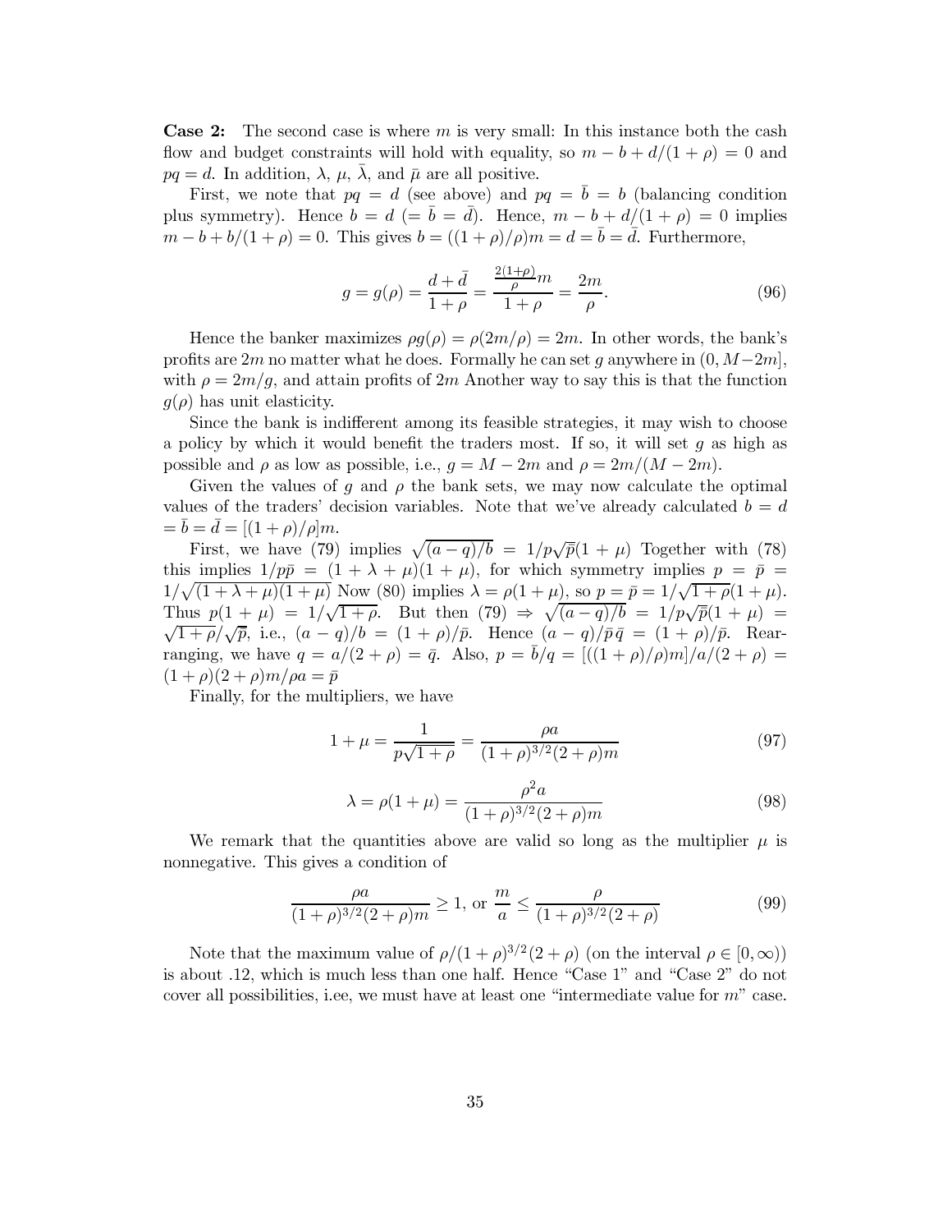**Case 2:** The second case is where $m$ is very small: In this instance both the cash flow and budget constraints will hold with equality, so $m - b + d/(1+\rho) = 0$ and $pq = d$. In addition, $\lambda$, $\mu$, $\bar{\lambda}$, and $\bar{\mu}$ are all positive.

First, we note that $pq = d$ (see above) and $pq = \bar{b} = b$ (balancing condition plus symmetry). Hence $b = d$ $(= \bar{b} = \bar{d})$. Hence, $m - b + d/(1+\rho) = 0$ implies $m - b + b/(1+\rho) = 0$. This gives $b = ((1+\rho)/\rho)m = d = \bar{b} = \bar{d}$. Furthermore,

$$g = g(\rho) = \frac{d + \bar{d}}{1+\rho} = \frac{\frac{2(1+\rho)}{\rho}m}{1+\rho} = \frac{2m}{\rho}. \tag{96}$$

Hence the banker maximizes $\rho g(\rho) = \rho(2m/\rho) = 2m$. In other words, the bank's profits are $2m$ no matter what he does. Formally he can set $g$ anywhere in $(0, M-2m]$, with $\rho = 2m/g$, and attain profits of $2m$ Another way to say this is that the function $g(\rho)$ has unit elasticity.

Since the bank is indifferent among its feasible strategies, it may wish to choose a policy by which it would benefit the traders most. If so, it will set $g$ as high as possible and $\rho$ as low as possible, i.e., $g = M - 2m$ and $\rho = 2m/(M-2m)$.

Given the values of $g$ and $\rho$ the bank sets, we may now calculate the optimal values of the traders' decision variables. Note that we've already calculated $b = d = \bar{b} = \bar{d} = [(1+\rho)/\rho]m$.

First, we have (79) implies $\sqrt{(a-q)/b} = 1/p\sqrt{\bar{p}}(1+\mu)$ Together with (78) this implies $1/p\bar{p} = (1+\lambda+\mu)(1+\mu)$, for which symmetry implies $p = \bar{p} = 1/\sqrt{(1+\lambda+\mu)(1+\mu)}$ Now (80) implies $\lambda = \rho(1+\mu)$, so $p = \bar{p} = 1/\sqrt{1+\rho}(1+\mu)$. Thus $p(1+\mu) = 1/\sqrt{1+\rho}$. But then (79) $\Rightarrow$ $\sqrt{(a-q)/b} = 1/p\sqrt{\bar{p}}(1+\mu) = \sqrt{1+\rho}/\sqrt{\bar{p}}$, i.e., $(a-q)/b = (1+\rho)/\bar{p}$. Hence $(a-q)/\bar{p}\bar{q} = (1+\rho)/\bar{p}$. Rearranging, we have $q = a/(2+\rho) = \bar{q}$. Also, $p = \bar{b}/q = [((1+\rho)/\rho)m]/a/(2+\rho) = (1+\rho)(2+\rho)m/\rho a = \bar{p}$

Finally, for the multipliers, we have

$$1 + \mu = \frac{1}{p\sqrt{1+\rho}} = \frac{\rho a}{(1+\rho)^{3/2}(2+\rho)m} \tag{97}$$

$$\lambda = \rho(1+\mu) = \frac{\rho^2 a}{(1+\rho)^{3/2}(2+\rho)m} \tag{98}$$

We remark that the quantities above are valid so long as the multiplier $\mu$ is nonnegative. This gives a condition of

$$\frac{\rho a}{(1+\rho)^{3/2}(2+\rho)m} \geq 1, \text{ or } \frac{m}{a} \leq \frac{\rho}{(1+\rho)^{3/2}(2+\rho)} \tag{99}$$

Note that the maximum value of $\rho/(1+\rho)^{3/2}(2+\rho)$ (on the interval $\rho \in [0,\infty)$) is about .12, which is much less than one half. Hence "Case 1" and "Case 2" do not cover all possibilities, i.ee, we must have at least one "intermediate value for $m$" case.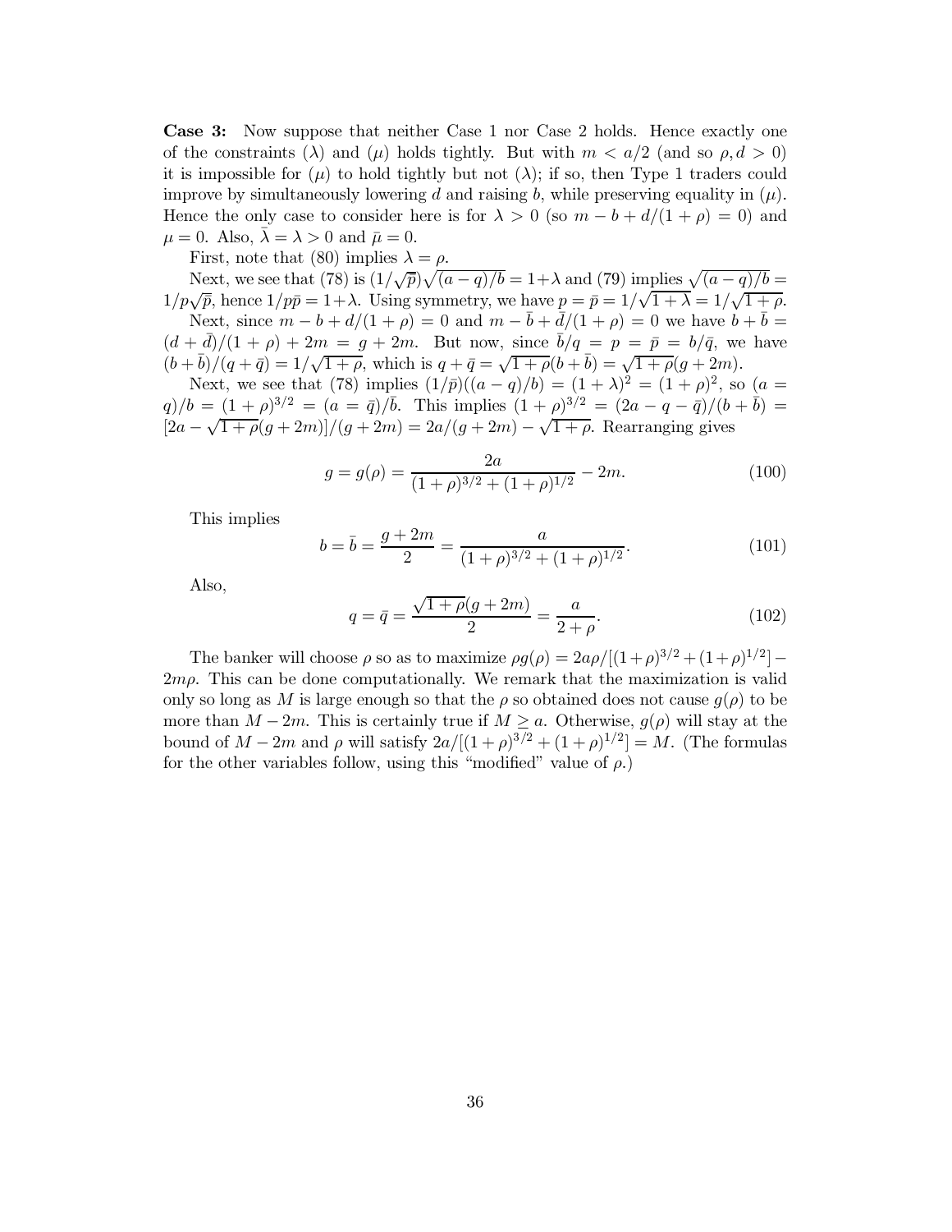**Case 3:** Now suppose that neither Case 1 nor Case 2 holds. Hence exactly one of the constraints ($\lambda$) and ($\mu$) holds tightly. But with $m < a/2$ (and so $\rho, d > 0$) it is impossible for ($\mu$) to hold tightly but not ($\lambda$); if so, then Type 1 traders could improve by simultaneously lowering $d$ and raising $b$, while preserving equality in ($\mu$). Hence the only case to consider here is for $\lambda > 0$ (so $m - b + d/(1+\rho) = 0$) and $\mu = 0$. Also, $\bar{\lambda} = \lambda > 0$ and $\bar{\mu} = 0$.

First, note that (80) implies $\lambda = \rho$.

Next, we see that (78) is $(1/\sqrt{\bar{p}})\sqrt{(a-q)/b} = 1+\lambda$ and (79) implies $\sqrt{(a-q)/b} = 1/p\sqrt{\bar{p}}$, hence $1/p\bar{p} = 1+\lambda$. Using symmetry, we have $p = \bar{p} = 1/\sqrt{1+\lambda} = 1/\sqrt{1+\rho}$.

Next, since $m - b + d/(1+\rho) = 0$ and $m - \bar{b} + \bar{d}/(1+\rho) = 0$ we have $b + \bar{b} = (d+\bar{d})/(1+\rho) + 2m = g + 2m$. But now, since $\bar{b}/q = p = \bar{p} = b/\bar{q}$, we have $(b+\bar{b})/(q+\bar{q}) = 1/\sqrt{1+\rho}$, which is $q + \bar{q} = \sqrt{1+\rho}(b+\bar{b}) = \sqrt{1+\rho}(g+2m)$.

Next, we see that (78) implies $(1/\bar{p})((a-q)/b) = (1+\lambda)^2 = (1+\rho)^2$, so $(a = q)/b = (1+\rho)^{3/2} = (a = \bar{q})/\bar{b}$. This implies $(1+\rho)^{3/2} = (2a - q - \bar{q})/(b+\bar{b}) = [2a - \sqrt{1+\rho}(g+2m)]/(g+2m) = 2a/(g+2m) - \sqrt{1+\rho}$. Rearranging gives

$$g = g(\rho) = \frac{2a}{(1+\rho)^{3/2} + (1+\rho)^{1/2}} - 2m. \tag{100}$$

This implies

$$b = \bar{b} = \frac{g+2m}{2} = \frac{a}{(1+\rho)^{3/2} + (1+\rho)^{1/2}}. \tag{101}$$

Also,

$$q = \bar{q} = \frac{\sqrt{1+\rho}(g+2m)}{2} = \frac{a}{2+\rho}. \tag{102}$$

The banker will choose $\rho$ so as to maximize $\rho g(\rho) = 2a\rho/[(1+\rho)^{3/2} + (1+\rho)^{1/2}] - 2m\rho$. This can be done computationally. We remark that the maximization is valid only so long as $M$ is large enough so that the $\rho$ so obtained does not cause $g(\rho)$ to be more than $M - 2m$. This is certainly true if $M \geq a$. Otherwise, $g(\rho)$ will stay at the bound of $M - 2m$ and $\rho$ will satisfy $2a/[(1+\rho)^{3/2} + (1+\rho)^{1/2}] = M$. (The formulas for the other variables follow, using this "modified" value of $\rho$.)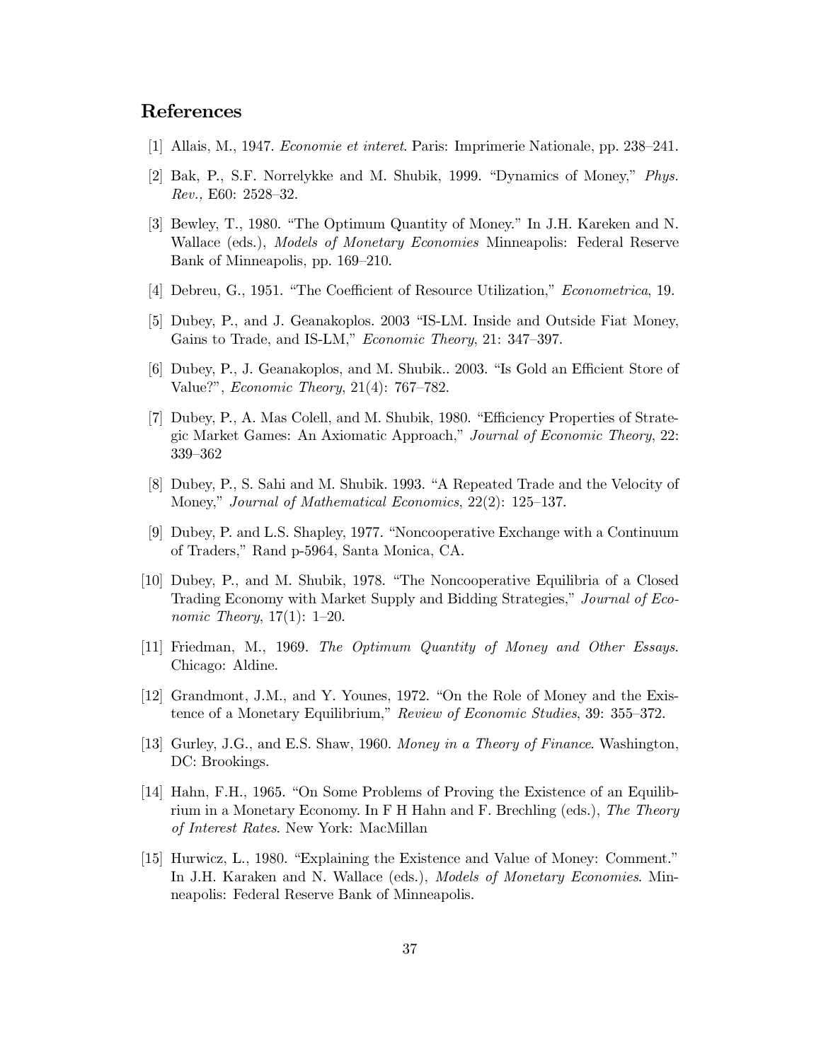## References

[1] Allais, M., 1947. *Economie et interet*. Paris: Imprimerie Nationale, pp. 238–241.

[2] Bak, P., S.F. Norrelykke and M. Shubik, 1999. "Dynamics of Money," *Phys. Rev.,* E60: 2528–32.

[3] Bewley, T., 1980. "The Optimum Quantity of Money." In J.H. Kareken and N. Wallace (eds.), *Models of Monetary Economies* Minneapolis: Federal Reserve Bank of Minneapolis, pp. 169–210.

[4] Debreu, G., 1951. "The Coefficient of Resource Utilization," *Econometrica*, 19.

[5] Dubey, P., and J. Geanakoplos. 2003 "IS-LM. Inside and Outside Fiat Money, Gains to Trade, and IS-LM," *Economic Theory*, 21: 347–397.

[6] Dubey, P., J. Geanakoplos, and M. Shubik.. 2003. "Is Gold an Efficient Store of Value?", *Economic Theory*, 21(4): 767–782.

[7] Dubey, P., A. Mas Colell, and M. Shubik, 1980. "Efficiency Properties of Strategic Market Games: An Axiomatic Approach," *Journal of Economic Theory*, 22: 339–362

[8] Dubey, P., S. Sahi and M. Shubik. 1993. "A Repeated Trade and the Velocity of Money," *Journal of Mathematical Economics*, 22(2): 125–137.

[9] Dubey, P. and L.S. Shapley, 1977. "Noncooperative Exchange with a Continuum of Traders," Rand p-5964, Santa Monica, CA.

[10] Dubey, P., and M. Shubik, 1978. "The Noncooperative Equilibria of a Closed Trading Economy with Market Supply and Bidding Strategies," *Journal of Economic Theory*, 17(1): 1–20.

[11] Friedman, M., 1969. *The Optimum Quantity of Money and Other Essays*. Chicago: Aldine.

[12] Grandmont, J.M., and Y. Younes, 1972. "On the Role of Money and the Existence of a Monetary Equilibrium," *Review of Economic Studies*, 39: 355–372.

[13] Gurley, J.G., and E.S. Shaw, 1960. *Money in a Theory of Finance*. Washington, DC: Brookings.

[14] Hahn, F.H., 1965. "On Some Problems of Proving the Existence of an Equilibrium in a Monetary Economy. In F H Hahn and F. Brechling (eds.), *The Theory of Interest Rates*. New York: MacMillan

[15] Hurwicz, L., 1980. "Explaining the Existence and Value of Money: Comment." In J.H. Karaken and N. Wallace (eds.), *Models of Monetary Economies*. Minneapolis: Federal Reserve Bank of Minneapolis.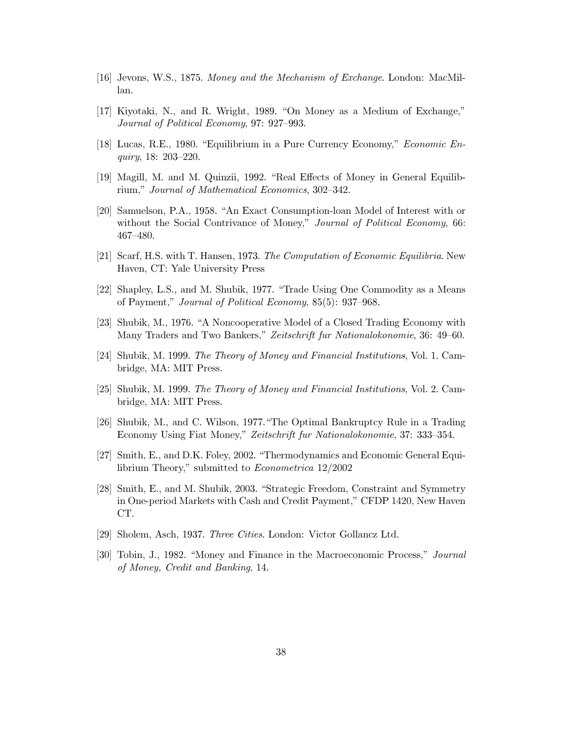[16] Jevons, W.S., 1875. *Money and the Mechanism of Exchange*. London: MacMillan.

[17] Kiyotaki, N., and R. Wright, 1989. "On Money as a Medium of Exchange," *Journal of Political Economy*, 97: 927–993.

[18] Lucas, R.E., 1980. "Equilibrium in a Pure Currency Economy," *Economic Enquiry*, 18: 203–220.

[19] Magill, M. and M. Quinzii, 1992. "Real Effects of Money in General Equilibrium," *Journal of Mathematical Economics*, 302–342.

[20] Samuelson, P.A., 1958. "An Exact Consumption-loan Model of Interest with or without the Social Contrivance of Money," *Journal of Political Economy*, 66: 467–480.

[21] Scarf, H.S. with T. Hansen, 1973. *The Computation of Economic Equilibria*. New Haven, CT: Yale University Press

[22] Shapley, L.S., and M. Shubik, 1977. "Trade Using One Commodity as a Means of Payment," *Journal of Political Economy*, 85(5): 937–968.

[23] Shubik, M., 1976. "A Noncooperative Model of a Closed Trading Economy with Many Traders and Two Bankers," *Zeitschrift fur Nationalokonomie*, 36: 49–60.

[24] Shubik, M. 1999. *The Theory of Money and Financial Institutions*, Vol. 1. Cambridge, MA: MIT Press.

[25] Shubik, M. 1999. *The Theory of Money and Financial Institutions*, Vol. 2. Cambridge, MA: MIT Press.

[26] Shubik, M., and C. Wilson, 1977."The Optimal Bankruptcy Rule in a Trading Economy Using Fiat Money," *Zeitschrift fur Nationalokonomie*, 37: 333–354.

[27] Smith, E., and D.K. Foley, 2002. "Thermodynamics and Economic General Equilibrium Theory," submitted to *Econometrica* 12/2002

[28] Smith, E., and M. Shubik, 2003. "Strategic Freedom, Constraint and Symmetry in One-period Markets with Cash and Credit Payment," CFDP 1420, New Haven CT.

[29] Sholem, Asch, 1937. *Three Cities*. London: Victor Gollancz Ltd.

[30] Tobin, J., 1982. "Money and Finance in the Macroeconomic Process," *Journal of Money, Credit and Banking*, 14.